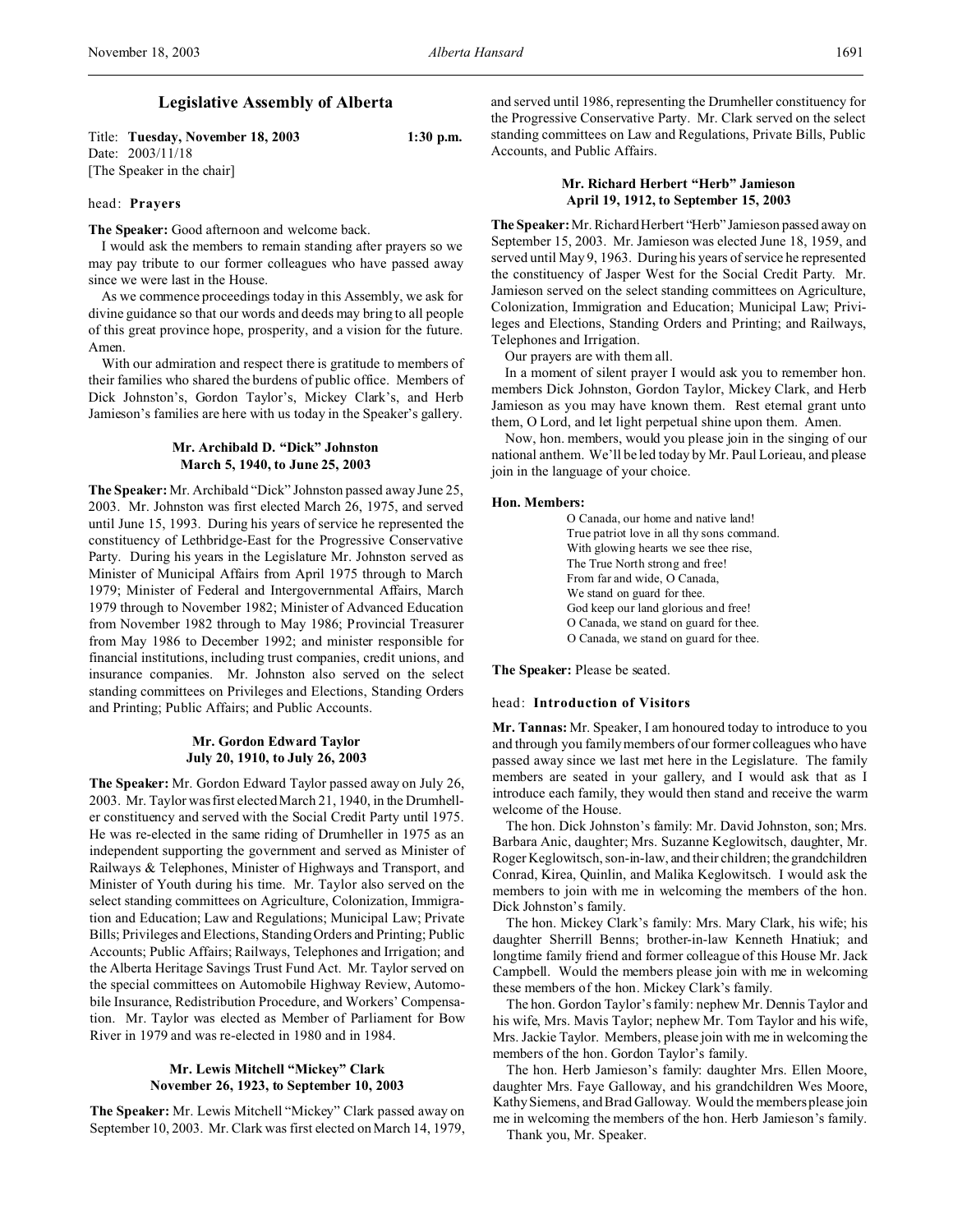## Legislative Assembly of Alberta

Title: **Tuesday, November 18, 2003** 1:30 p.m.
Date: 2003/11/18
[The Speaker in the chair]

head: **Prayers**

**The Speaker:** Good afternoon and welcome back.

I would ask the members to remain standing after prayers so we may pay tribute to our former colleagues who have passed away since we were last in the House.

As we commence proceedings today in this Assembly, we ask for divine guidance so that our words and deeds may bring to all people of this great province hope, prosperity, and a vision for the future. Amen.

With our admiration and respect there is gratitude to members of their families who shared the burdens of public office. Members of Dick Johnston's, Gordon Taylor's, Mickey Clark's, and Herb Jamieson's families are here with us today in the Speaker's gallery.

### Mr. Archibald D. "Dick" Johnston
### March 5, 1940, to June 25, 2003

**The Speaker:** Mr. Archibald "Dick" Johnston passed away June 25, 2003. Mr. Johnston was first elected March 26, 1975, and served until June 15, 1993. During his years of service he represented the constituency of Lethbridge-East for the Progressive Conservative Party. During his years in the Legislature Mr. Johnston served as Minister of Municipal Affairs from April 1975 through to March 1979; Minister of Federal and Intergovernmental Affairs, March 1979 through to November 1982; Minister of Advanced Education from November 1982 through to May 1986; Provincial Treasurer from May 1986 to December 1992; and minister responsible for financial institutions, including trust companies, credit unions, and insurance companies. Mr. Johnston also served on the select standing committees on Privileges and Elections, Standing Orders and Printing; Public Affairs; and Public Accounts.

### Mr. Gordon Edward Taylor
### July 20, 1910, to July 26, 2003

**The Speaker:** Mr. Gordon Edward Taylor passed away on July 26, 2003. Mr. Taylor was first elected March 21, 1940, in the Drumheller constituency and served with the Social Credit Party until 1975. He was re-elected in the same riding of Drumheller in 1975 as an independent supporting the government and served as Minister of Railways & Telephones, Minister of Highways and Transport, and Minister of Youth during his time. Mr. Taylor also served on the select standing committees on Agriculture, Colonization, Immigration and Education; Law and Regulations; Municipal Law; Private Bills; Privileges and Elections, Standing Orders and Printing; Public Accounts; Public Affairs; Railways, Telephones and Irrigation; and the Alberta Heritage Savings Trust Fund Act. Mr. Taylor served on the special committees on Automobile Highway Review, Automobile Insurance, Redistribution Procedure, and Workers' Compensation. Mr. Taylor was elected as Member of Parliament for Bow River in 1979 and was re-elected in 1980 and in 1984.

### Mr. Lewis Mitchell "Mickey" Clark
### November 26, 1923, to September 10, 2003

**The Speaker:** Mr. Lewis Mitchell "Mickey" Clark passed away on September 10, 2003. Mr. Clark was first elected on March 14, 1979, and served until 1986, representing the Drumheller constituency for the Progressive Conservative Party. Mr. Clark served on the select standing committees on Law and Regulations, Private Bills, Public Accounts, and Public Affairs.

### Mr. Richard Herbert "Herb" Jamieson
### April 19, 1912, to September 15, 2003

**The Speaker:** Mr. Richard Herbert "Herb" Jamieson passed away on September 15, 2003. Mr. Jamieson was elected June 18, 1959, and served until May 9, 1963. During his years of service he represented the constituency of Jasper West for the Social Credit Party. Mr. Jamieson served on the select standing committees on Agriculture, Colonization, Immigration and Education; Municipal Law; Privileges and Elections, Standing Orders and Printing; and Railways, Telephones and Irrigation.

Our prayers are with them all.

In a moment of silent prayer I would ask you to remember hon. members Dick Johnston, Gordon Taylor, Mickey Clark, and Herb Jamieson as you may have known them. Rest eternal grant unto them, O Lord, and let light perpetual shine upon them. Amen.

Now, hon. members, would you please join in the singing of our national anthem. We'll be led today by Mr. Paul Lorieau, and please join in the language of your choice.

**Hon. Members:**

O Canada, our home and native land!
True patriot love in all thy sons command.
With glowing hearts we see thee rise,
The True North strong and free!
From far and wide, O Canada,
We stand on guard for thee.
God keep our land glorious and free!
O Canada, we stand on guard for thee.
O Canada, we stand on guard for thee.

**The Speaker:** Please be seated.

head: **Introduction of Visitors**

**Mr. Tannas:** Mr. Speaker, I am honoured today to introduce to you and through you family members of our former colleagues who have passed away since we last met here in the Legislature. The family members are seated in your gallery, and I would ask that as I introduce each family, they would then stand and receive the warm welcome of the House.

The hon. Dick Johnston's family: Mr. David Johnston, son; Mrs. Barbara Anic, daughter; Mrs. Suzanne Keglowitsch, daughter, Mr. Roger Keglowitsch, son-in-law, and their children; the grandchildren Conrad, Kirea, Quinlin, and Malika Keglowitsch. I would ask the members to join with me in welcoming the members of the hon. Dick Johnston's family.

The hon. Mickey Clark's family: Mrs. Mary Clark, his wife; his daughter Sherrill Benns; brother-in-law Kenneth Hnatiuk; and longtime family friend and former colleague of this House Mr. Jack Campbell. Would the members please join with me in welcoming these members of the hon. Mickey Clark's family.

The hon. Gordon Taylor's family: nephew Mr. Dennis Taylor and his wife, Mrs. Mavis Taylor; nephew Mr. Tom Taylor and his wife, Mrs. Jackie Taylor. Members, please join with me in welcoming the members of the hon. Gordon Taylor's family.

The hon. Herb Jamieson's family: daughter Mrs. Ellen Moore, daughter Mrs. Faye Galloway, and his grandchildren Wes Moore, Kathy Siemens, and Brad Galloway. Would the members please join me in welcoming the members of the hon. Herb Jamieson's family.

Thank you, Mr. Speaker.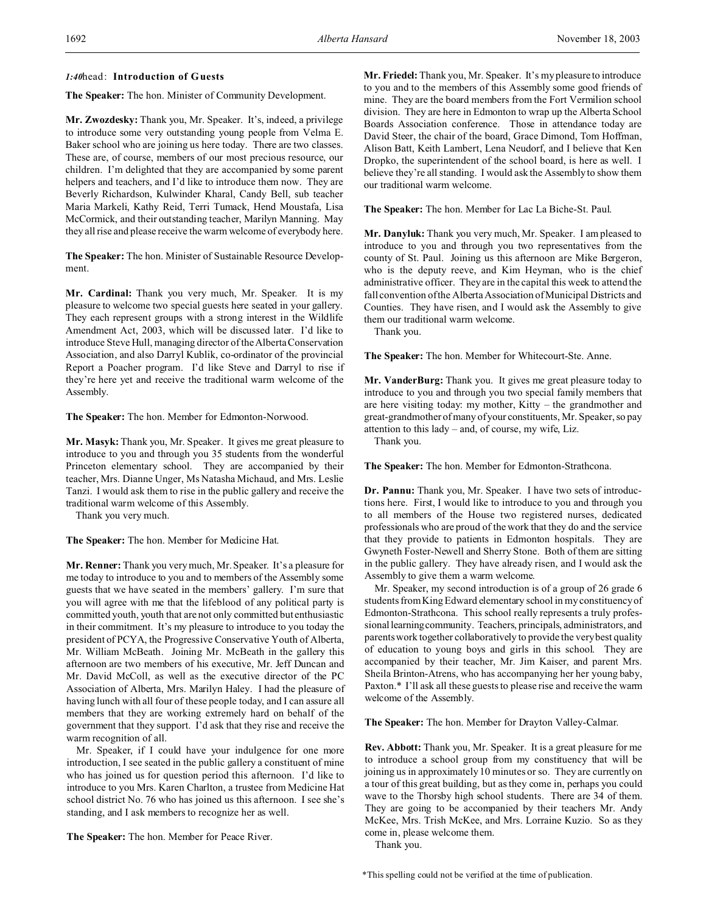*1:40*head: **Introduction of Guests**

**The Speaker:** The hon. Minister of Community Development.

**Mr. Zwozdesky:** Thank you, Mr. Speaker. It's, indeed, a privilege to introduce some very outstanding young people from Velma E. Baker school who are joining us here today. There are two classes. These are, of course, members of our most precious resource, our children. I'm delighted that they are accompanied by some parent helpers and teachers, and I'd like to introduce them now. They are Beverly Richardson, Kulwinder Kharal, Candy Bell, sub teacher Maria Markeli, Kathy Reid, Terri Tumack, Hend Moustafa, Lisa McCormick, and their outstanding teacher, Marilyn Manning. May they all rise and please receive the warm welcome of everybody here.

**The Speaker:** The hon. Minister of Sustainable Resource Development.

**Mr. Cardinal:** Thank you very much, Mr. Speaker. It is my pleasure to welcome two special guests here seated in your gallery. They each represent groups with a strong interest in the Wildlife Amendment Act, 2003, which will be discussed later. I'd like to introduce Steve Hull, managing director of the Alberta Conservation Association, and also Darryl Kublik, co-ordinator of the provincial Report a Poacher program. I'd like Steve and Darryl to rise if they're here yet and receive the traditional warm welcome of the Assembly.

**The Speaker:** The hon. Member for Edmonton-Norwood.

**Mr. Masyk:** Thank you, Mr. Speaker. It gives me great pleasure to introduce to you and through you 35 students from the wonderful Princeton elementary school. They are accompanied by their teacher, Mrs. Dianne Unger, Ms Natasha Michaud, and Mrs. Leslie Tanzi. I would ask them to rise in the public gallery and receive the traditional warm welcome of this Assembly.

Thank you very much.

**The Speaker:** The hon. Member for Medicine Hat.

**Mr. Renner:** Thank you very much, Mr. Speaker. It's a pleasure for me today to introduce to you and to members of the Assembly some guests that we have seated in the members' gallery. I'm sure that you will agree with me that the lifeblood of any political party is committed youth, youth that are not only committed but enthusiastic in their commitment. It's my pleasure to introduce to you today the president of PCYA, the Progressive Conservative Youth of Alberta, Mr. William McBeath. Joining Mr. McBeath in the gallery this afternoon are two members of his executive, Mr. Jeff Duncan and Mr. David McColl, as well as the executive director of the PC Association of Alberta, Mrs. Marilyn Haley. I had the pleasure of having lunch with all four of these people today, and I can assure all members that they are working extremely hard on behalf of the government that they support. I'd ask that they rise and receive the warm recognition of all.

Mr. Speaker, if I could have your indulgence for one more introduction, I see seated in the public gallery a constituent of mine who has joined us for question period this afternoon. I'd like to introduce to you Mrs. Karen Charlton, a trustee from Medicine Hat school district No. 76 who has joined us this afternoon. I see she's standing, and I ask members to recognize her as well.

**The Speaker:** The hon. Member for Peace River.

**Mr. Friedel:** Thank you, Mr. Speaker. It's my pleasure to introduce to you and to the members of this Assembly some good friends of mine. They are the board members from the Fort Vermilion school division. They are here in Edmonton to wrap up the Alberta School Boards Association conference. Those in attendance today are David Steer, the chair of the board, Grace Dimond, Tom Hoffman, Alison Batt, Keith Lambert, Lena Neudorf, and I believe that Ken Dropko, the superintendent of the school board, is here as well. I believe they're all standing. I would ask the Assembly to show them our traditional warm welcome.

**The Speaker:** The hon. Member for Lac La Biche-St. Paul.

**Mr. Danyluk:** Thank you very much, Mr. Speaker. I am pleased to introduce to you and through you two representatives from the county of St. Paul. Joining us this afternoon are Mike Bergeron, who is the deputy reeve, and Kim Heyman, who is the chief administrative officer. They are in the capital this week to attend the fall convention of the Alberta Association of Municipal Districts and Counties. They have risen, and I would ask the Assembly to give them our traditional warm welcome.

Thank you.

**The Speaker:** The hon. Member for Whitecourt-Ste. Anne.

**Mr. VanderBurg:** Thank you. It gives me great pleasure today to introduce to you and through you two special family members that are here visiting today: my mother, Kitty – the grandmother and great-grandmother of many of your constituents, Mr. Speaker, so pay attention to this lady – and, of course, my wife, Liz.

Thank you.

**The Speaker:** The hon. Member for Edmonton-Strathcona.

**Dr. Pannu:** Thank you, Mr. Speaker. I have two sets of introductions here. First, I would like to introduce to you and through you to all members of the House two registered nurses, dedicated professionals who are proud of the work that they do and the service that they provide to patients in Edmonton hospitals. They are Gwyneth Foster-Newell and Sherry Stone. Both of them are sitting in the public gallery. They have already risen, and I would ask the Assembly to give them a warm welcome.

Mr. Speaker, my second introduction is of a group of 26 grade 6 students from King Edward elementary school in my constituency of Edmonton-Strathcona. This school really represents a truly professional learning community. Teachers, principals, administrators, and parents work together collaboratively to provide the very best quality of education to young boys and girls in this school. They are accompanied by their teacher, Mr. Jim Kaiser, and parent Mrs. Sheila Brinton-Atrens, who has accompanying her her young baby, Paxton.* I'll ask all these guests to please rise and receive the warm welcome of the Assembly.

**The Speaker:** The hon. Member for Drayton Valley-Calmar.

**Rev. Abbott:** Thank you, Mr. Speaker. It is a great pleasure for me to introduce a school group from my constituency that will be joining us in approximately 10 minutes or so. They are currently on a tour of this great building, but as they come in, perhaps you could wave to the Thorsby high school students. There are 34 of them. They are going to be accompanied by their teachers Mr. Andy McKee, Mrs. Trish McKee, and Mrs. Lorraine Kuzio. So as they come in, please welcome them.

Thank you.

*This spelling could not be verified at the time of publication.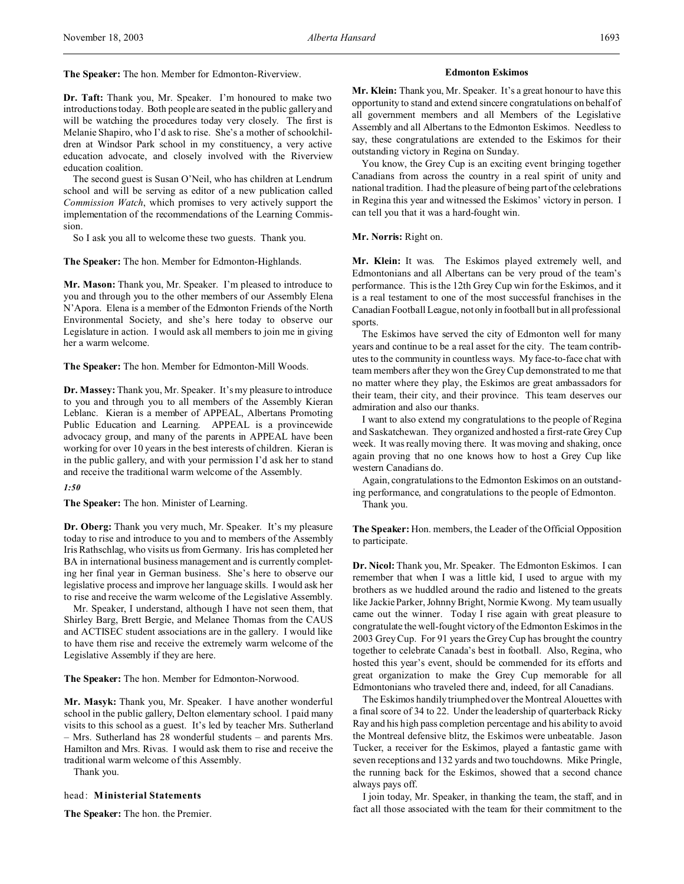**The Speaker:** The hon. Member for Edmonton-Riverview.

**Dr. Taft:** Thank you, Mr. Speaker. I'm honoured to make two introductions today. Both people are seated in the public gallery and will be watching the procedures today very closely. The first is Melanie Shapiro, who I'd ask to rise. She's a mother of schoolchildren at Windsor Park school in my constituency, a very active education advocate, and closely involved with the Riverview education coalition.

The second guest is Susan O'Neil, who has children at Lendrum school and will be serving as editor of a new publication called *Commission Watch*, which promises to very actively support the implementation of the recommendations of the Learning Commission.

So I ask you all to welcome these two guests. Thank you.

**The Speaker:** The hon. Member for Edmonton-Highlands.

**Mr. Mason:** Thank you, Mr. Speaker. I'm pleased to introduce to you and through you to the other members of our Assembly Elena N'Apora. Elena is a member of the Edmonton Friends of the North Environmental Society, and she's here today to observe our Legislature in action. I would ask all members to join me in giving her a warm welcome.

**The Speaker:** The hon. Member for Edmonton-Mill Woods.

**Dr. Massey:** Thank you, Mr. Speaker. It's my pleasure to introduce to you and through you to all members of the Assembly Kieran Leblanc. Kieran is a member of APPEAL, Albertans Promoting Public Education and Learning. APPEAL is a provincewide advocacy group, and many of the parents in APPEAL have been working for over 10 years in the best interests of children. Kieran is in the public gallery, and with your permission I'd ask her to stand and receive the traditional warm welcome of the Assembly.

*1:50*

**The Speaker:** The hon. Minister of Learning.

**Dr. Oberg:** Thank you very much, Mr. Speaker. It's my pleasure today to rise and introduce to you and to members of the Assembly Iris Rathschlag, who visits us from Germany. Iris has completed her BA in international business management and is currently completing her final year in German business. She's here to observe our legislative process and improve her language skills. I would ask her to rise and receive the warm welcome of the Legislative Assembly.

Mr. Speaker, I understand, although I have not seen them, that Shirley Barg, Brett Bergie, and Melanee Thomas from the CAUS and ACTISEC student associations are in the gallery. I would like to have them rise and receive the extremely warm welcome of the Legislative Assembly if they are here.

**The Speaker:** The hon. Member for Edmonton-Norwood.

**Mr. Masyk:** Thank you, Mr. Speaker. I have another wonderful school in the public gallery, Delton elementary school. I paid many visits to this school as a guest. It's led by teacher Mrs. Sutherland – Mrs. Sutherland has 28 wonderful students – and parents Mrs. Hamilton and Mrs. Rivas. I would ask them to rise and receive the traditional warm welcome of this Assembly.

Thank you.

head: **Ministerial Statements**

**The Speaker:** The hon. the Premier.

### Edmonton Eskimos

**Mr. Klein:** Thank you, Mr. Speaker. It's a great honour to have this opportunity to stand and extend sincere congratulations on behalf of all government members and all Members of the Legislative Assembly and all Albertans to the Edmonton Eskimos. Needless to say, these congratulations are extended to the Eskimos for their outstanding victory in Regina on Sunday.

You know, the Grey Cup is an exciting event bringing together Canadians from across the country in a real spirit of unity and national tradition. I had the pleasure of being part of the celebrations in Regina this year and witnessed the Eskimos' victory in person. I can tell you that it was a hard-fought win.

**Mr. Norris:** Right on.

**Mr. Klein:** It was. The Eskimos played extremely well, and Edmontonians and all Albertans can be very proud of the team's performance. This is the 12th Grey Cup win for the Eskimos, and it is a real testament to one of the most successful franchises in the Canadian Football League, not only in football but in all professional sports.

The Eskimos have served the city of Edmonton well for many years and continue to be a real asset for the city. The team contributes to the community in countless ways. My face-to-face chat with team members after they won the Grey Cup demonstrated to me that no matter where they play, the Eskimos are great ambassadors for their team, their city, and their province. This team deserves our admiration and also our thanks.

I want to also extend my congratulations to the people of Regina and Saskatchewan. They organized and hosted a first-rate Grey Cup week. It was really moving there. It was moving and shaking, once again proving that no one knows how to host a Grey Cup like western Canadians do.

Again, congratulations to the Edmonton Eskimos on an outstanding performance, and congratulations to the people of Edmonton.

Thank you.

**The Speaker:** Hon. members, the Leader of the Official Opposition to participate.

**Dr. Nicol:** Thank you, Mr. Speaker. The Edmonton Eskimos. I can remember that when I was a little kid, I used to argue with my brothers as we huddled around the radio and listened to the greats like Jackie Parker, Johnny Bright, Normie Kwong. My team usually came out the winner. Today I rise again with great pleasure to congratulate the well-fought victory of the Edmonton Eskimos in the 2003 Grey Cup. For 91 years the Grey Cup has brought the country together to celebrate Canada's best in football. Also, Regina, who hosted this year's event, should be commended for its efforts and great organization to make the Grey Cup memorable for all Edmontonians who traveled there and, indeed, for all Canadians.

The Eskimos handily triumphed over the Montreal Alouettes with a final score of 34 to 22. Under the leadership of quarterback Ricky Ray and his high pass completion percentage and his ability to avoid the Montreal defensive blitz, the Eskimos were unbeatable. Jason Tucker, a receiver for the Eskimos, played a fantastic game with seven receptions and 132 yards and two touchdowns. Mike Pringle, the running back for the Eskimos, showed that a second chance always pays off.

I join today, Mr. Speaker, in thanking the team, the staff, and in fact all those associated with the team for their commitment to the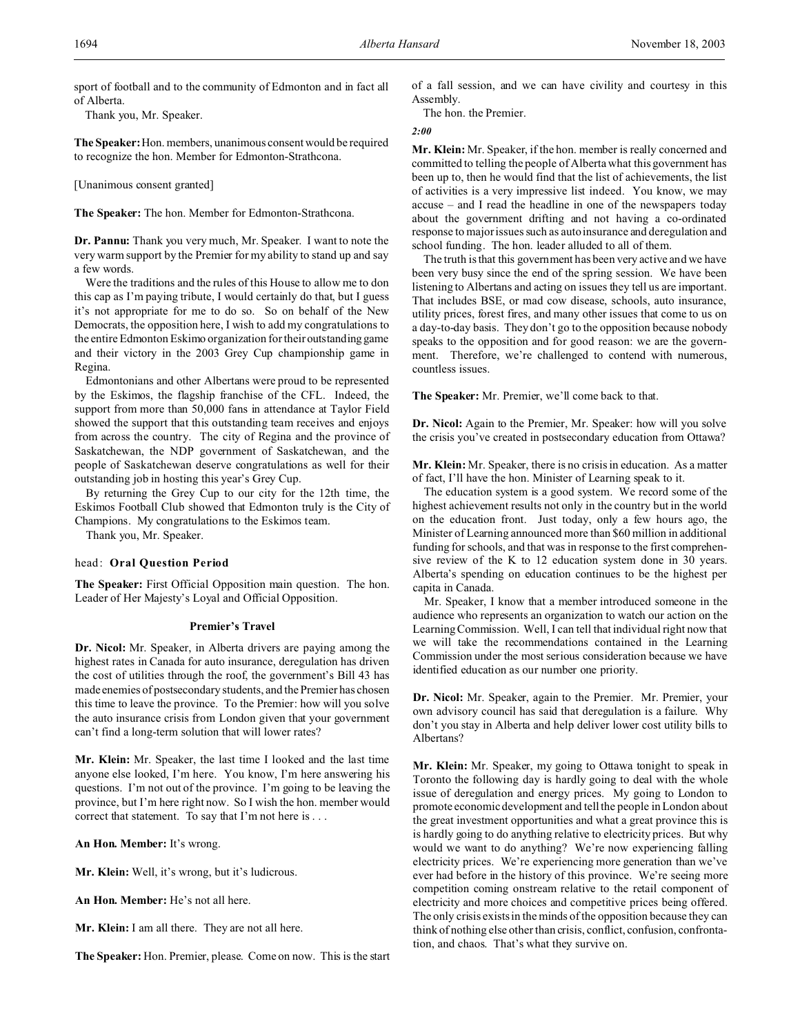sport of football and to the community of Edmonton and in fact all of Alberta.

Thank you, Mr. Speaker.

**The Speaker:** Hon. members, unanimous consent would be required to recognize the hon. Member for Edmonton-Strathcona.

[Unanimous consent granted]

**The Speaker:** The hon. Member for Edmonton-Strathcona.

**Dr. Pannu:** Thank you very much, Mr. Speaker. I want to note the very warm support by the Premier for my ability to stand up and say a few words.

Were the traditions and the rules of this House to allow me to don this cap as I'm paying tribute, I would certainly do that, but I guess it's not appropriate for me to do so. So on behalf of the New Democrats, the opposition here, I wish to add my congratulations to the entire Edmonton Eskimo organization for their outstanding game and their victory in the 2003 Grey Cup championship game in Regina.

Edmontonians and other Albertans were proud to be represented by the Eskimos, the flagship franchise of the CFL. Indeed, the support from more than 50,000 fans in attendance at Taylor Field showed the support that this outstanding team receives and enjoys from across the country. The city of Regina and the province of Saskatchewan, the NDP government of Saskatchewan, and the people of Saskatchewan deserve congratulations as well for their outstanding job in hosting this year's Grey Cup.

By returning the Grey Cup to our city for the 12th time, the Eskimos Football Club showed that Edmonton truly is the City of Champions. My congratulations to the Eskimos team.

Thank you, Mr. Speaker.

head: **Oral Question Period**

**The Speaker:** First Official Opposition main question. The hon. Leader of Her Majesty's Loyal and Official Opposition.

### Premier's Travel

**Dr. Nicol:** Mr. Speaker, in Alberta drivers are paying among the highest rates in Canada for auto insurance, deregulation has driven the cost of utilities through the roof, the government's Bill 43 has made enemies of postsecondary students, and the Premier has chosen this time to leave the province. To the Premier: how will you solve the auto insurance crisis from London given that your government can't find a long-term solution that will lower rates?

**Mr. Klein:** Mr. Speaker, the last time I looked and the last time anyone else looked, I'm here. You know, I'm here answering his questions. I'm not out of the province. I'm going to be leaving the province, but I'm here right now. So I wish the hon. member would correct that statement. To say that I'm not here is . . .

**An Hon. Member:** It's wrong.

**Mr. Klein:** Well, it's wrong, but it's ludicrous.

**An Hon. Member:** He's not all here.

**Mr. Klein:** I am all there. They are not all here.

**The Speaker:** Hon. Premier, please. Come on now. This is the start of a fall session, and we can have civility and courtesy in this Assembly.

The hon. the Premier.

*2:00*

**Mr. Klein:** Mr. Speaker, if the hon. member is really concerned and committed to telling the people of Alberta what this government has been up to, then he would find that the list of achievements, the list of activities is a very impressive list indeed. You know, we may accuse – and I read the headline in one of the newspapers today about the government drifting and not having a co-ordinated response to major issues such as auto insurance and deregulation and school funding. The hon. leader alluded to all of them.

The truth is that this government has been very active and we have been very busy since the end of the spring session. We have been listening to Albertans and acting on issues they tell us are important. That includes BSE, or mad cow disease, schools, auto insurance, utility prices, forest fires, and many other issues that come to us on a day-to-day basis. They don't go to the opposition because nobody speaks to the opposition and for good reason: we are the government. Therefore, we're challenged to contend with numerous, countless issues.

**The Speaker:** Mr. Premier, we'll come back to that.

**Dr. Nicol:** Again to the Premier, Mr. Speaker: how will you solve the crisis you've created in postsecondary education from Ottawa?

**Mr. Klein:** Mr. Speaker, there is no crisis in education. As a matter of fact, I'll have the hon. Minister of Learning speak to it.

The education system is a good system. We record some of the highest achievement results not only in the country but in the world on the education front. Just today, only a few hours ago, the Minister of Learning announced more than $60 million in additional funding for schools, and that was in response to the first comprehensive review of the K to 12 education system done in 30 years. Alberta's spending on education continues to be the highest per capita in Canada.

Mr. Speaker, I know that a member introduced someone in the audience who represents an organization to watch our action on the Learning Commission. Well, I can tell that individual right now that we will take the recommendations contained in the Learning Commission under the most serious consideration because we have identified education as our number one priority.

**Dr. Nicol:** Mr. Speaker, again to the Premier. Mr. Premier, your own advisory council has said that deregulation is a failure. Why don't you stay in Alberta and help deliver lower cost utility bills to Albertans?

**Mr. Klein:** Mr. Speaker, my going to Ottawa tonight to speak in Toronto the following day is hardly going to deal with the whole issue of deregulation and energy prices. My going to London to promote economic development and tell the people in London about the great investment opportunities and what a great province this is is hardly going to do anything relative to electricity prices. But why would we want to do anything? We're now experiencing falling electricity prices. We're experiencing more generation than we've ever had before in the history of this province. We're seeing more competition coming onstream relative to the retail component of electricity and more choices and competitive prices being offered. The only crisis exists in the minds of the opposition because they can think of nothing else other than crisis, conflict, confusion, confrontation, and chaos. That's what they survive on.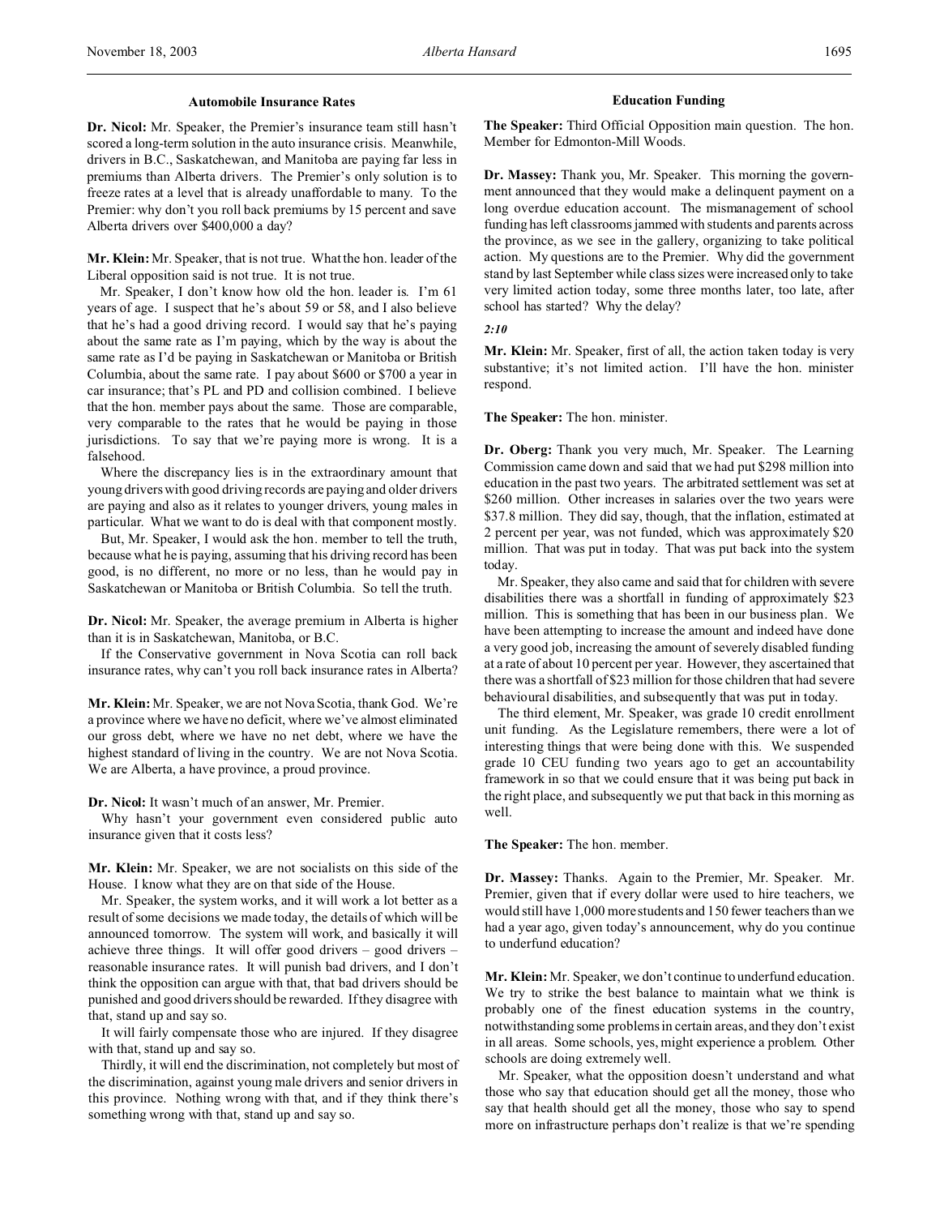### Automobile Insurance Rates

**Dr. Nicol:** Mr. Speaker, the Premier's insurance team still hasn't scored a long-term solution in the auto insurance crisis. Meanwhile, drivers in B.C., Saskatchewan, and Manitoba are paying far less in premiums than Alberta drivers. The Premier's only solution is to freeze rates at a level that is already unaffordable to many. To the Premier: why don't you roll back premiums by 15 percent and save Alberta drivers over $400,000 a day?

**Mr. Klein:** Mr. Speaker, that is not true. What the hon. leader of the Liberal opposition said is not true. It is not true.

Mr. Speaker, I don't know how old the hon. leader is. I'm 61 years of age. I suspect that he's about 59 or 58, and I also believe that he's had a good driving record. I would say that he's paying about the same rate as I'm paying, which by the way is about the same rate as I'd be paying in Saskatchewan or Manitoba or British Columbia, about the same rate. I pay about $600 or $700 a year in car insurance; that's PL and PD and collision combined. I believe that the hon. member pays about the same. Those are comparable, very comparable to the rates that he would be paying in those jurisdictions. To say that we're paying more is wrong. It is a falsehood.

Where the discrepancy lies is in the extraordinary amount that young drivers with good driving records are paying and older drivers are paying and also as it relates to younger drivers, young males in particular. What we want to do is deal with that component mostly.

But, Mr. Speaker, I would ask the hon. member to tell the truth, because what he is paying, assuming that his driving record has been good, is no different, no more or no less, than he would pay in Saskatchewan or Manitoba or British Columbia. So tell the truth.

**Dr. Nicol:** Mr. Speaker, the average premium in Alberta is higher than it is in Saskatchewan, Manitoba, or B.C.

If the Conservative government in Nova Scotia can roll back insurance rates, why can't you roll back insurance rates in Alberta?

**Mr. Klein:** Mr. Speaker, we are not Nova Scotia, thank God. We're a province where we have no deficit, where we've almost eliminated our gross debt, where we have no net debt, where we have the highest standard of living in the country. We are not Nova Scotia. We are Alberta, a have province, a proud province.

**Dr. Nicol:** It wasn't much of an answer, Mr. Premier.

Why hasn't your government even considered public auto insurance given that it costs less?

**Mr. Klein:** Mr. Speaker, we are not socialists on this side of the House. I know what they are on that side of the House.

Mr. Speaker, the system works, and it will work a lot better as a result of some decisions we made today, the details of which will be announced tomorrow. The system will work, and basically it will achieve three things. It will offer good drivers – good drivers – reasonable insurance rates. It will punish bad drivers, and I don't think the opposition can argue with that, that bad drivers should be punished and good drivers should be rewarded. If they disagree with that, stand up and say so.

It will fairly compensate those who are injured. If they disagree with that, stand up and say so.

Thirdly, it will end the discrimination, not completely but most of the discrimination, against young male drivers and senior drivers in this province. Nothing wrong with that, and if they think there's something wrong with that, stand up and say so.

### Education Funding

**The Speaker:** Third Official Opposition main question. The hon. Member for Edmonton-Mill Woods.

**Dr. Massey:** Thank you, Mr. Speaker. This morning the government announced that they would make a delinquent payment on a long overdue education account. The mismanagement of school funding has left classrooms jammed with students and parents across the province, as we see in the gallery, organizing to take political action. My questions are to the Premier. Why did the government stand by last September while class sizes were increased only to take very limited action today, some three months later, too late, after school has started? Why the delay?

*2:10*

**Mr. Klein:** Mr. Speaker, first of all, the action taken today is very substantive; it's not limited action. I'll have the hon. minister respond.

**The Speaker:** The hon. minister.

**Dr. Oberg:** Thank you very much, Mr. Speaker. The Learning Commission came down and said that we had put $298 million into education in the past two years. The arbitrated settlement was set at $260 million. Other increases in salaries over the two years were $37.8 million. They did say, though, that the inflation, estimated at 2 percent per year, was not funded, which was approximately $20 million. That was put in today. That was put back into the system today.

Mr. Speaker, they also came and said that for children with severe disabilities there was a shortfall in funding of approximately $23 million. This is something that has been in our business plan. We have been attempting to increase the amount and indeed have done a very good job, increasing the amount of severely disabled funding at a rate of about 10 percent per year. However, they ascertained that there was a shortfall of $23 million for those children that had severe behavioural disabilities, and subsequently that was put in today.

The third element, Mr. Speaker, was grade 10 credit enrollment unit funding. As the Legislature remembers, there were a lot of interesting things that were being done with this. We suspended grade 10 CEU funding two years ago to get an accountability framework in so that we could ensure that it was being put back in the right place, and subsequently we put that back in this morning as well.

**The Speaker:** The hon. member.

**Dr. Massey:** Thanks. Again to the Premier, Mr. Speaker. Mr. Premier, given that if every dollar were used to hire teachers, we would still have 1,000 more students and 150 fewer teachers than we had a year ago, given today's announcement, why do you continue to underfund education?

**Mr. Klein:** Mr. Speaker, we don't continue to underfund education. We try to strike the best balance to maintain what we think is probably one of the finest education systems in the country, notwithstanding some problems in certain areas, and they don't exist in all areas. Some schools, yes, might experience a problem. Other schools are doing extremely well.

Mr. Speaker, what the opposition doesn't understand and what those who say that education should get all the money, those who say that health should get all the money, those who say to spend more on infrastructure perhaps don't realize is that we're spending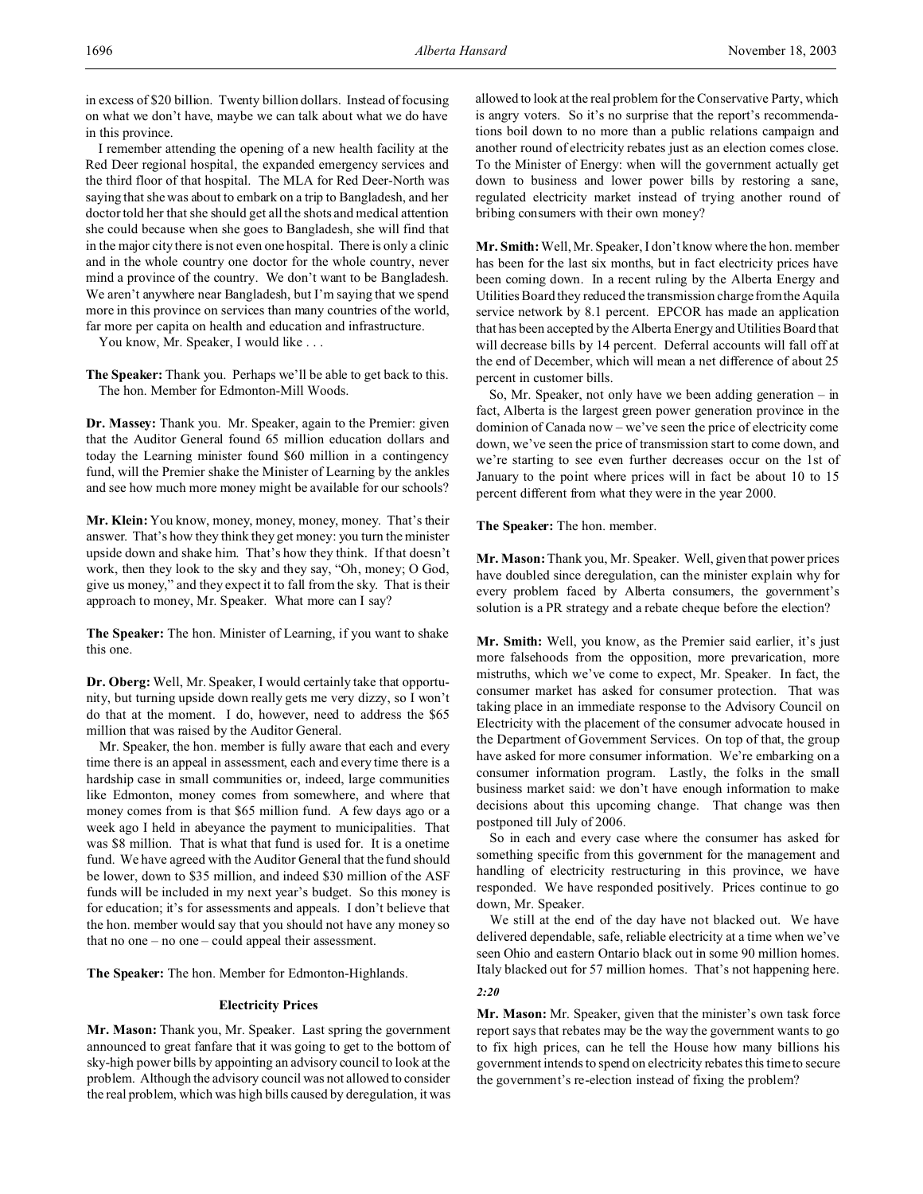in excess of $20 billion. Twenty billion dollars. Instead of focusing on what we don't have, maybe we can talk about what we do have in this province.

I remember attending the opening of a new health facility at the Red Deer regional hospital, the expanded emergency services and the third floor of that hospital. The MLA for Red Deer-North was saying that she was about to embark on a trip to Bangladesh, and her doctor told her that she should get all the shots and medical attention she could because when she goes to Bangladesh, she will find that in the major city there is not even one hospital. There is only a clinic and in the whole country one doctor for the whole country, never mind a province of the country. We don't want to be Bangladesh. We aren't anywhere near Bangladesh, but I'm saying that we spend more in this province on services than many countries of the world, far more per capita on health and education and infrastructure.

You know, Mr. Speaker, I would like . . .

**The Speaker:** Thank you. Perhaps we'll be able to get back to this. The hon. Member for Edmonton-Mill Woods.

**Dr. Massey:** Thank you. Mr. Speaker, again to the Premier: given that the Auditor General found 65 million education dollars and today the Learning minister found $60 million in a contingency fund, will the Premier shake the Minister of Learning by the ankles and see how much more money might be available for our schools?

**Mr. Klein:** You know, money, money, money, money. That's their answer. That's how they think they get money: you turn the minister upside down and shake him. That's how they think. If that doesn't work, then they look to the sky and they say, "Oh, money; O God, give us money," and they expect it to fall from the sky. That is their approach to money, Mr. Speaker. What more can I say?

**The Speaker:** The hon. Minister of Learning, if you want to shake this one.

**Dr. Oberg:** Well, Mr. Speaker, I would certainly take that opportunity, but turning upside down really gets me very dizzy, so I won't do that at the moment. I do, however, need to address the $65 million that was raised by the Auditor General.

Mr. Speaker, the hon. member is fully aware that each and every time there is an appeal in assessment, each and every time there is a hardship case in small communities or, indeed, large communities like Edmonton, money comes from somewhere, and where that money comes from is that $65 million fund. A few days ago or a week ago I held in abeyance the payment to municipalities. That was $8 million. That is what that fund is used for. It is a onetime fund. We have agreed with the Auditor General that the fund should be lower, down to $35 million, and indeed $30 million of the ASF funds will be included in my next year's budget. So this money is for education; it's for assessments and appeals. I don't believe that the hon. member would say that you should not have any money so that no one – no one – could appeal their assessment.

**The Speaker:** The hon. Member for Edmonton-Highlands.

### Electricity Prices

**Mr. Mason:** Thank you, Mr. Speaker. Last spring the government announced to great fanfare that it was going to get to the bottom of sky-high power bills by appointing an advisory council to look at the problem. Although the advisory council was not allowed to consider the real problem, which was high bills caused by deregulation, it was allowed to look at the real problem for the Conservative Party, which is angry voters. So it's no surprise that the report's recommendations boil down to no more than a public relations campaign and another round of electricity rebates just as an election comes close. To the Minister of Energy: when will the government actually get down to business and lower power bills by restoring a sane, regulated electricity market instead of trying another round of bribing consumers with their own money?

**Mr. Smith:** Well, Mr. Speaker, I don't know where the hon. member has been for the last six months, but in fact electricity prices have been coming down. In a recent ruling by the Alberta Energy and Utilities Board they reduced the transmission charge from the Aquila service network by 8.1 percent. EPCOR has made an application that has been accepted by the Alberta Energy and Utilities Board that will decrease bills by 14 percent. Deferral accounts will fall off at the end of December, which will mean a net difference of about 25 percent in customer bills.

So, Mr. Speaker, not only have we been adding generation – in fact, Alberta is the largest green power generation province in the dominion of Canada now – we've seen the price of electricity come down, we've seen the price of transmission start to come down, and we're starting to see even further decreases occur on the 1st of January to the point where prices will in fact be about 10 to 15 percent different from what they were in the year 2000.

**The Speaker:** The hon. member.

**Mr. Mason:** Thank you, Mr. Speaker. Well, given that power prices have doubled since deregulation, can the minister explain why for every problem faced by Alberta consumers, the government's solution is a PR strategy and a rebate cheque before the election?

**Mr. Smith:** Well, you know, as the Premier said earlier, it's just more falsehoods from the opposition, more prevarication, more mistruths, which we've come to expect, Mr. Speaker. In fact, the consumer market has asked for consumer protection. That was taking place in an immediate response to the Advisory Council on Electricity with the placement of the consumer advocate housed in the Department of Government Services. On top of that, the group have asked for more consumer information. We're embarking on a consumer information program. Lastly, the folks in the small business market said: we don't have enough information to make decisions about this upcoming change. That change was then postponed till July of 2006.

So in each and every case where the consumer has asked for something specific from this government for the management and handling of electricity restructuring in this province, we have responded. We have responded positively. Prices continue to go down, Mr. Speaker.

We still at the end of the day have not blacked out. We have delivered dependable, safe, reliable electricity at a time when we've seen Ohio and eastern Ontario black out in some 90 million homes. Italy blacked out for 57 million homes. That's not happening here.

*2:20*

**Mr. Mason:** Mr. Speaker, given that the minister's own task force report says that rebates may be the way the government wants to go to fix high prices, can he tell the House how many billions his government intends to spend on electricity rebates this time to secure the government's re-election instead of fixing the problem?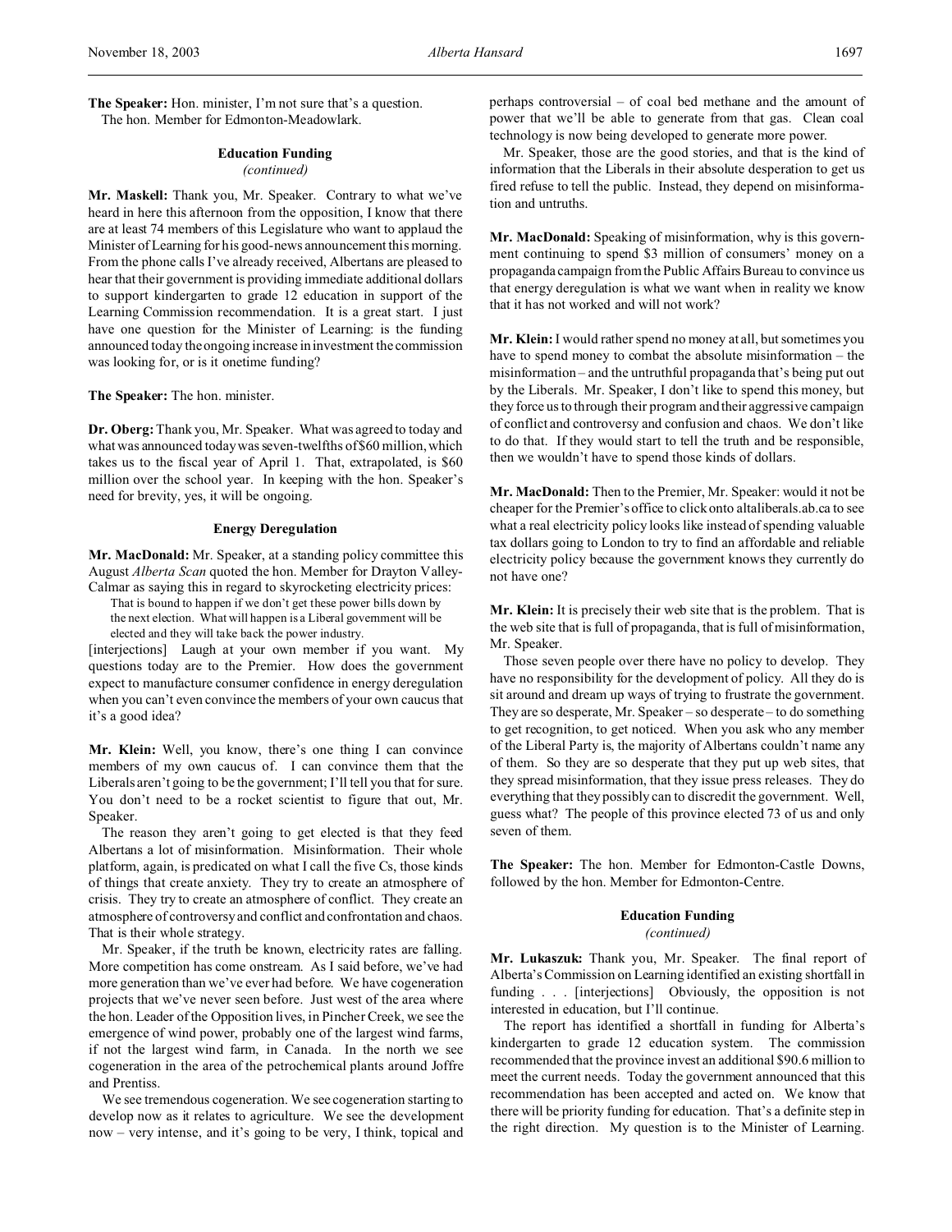**The Speaker:** Hon. minister, I'm not sure that's a question.
The hon. Member for Edmonton-Meadowlark.

### Education Funding
*(continued)*

**Mr. Maskell:** Thank you, Mr. Speaker. Contrary to what we've heard in here this afternoon from the opposition, I know that there are at least 74 members of this Legislature who want to applaud the Minister of Learning for his good-news announcement this morning. From the phone calls I've already received, Albertans are pleased to hear that their government is providing immediate additional dollars to support kindergarten to grade 12 education in support of the Learning Commission recommendation. It is a great start. I just have one question for the Minister of Learning: is the funding announced today the ongoing increase in investment the commission was looking for, or is it onetime funding?

**The Speaker:** The hon. minister.

**Dr. Oberg:** Thank you, Mr. Speaker. What was agreed to today and what was announced today was seven-twelfths of $60 million, which takes us to the fiscal year of April 1. That, extrapolated, is $60 million over the school year. In keeping with the hon. Speaker's need for brevity, yes, it will be ongoing.

### Energy Deregulation

**Mr. MacDonald:** Mr. Speaker, at a standing policy committee this August *Alberta Scan* quoted the hon. Member for Drayton Valley-Calmar as saying this in regard to skyrocketing electricity prices:

> That is bound to happen if we don't get these power bills down by the next election. What will happen is a Liberal government will be elected and they will take back the power industry.

[interjections] Laugh at your own member if you want. My questions today are to the Premier. How does the government expect to manufacture consumer confidence in energy deregulation when you can't even convince the members of your own caucus that it's a good idea?

**Mr. Klein:** Well, you know, there's one thing I can convince members of my own caucus of. I can convince them that the Liberals aren't going to be the government; I'll tell you that for sure. You don't need to be a rocket scientist to figure that out, Mr. Speaker.

The reason they aren't going to get elected is that they feed Albertans a lot of misinformation. Misinformation. Their whole platform, again, is predicated on what I call the five Cs, those kinds of things that create anxiety. They try to create an atmosphere of crisis. They try to create an atmosphere of conflict. They create an atmosphere of controversy and conflict and confrontation and chaos. That is their whole strategy.

Mr. Speaker, if the truth be known, electricity rates are falling. More competition has come onstream. As I said before, we've had more generation than we've ever had before. We have cogeneration projects that we've never seen before. Just west of the area where the hon. Leader of the Opposition lives, in Pincher Creek, we see the emergence of wind power, probably one of the largest wind farms, if not the largest wind farm, in Canada. In the north we see cogeneration in the area of the petrochemical plants around Joffre and Prentiss.

We see tremendous cogeneration. We see cogeneration starting to develop now as it relates to agriculture. We see the development now – very intense, and it's going to be very, I think, topical and perhaps controversial – of coal bed methane and the amount of power that we'll be able to generate from that gas. Clean coal technology is now being developed to generate more power.

Mr. Speaker, those are the good stories, and that is the kind of information that the Liberals in their absolute desperation to get us fired refuse to tell the public. Instead, they depend on misinformation and untruths.

**Mr. MacDonald:** Speaking of misinformation, why is this government continuing to spend $3 million of consumers' money on a propaganda campaign from the Public Affairs Bureau to convince us that energy deregulation is what we want when in reality we know that it has not worked and will not work?

**Mr. Klein:** I would rather spend no money at all, but sometimes you have to spend money to combat the absolute misinformation – the misinformation – and the untruthful propaganda that's being put out by the Liberals. Mr. Speaker, I don't like to spend this money, but they force us to through their program and their aggressive campaign of conflict and controversy and confusion and chaos. We don't like to do that. If they would start to tell the truth and be responsible, then we wouldn't have to spend those kinds of dollars.

**Mr. MacDonald:** Then to the Premier, Mr. Speaker: would it not be cheaper for the Premier's office to click onto altaliberals.ab.ca to see what a real electricity policy looks like instead of spending valuable tax dollars going to London to try to find an affordable and reliable electricity policy because the government knows they currently do not have one?

**Mr. Klein:** It is precisely their web site that is the problem. That is the web site that is full of propaganda, that is full of misinformation, Mr. Speaker.

Those seven people over there have no policy to develop. They have no responsibility for the development of policy. All they do is sit around and dream up ways of trying to frustrate the government. They are so desperate, Mr. Speaker – so desperate – to do something to get recognition, to get noticed. When you ask who any member of the Liberal Party is, the majority of Albertans couldn't name any of them. So they are so desperate that they put up web sites, that they spread misinformation, that they issue press releases. They do everything that they possibly can to discredit the government. Well, guess what? The people of this province elected 73 of us and only seven of them.

**The Speaker:** The hon. Member for Edmonton-Castle Downs, followed by the hon. Member for Edmonton-Centre.

### Education Funding
*(continued)*

**Mr. Lukaszuk:** Thank you, Mr. Speaker. The final report of Alberta's Commission on Learning identified an existing shortfall in funding . . . [interjections] Obviously, the opposition is not interested in education, but I'll continue.

The report has identified a shortfall in funding for Alberta's kindergarten to grade 12 education system. The commission recommended that the province invest an additional $90.6 million to meet the current needs. Today the government announced that this recommendation has been accepted and acted on. We know that there will be priority funding for education. That's a definite step in the right direction. My question is to the Minister of Learning.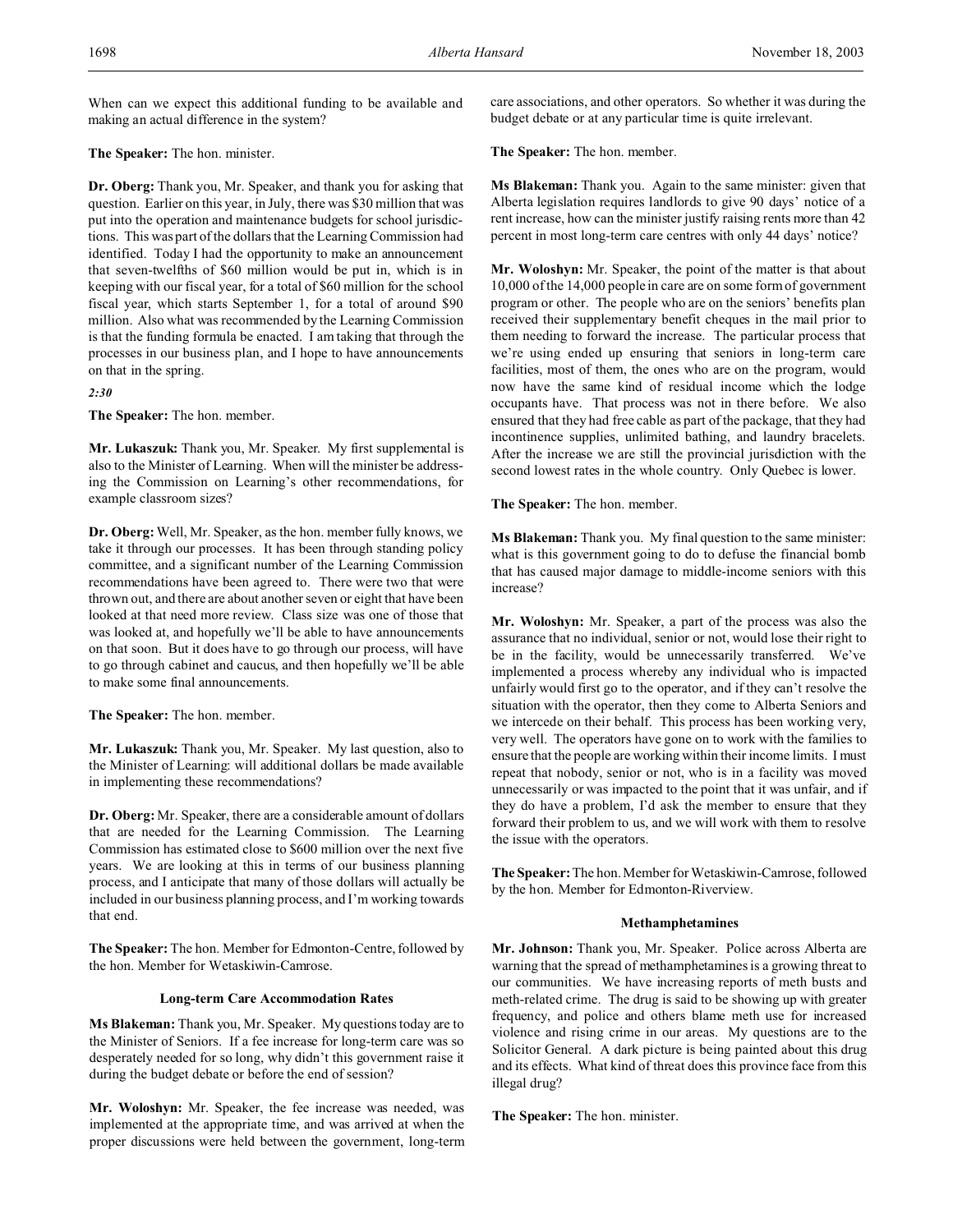When can we expect this additional funding to be available and making an actual difference in the system?

**The Speaker:** The hon. minister.

**Dr. Oberg:** Thank you, Mr. Speaker, and thank you for asking that question. Earlier on this year, in July, there was $30 million that was put into the operation and maintenance budgets for school jurisdictions. This was part of the dollars that the Learning Commission had identified. Today I had the opportunity to make an announcement that seven-twelfths of $60 million would be put in, which is in keeping with our fiscal year, for a total of $60 million for the school fiscal year, which starts September 1, for a total of around $90 million. Also what was recommended by the Learning Commission is that the funding formula be enacted. I am taking that through the processes in our business plan, and I hope to have announcements on that in the spring.

*2:30*

**The Speaker:** The hon. member.

**Mr. Lukaszuk:** Thank you, Mr. Speaker. My first supplemental is also to the Minister of Learning. When will the minister be addressing the Commission on Learning's other recommendations, for example classroom sizes?

**Dr. Oberg:** Well, Mr. Speaker, as the hon. member fully knows, we take it through our processes. It has been through standing policy committee, and a significant number of the Learning Commission recommendations have been agreed to. There were two that were thrown out, and there are about another seven or eight that have been looked at that need more review. Class size was one of those that was looked at, and hopefully we'll be able to have announcements on that soon. But it does have to go through our process, will have to go through cabinet and caucus, and then hopefully we'll be able to make some final announcements.

**The Speaker:** The hon. member.

**Mr. Lukaszuk:** Thank you, Mr. Speaker. My last question, also to the Minister of Learning: will additional dollars be made available in implementing these recommendations?

**Dr. Oberg:** Mr. Speaker, there are a considerable amount of dollars that are needed for the Learning Commission. The Learning Commission has estimated close to $600 million over the next five years. We are looking at this in terms of our business planning process, and I anticipate that many of those dollars will actually be included in our business planning process, and I'm working towards that end.

**The Speaker:** The hon. Member for Edmonton-Centre, followed by the hon. Member for Wetaskiwin-Camrose.

### Long-term Care Accommodation Rates

**Ms Blakeman:** Thank you, Mr. Speaker. My questions today are to the Minister of Seniors. If a fee increase for long-term care was so desperately needed for so long, why didn't this government raise it during the budget debate or before the end of session?

**Mr. Woloshyn:** Mr. Speaker, the fee increase was needed, was implemented at the appropriate time, and was arrived at when the proper discussions were held between the government, long-term care associations, and other operators. So whether it was during the budget debate or at any particular time is quite irrelevant.

**The Speaker:** The hon. member.

**Ms Blakeman:** Thank you. Again to the same minister: given that Alberta legislation requires landlords to give 90 days' notice of a rent increase, how can the minister justify raising rents more than 42 percent in most long-term care centres with only 44 days' notice?

**Mr. Woloshyn:** Mr. Speaker, the point of the matter is that about 10,000 of the 14,000 people in care are on some form of government program or other. The people who are on the seniors' benefits plan received their supplementary benefit cheques in the mail prior to them needing to forward the increase. The particular process that we're using ended up ensuring that seniors in long-term care facilities, most of them, the ones who are on the program, would now have the same kind of residual income which the lodge occupants have. That process was not in there before. We also ensured that they had free cable as part of the package, that they had incontinence supplies, unlimited bathing, and laundry bracelets. After the increase we are still the provincial jurisdiction with the second lowest rates in the whole country. Only Quebec is lower.

**The Speaker:** The hon. member.

**Ms Blakeman:** Thank you. My final question to the same minister: what is this government going to do to defuse the financial bomb that has caused major damage to middle-income seniors with this increase?

**Mr. Woloshyn:** Mr. Speaker, a part of the process was also the assurance that no individual, senior or not, would lose their right to be in the facility, would be unnecessarily transferred. We've implemented a process whereby any individual who is impacted unfairly would first go to the operator, and if they can't resolve the situation with the operator, then they come to Alberta Seniors and we intercede on their behalf. This process has been working very, very well. The operators have gone on to work with the families to ensure that the people are working within their income limits. I must repeat that nobody, senior or not, who is in a facility was moved unnecessarily or was impacted to the point that it was unfair, and if they do have a problem, I'd ask the member to ensure that they forward their problem to us, and we will work with them to resolve the issue with the operators.

**The Speaker:** The hon. Member for Wetaskiwin-Camrose, followed by the hon. Member for Edmonton-Riverview.

### Methamphetamines

**Mr. Johnson:** Thank you, Mr. Speaker. Police across Alberta are warning that the spread of methamphetamines is a growing threat to our communities. We have increasing reports of meth busts and meth-related crime. The drug is said to be showing up with greater frequency, and police and others blame meth use for increased violence and rising crime in our areas. My questions are to the Solicitor General. A dark picture is being painted about this drug and its effects. What kind of threat does this province face from this illegal drug?

**The Speaker:** The hon. minister.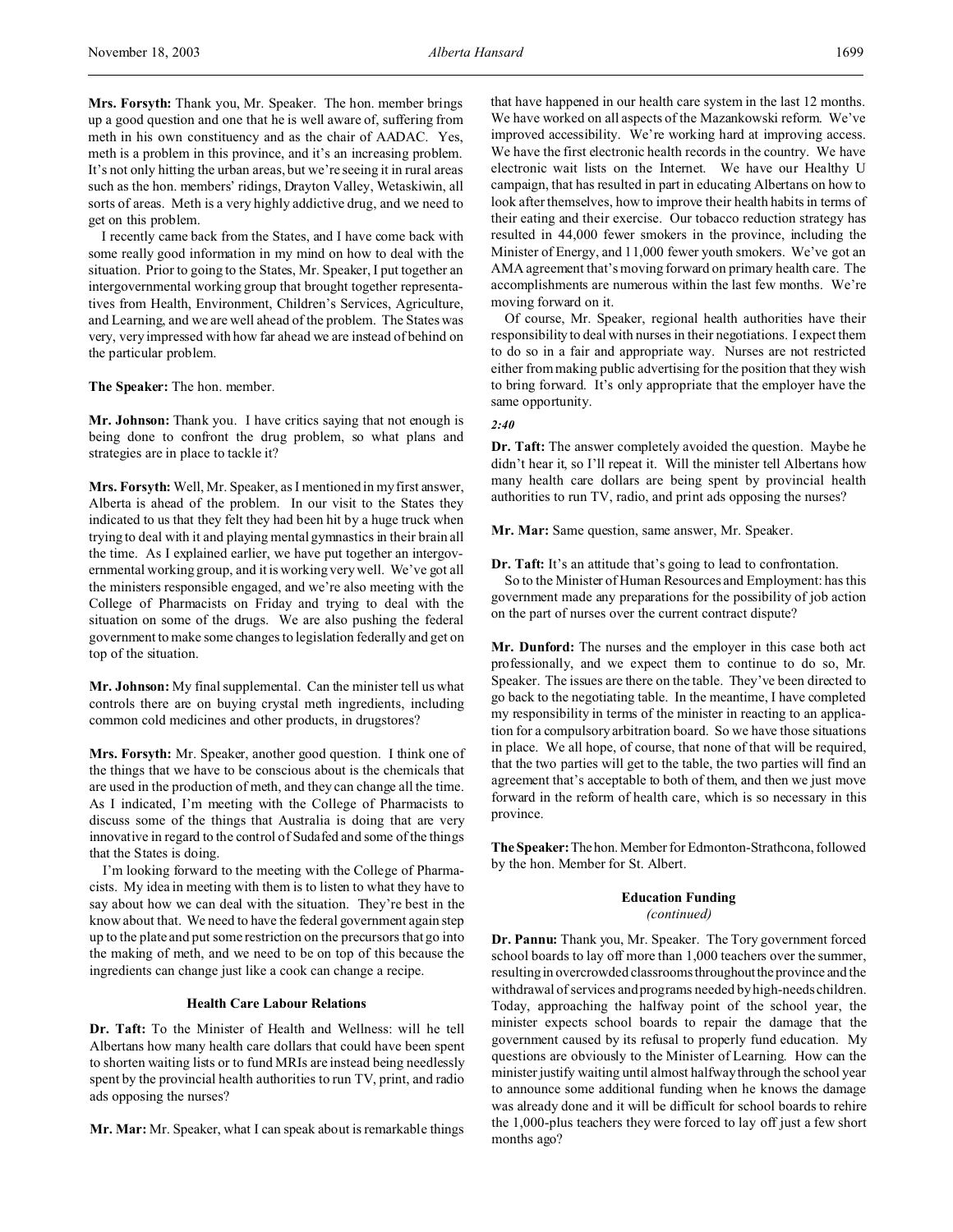**Mrs. Forsyth:** Thank you, Mr. Speaker. The hon. member brings up a good question and one that he is well aware of, suffering from meth in his own constituency and as the chair of AADAC. Yes, meth is a problem in this province, and it's an increasing problem. It's not only hitting the urban areas, but we're seeing it in rural areas such as the hon. members' ridings, Drayton Valley, Wetaskiwin, all sorts of areas. Meth is a very highly addictive drug, and we need to get on this problem.

I recently came back from the States, and I have come back with some really good information in my mind on how to deal with the situation. Prior to going to the States, Mr. Speaker, I put together an intergovernmental working group that brought together representatives from Health, Environment, Children's Services, Agriculture, and Learning, and we are well ahead of the problem. The States was very, very impressed with how far ahead we are instead of behind on the particular problem.

**The Speaker:** The hon. member.

**Mr. Johnson:** Thank you. I have critics saying that not enough is being done to confront the drug problem, so what plans and strategies are in place to tackle it?

**Mrs. Forsyth:** Well, Mr. Speaker, as I mentioned in my first answer, Alberta is ahead of the problem. In our visit to the States they indicated to us that they felt they had been hit by a huge truck when trying to deal with it and playing mental gymnastics in their brain all the time. As I explained earlier, we have put together an intergovernmental working group, and it is working very well. We've got all the ministers responsible engaged, and we're also meeting with the College of Pharmacists on Friday and trying to deal with the situation on some of the drugs. We are also pushing the federal government to make some changes to legislation federally and get on top of the situation.

**Mr. Johnson:** My final supplemental. Can the minister tell us what controls there are on buying crystal meth ingredients, including common cold medicines and other products, in drugstores?

**Mrs. Forsyth:** Mr. Speaker, another good question. I think one of the things that we have to be conscious about is the chemicals that are used in the production of meth, and they can change all the time. As I indicated, I'm meeting with the College of Pharmacists to discuss some of the things that Australia is doing that are very innovative in regard to the control of Sudafed and some of the things that the States is doing.

I'm looking forward to the meeting with the College of Pharmacists. My idea in meeting with them is to listen to what they have to say about how we can deal with the situation. They're best in the know about that. We need to have the federal government again step up to the plate and put some restriction on the precursors that go into the making of meth, and we need to be on top of this because the ingredients can change just like a cook can change a recipe.

### Health Care Labour Relations

**Dr. Taft:** To the Minister of Health and Wellness: will he tell Albertans how many health care dollars that could have been spent to shorten waiting lists or to fund MRIs are instead being needlessly spent by the provincial health authorities to run TV, print, and radio ads opposing the nurses?

**Mr. Mar:** Mr. Speaker, what I can speak about is remarkable things that have happened in our health care system in the last 12 months. We have worked on all aspects of the Mazankowski reform. We've improved accessibility. We're working hard at improving access. We have the first electronic health records in the country. We have electronic wait lists on the Internet. We have our Healthy U campaign, that has resulted in part in educating Albertans on how to look after themselves, how to improve their health habits in terms of their eating and their exercise. Our tobacco reduction strategy has resulted in 44,000 fewer smokers in the province, including the Minister of Energy, and 11,000 fewer youth smokers. We've got an AMA agreement that's moving forward on primary health care. The accomplishments are numerous within the last few months. We're moving forward on it.

Of course, Mr. Speaker, regional health authorities have their responsibility to deal with nurses in their negotiations. I expect them to do so in a fair and appropriate way. Nurses are not restricted either from making public advertising for the position that they wish to bring forward. It's only appropriate that the employer have the same opportunity.

*2:40*

**Dr. Taft:** The answer completely avoided the question. Maybe he didn't hear it, so I'll repeat it. Will the minister tell Albertans how many health care dollars are being spent by provincial health authorities to run TV, radio, and print ads opposing the nurses?

**Mr. Mar:** Same question, same answer, Mr. Speaker.

**Dr. Taft:** It's an attitude that's going to lead to confrontation.

So to the Minister of Human Resources and Employment: has this government made any preparations for the possibility of job action on the part of nurses over the current contract dispute?

**Mr. Dunford:** The nurses and the employer in this case both act professionally, and we expect them to continue to do so, Mr. Speaker. The issues are there on the table. They've been directed to go back to the negotiating table. In the meantime, I have completed my responsibility in terms of the minister in reacting to an application for a compulsory arbitration board. So we have those situations in place. We all hope, of course, that none of that will be required, that the two parties will get to the table, the two parties will find an agreement that's acceptable to both of them, and then we just move forward in the reform of health care, which is so necessary in this province.

**The Speaker:** The hon. Member for Edmonton-Strathcona, followed by the hon. Member for St. Albert.

### Education Funding
*(continued)*

**Dr. Pannu:** Thank you, Mr. Speaker. The Tory government forced school boards to lay off more than 1,000 teachers over the summer, resulting in overcrowded classrooms throughout the province and the withdrawal of services and programs needed by high-needs children. Today, approaching the halfway point of the school year, the minister expects school boards to repair the damage that the government caused by its refusal to properly fund education. My questions are obviously to the Minister of Learning. How can the minister justify waiting until almost halfway through the school year to announce some additional funding when he knows the damage was already done and it will be difficult for school boards to rehire the 1,000-plus teachers they were forced to lay off just a few short months ago?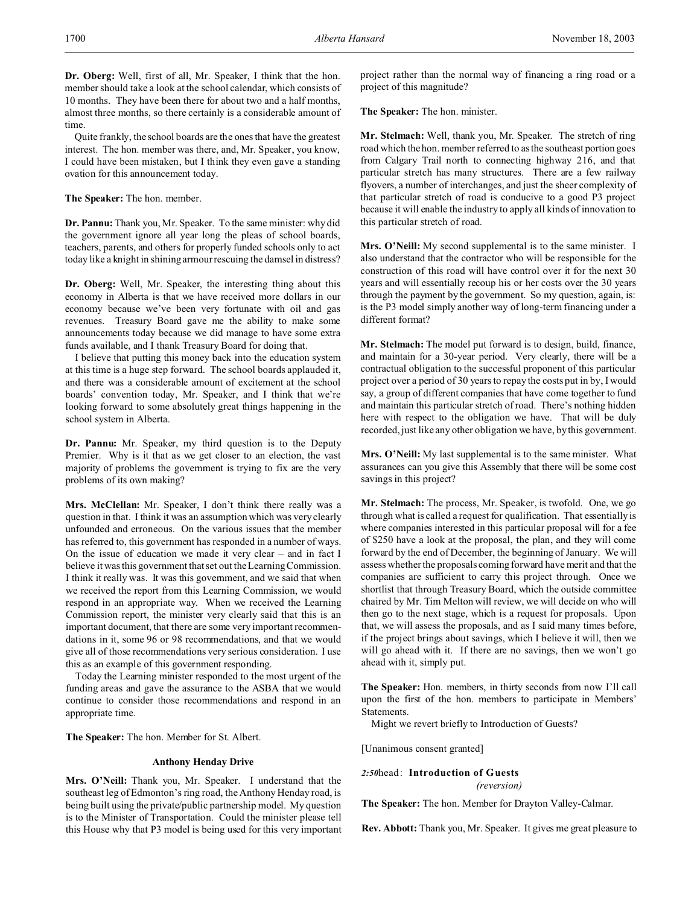**Dr. Oberg:** Well, first of all, Mr. Speaker, I think that the hon. member should take a look at the school calendar, which consists of 10 months. They have been there for about two and a half months, almost three months, so there certainly is a considerable amount of time.

Quite frankly, the school boards are the ones that have the greatest interest. The hon. member was there, and, Mr. Speaker, you know, I could have been mistaken, but I think they even gave a standing ovation for this announcement today.

**The Speaker:** The hon. member.

**Dr. Pannu:** Thank you, Mr. Speaker. To the same minister: why did the government ignore all year long the pleas of school boards, teachers, parents, and others for properly funded schools only to act today like a knight in shining armour rescuing the damsel in distress?

**Dr. Oberg:** Well, Mr. Speaker, the interesting thing about this economy in Alberta is that we have received more dollars in our economy because we've been very fortunate with oil and gas revenues. Treasury Board gave me the ability to make some announcements today because we did manage to have some extra funds available, and I thank Treasury Board for doing that.

I believe that putting this money back into the education system at this time is a huge step forward. The school boards applauded it, and there was a considerable amount of excitement at the school boards' convention today, Mr. Speaker, and I think that we're looking forward to some absolutely great things happening in the school system in Alberta.

**Dr. Pannu:** Mr. Speaker, my third question is to the Deputy Premier. Why is it that as we get closer to an election, the vast majority of problems the government is trying to fix are the very problems of its own making?

**Mrs. McClellan:** Mr. Speaker, I don't think there really was a question in that. I think it was an assumption which was very clearly unfounded and erroneous. On the various issues that the member has referred to, this government has responded in a number of ways. On the issue of education we made it very clear – and in fact I believe it was this government that set out the Learning Commission. I think it really was. It was this government, and we said that when we received the report from this Learning Commission, we would respond in an appropriate way. When we received the Learning Commission report, the minister very clearly said that this is an important document, that there are some very important recommendations in it, some 96 or 98 recommendations, and that we would give all of those recommendations very serious consideration. I use this as an example of this government responding.

Today the Learning minister responded to the most urgent of the funding areas and gave the assurance to the ASBA that we would continue to consider those recommendations and respond in an appropriate time.

**The Speaker:** The hon. Member for St. Albert.

### Anthony Henday Drive

**Mrs. O'Neill:** Thank you, Mr. Speaker. I understand that the southeast leg of Edmonton's ring road, the Anthony Henday road, is being built using the private/public partnership model. My question is to the Minister of Transportation. Could the minister please tell this House why that P3 model is being used for this very important project rather than the normal way of financing a ring road or a project of this magnitude?

**The Speaker:** The hon. minister.

**Mr. Stelmach:** Well, thank you, Mr. Speaker. The stretch of ring road which the hon. member referred to as the southeast portion goes from Calgary Trail north to connecting highway 216, and that particular stretch has many structures. There are a few railway flyovers, a number of interchanges, and just the sheer complexity of that particular stretch of road is conducive to a good P3 project because it will enable the industry to apply all kinds of innovation to this particular stretch of road.

**Mrs. O'Neill:** My second supplemental is to the same minister. I also understand that the contractor who will be responsible for the construction of this road will have control over it for the next 30 years and will essentially recoup his or her costs over the 30 years through the payment by the government. So my question, again, is: is the P3 model simply another way of long-term financing under a different format?

**Mr. Stelmach:** The model put forward is to design, build, finance, and maintain for a 30-year period. Very clearly, there will be a contractual obligation to the successful proponent of this particular project over a period of 30 years to repay the costs put in by, I would say, a group of different companies that have come together to fund and maintain this particular stretch of road. There's nothing hidden here with respect to the obligation we have. That will be duly recorded, just like any other obligation we have, by this government.

**Mrs. O'Neill:** My last supplemental is to the same minister. What assurances can you give this Assembly that there will be some cost savings in this project?

**Mr. Stelmach:** The process, Mr. Speaker, is twofold. One, we go through what is called a request for qualification. That essentially is where companies interested in this particular proposal will for a fee of $250 have a look at the proposal, the plan, and they will come forward by the end of December, the beginning of January. We will assess whether the proposals coming forward have merit and that the companies are sufficient to carry this project through. Once we shortlist that through Treasury Board, which the outside committee chaired by Mr. Tim Melton will review, we will decide on who will then go to the next stage, which is a request for proposals. Upon that, we will assess the proposals, and as I said many times before, if the project brings about savings, which I believe it will, then we will go ahead with it. If there are no savings, then we won't go ahead with it, simply put.

**The Speaker:** Hon. members, in thirty seconds from now I'll call upon the first of the hon. members to participate in Members' Statements.

Might we revert briefly to Introduction of Guests?

[Unanimous consent granted]

*2:50* head: **Introduction of Guests**
*(reversion)*

**The Speaker:** The hon. Member for Drayton Valley-Calmar.

**Rev. Abbott:** Thank you, Mr. Speaker. It gives me great pleasure to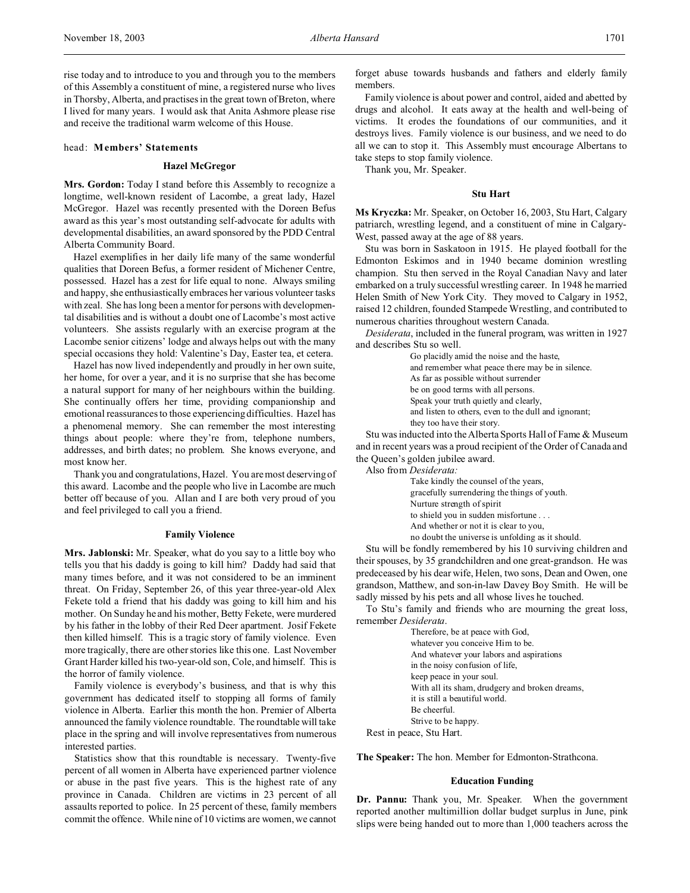rise today and to introduce to you and through you to the members of this Assembly a constituent of mine, a registered nurse who lives in Thorsby, Alberta, and practises in the great town of Breton, where I lived for many years. I would ask that Anita Ashmore please rise and receive the traditional warm welcome of this House.

head: **Members' Statements**

### Hazel McGregor

**Mrs. Gordon:** Today I stand before this Assembly to recognize a longtime, well-known resident of Lacombe, a great lady, Hazel McGregor. Hazel was recently presented with the Doreen Befus award as this year's most outstanding self-advocate for adults with developmental disabilities, an award sponsored by the PDD Central Alberta Community Board.

Hazel exemplifies in her daily life many of the same wonderful qualities that Doreen Befus, a former resident of Michener Centre, possessed. Hazel has a zest for life equal to none. Always smiling and happy, she enthusiastically embraces her various volunteer tasks with zeal. She has long been a mentor for persons with developmental disabilities and is without a doubt one of Lacombe's most active volunteers. She assists regularly with an exercise program at the Lacombe senior citizens' lodge and always helps out with the many special occasions they hold: Valentine's Day, Easter tea, et cetera.

Hazel has now lived independently and proudly in her own suite, her home, for over a year, and it is no surprise that she has become a natural support for many of her neighbours within the building. She continually offers her time, providing companionship and emotional reassurances to those experiencing difficulties. Hazel has a phenomenal memory. She can remember the most interesting things about people: where they're from, telephone numbers, addresses, and birth dates; no problem. She knows everyone, and most know her.

Thank you and congratulations, Hazel. You are most deserving of this award. Lacombe and the people who live in Lacombe are much better off because of you. Allan and I are both very proud of you and feel privileged to call you a friend.

### Family Violence

**Mrs. Jablonski:** Mr. Speaker, what do you say to a little boy who tells you that his daddy is going to kill him? Daddy had said that many times before, and it was not considered to be an imminent threat. On Friday, September 26, of this year three-year-old Alex Fekete told a friend that his daddy was going to kill him and his mother. On Sunday he and his mother, Betty Fekete, were murdered by his father in the lobby of their Red Deer apartment. Josif Fekete then killed himself. This is a tragic story of family violence. Even more tragically, there are other stories like this one. Last November Grant Harder killed his two-year-old son, Cole, and himself. This is the horror of family violence.

Family violence is everybody's business, and that is why this government has dedicated itself to stopping all forms of family violence in Alberta. Earlier this month the hon. Premier of Alberta announced the family violence roundtable. The roundtable will take place in the spring and will involve representatives from numerous interested parties.

Statistics show that this roundtable is necessary. Twenty-five percent of all women in Alberta have experienced partner violence or abuse in the past five years. This is the highest rate of any province in Canada. Children are victims in 23 percent of all assaults reported to police. In 25 percent of these, family members commit the offence. While nine of 10 victims are women, we cannot forget abuse towards husbands and fathers and elderly family members.

Family violence is about power and control, aided and abetted by drugs and alcohol. It eats away at the health and well-being of victims. It erodes the foundations of our communities, and it destroys lives. Family violence is our business, and we need to do all we can to stop it. This Assembly must encourage Albertans to take steps to stop family violence.

Thank you, Mr. Speaker.

### Stu Hart

**Ms Kryczka:** Mr. Speaker, on October 16, 2003, Stu Hart, Calgary patriarch, wrestling legend, and a constituent of mine in Calgary-West, passed away at the age of 88 years.

Stu was born in Saskatoon in 1915. He played football for the Edmonton Eskimos and in 1940 became dominion wrestling champion. Stu then served in the Royal Canadian Navy and later embarked on a truly successful wrestling career. In 1948 he married Helen Smith of New York City. They moved to Calgary in 1952, raised 12 children, founded Stampede Wrestling, and contributed to numerous charities throughout western Canada.

*Desiderata*, included in the funeral program, was written in 1927 and describes Stu so well.

> Go placidly amid the noise and the haste,
> and remember what peace there may be in silence.
> As far as possible without surrender
> be on good terms with all persons.
> Speak your truth quietly and clearly,
> and listen to others, even to the dull and ignorant;
> they too have their story.

Stu was inducted into the Alberta Sports Hall of Fame & Museum and in recent years was a proud recipient of the Order of Canada and the Queen's golden jubilee award.

Also from *Desiderata:*

> Take kindly the counsel of the years,
> gracefully surrendering the things of youth.
> Nurture strength of spirit
> to shield you in sudden misfortune . . .
> And whether or not it is clear to you,
> no doubt the universe is unfolding as it should.

Stu will be fondly remembered by his 10 surviving children and their spouses, by 35 grandchildren and one great-grandson. He was predeceased by his dear wife, Helen, two sons, Dean and Owen, one grandson, Matthew, and son-in-law Davey Boy Smith. He will be sadly missed by his pets and all whose lives he touched.

To Stu's family and friends who are mourning the great loss, remember *Desiderata*.

> Therefore, be at peace with God,
> whatever you conceive Him to be.
> And whatever your labors and aspirations
> in the noisy confusion of life,
> keep peace in your soul.
> With all its sham, drudgery and broken dreams,
> it is still a beautiful world.
> Be cheerful.
> Strive to be happy.

Rest in peace, Stu Hart.

**The Speaker:** The hon. Member for Edmonton-Strathcona.

### Education Funding

**Dr. Pannu:** Thank you, Mr. Speaker. When the government reported another multimillion dollar budget surplus in June, pink slips were being handed out to more than 1,000 teachers across the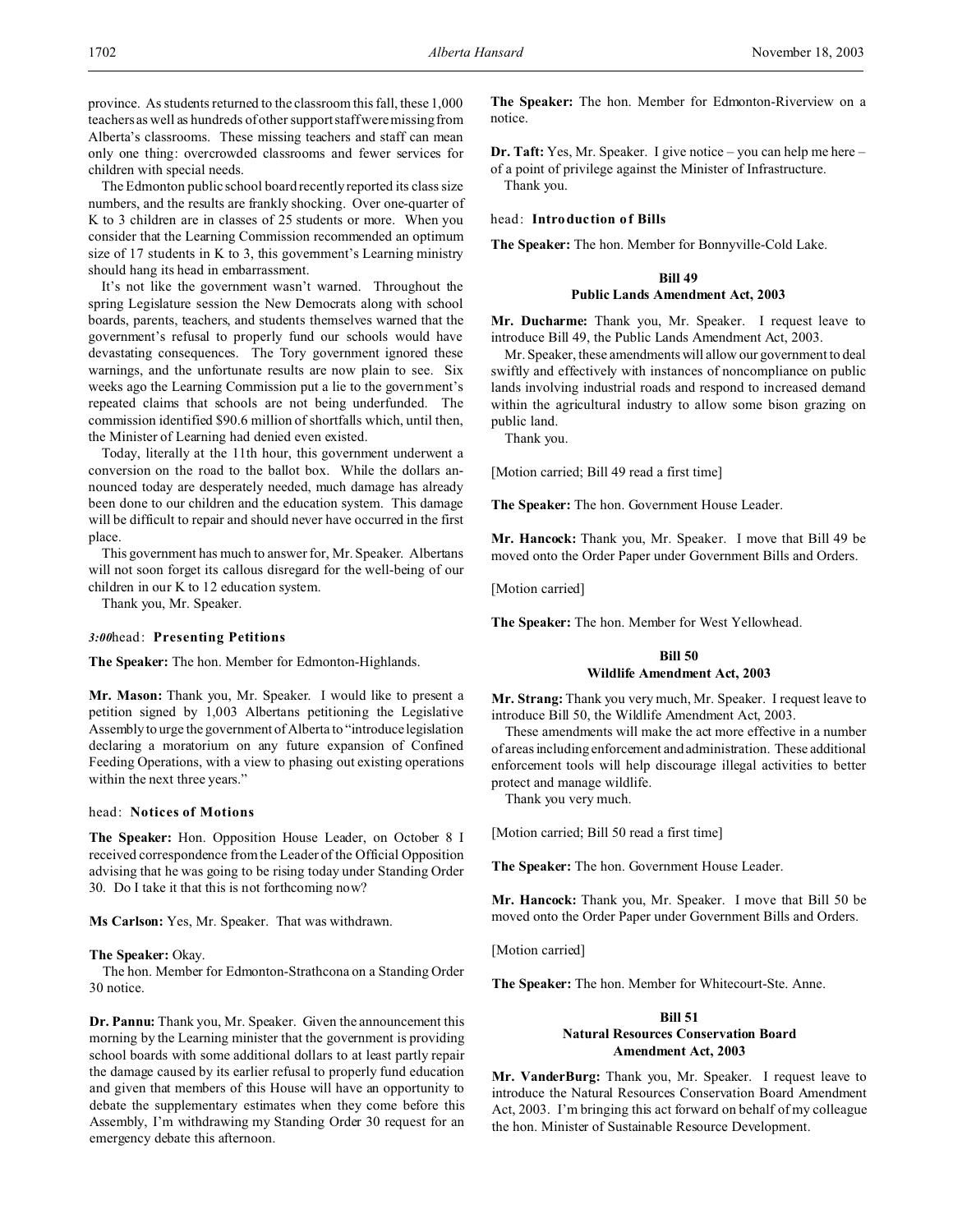province. As students returned to the classroom this fall, these 1,000 teachers as well as hundreds of other support staff were missing from Alberta's classrooms. These missing teachers and staff can mean only one thing: overcrowded classrooms and fewer services for children with special needs.

The Edmonton public school board recently reported its class size numbers, and the results are frankly shocking. Over one-quarter of K to 3 children are in classes of 25 students or more. When you consider that the Learning Commission recommended an optimum size of 17 students in K to 3, this government's Learning ministry should hang its head in embarrassment.

It's not like the government wasn't warned. Throughout the spring Legislature session the New Democrats along with school boards, parents, teachers, and students themselves warned that the government's refusal to properly fund our schools would have devastating consequences. The Tory government ignored these warnings, and the unfortunate results are now plain to see. Six weeks ago the Learning Commission put a lie to the government's repeated claims that schools are not being underfunded. The commission identified $90.6 million of shortfalls which, until then, the Minister of Learning had denied even existed.

Today, literally at the 11th hour, this government underwent a conversion on the road to the ballot box. While the dollars announced today are desperately needed, much damage has already been done to our children and the education system. This damage will be difficult to repair and should never have occurred in the first place.

This government has much to answer for, Mr. Speaker. Albertans will not soon forget its callous disregard for the well-being of our children in our K to 12 education system.

Thank you, Mr. Speaker.

*3:00* head: **Presenting Petitions**

**The Speaker:** The hon. Member for Edmonton-Highlands.

**Mr. Mason:** Thank you, Mr. Speaker. I would like to present a petition signed by 1,003 Albertans petitioning the Legislative Assembly to urge the government of Alberta to "introduce legislation declaring a moratorium on any future expansion of Confined Feeding Operations, with a view to phasing out existing operations within the next three years."

head: **Notices of Motions**

**The Speaker:** Hon. Opposition House Leader, on October 8 I received correspondence from the Leader of the Official Opposition advising that he was going to be rising today under Standing Order 30. Do I take it that this is not forthcoming now?

**Ms Carlson:** Yes, Mr. Speaker. That was withdrawn.

**The Speaker:** Okay.

The hon. Member for Edmonton-Strathcona on a Standing Order 30 notice.

**Dr. Pannu:** Thank you, Mr. Speaker. Given the announcement this morning by the Learning minister that the government is providing school boards with some additional dollars to at least partly repair the damage caused by its earlier refusal to properly fund education and given that members of this House will have an opportunity to debate the supplementary estimates when they come before this Assembly, I'm withdrawing my Standing Order 30 request for an emergency debate this afternoon.

**The Speaker:** The hon. Member for Edmonton-Riverview on a notice.

**Dr. Taft:** Yes, Mr. Speaker. I give notice – you can help me here – of a point of privilege against the Minister of Infrastructure.

Thank you.

head: **Introduction of Bills**

**The Speaker:** The hon. Member for Bonnyville-Cold Lake.

**Bill 49**
**Public Lands Amendment Act, 2003**

**Mr. Ducharme:** Thank you, Mr. Speaker. I request leave to introduce Bill 49, the Public Lands Amendment Act, 2003.

Mr. Speaker, these amendments will allow our government to deal swiftly and effectively with instances of noncompliance on public lands involving industrial roads and respond to increased demand within the agricultural industry to allow some bison grazing on public land.

Thank you.

[Motion carried; Bill 49 read a first time]

**The Speaker:** The hon. Government House Leader.

**Mr. Hancock:** Thank you, Mr. Speaker. I move that Bill 49 be moved onto the Order Paper under Government Bills and Orders.

[Motion carried]

**The Speaker:** The hon. Member for West Yellowhead.

**Bill 50**
**Wildlife Amendment Act, 2003**

**Mr. Strang:** Thank you very much, Mr. Speaker. I request leave to introduce Bill 50, the Wildlife Amendment Act, 2003.

These amendments will make the act more effective in a number of areas including enforcement and administration. These additional enforcement tools will help discourage illegal activities to better protect and manage wildlife.

Thank you very much.

[Motion carried; Bill 50 read a first time]

**The Speaker:** The hon. Government House Leader.

**Mr. Hancock:** Thank you, Mr. Speaker. I move that Bill 50 be moved onto the Order Paper under Government Bills and Orders.

[Motion carried]

**The Speaker:** The hon. Member for Whitecourt-Ste. Anne.

**Bill 51**
**Natural Resources Conservation Board Amendment Act, 2003**

**Mr. VanderBurg:** Thank you, Mr. Speaker. I request leave to introduce the Natural Resources Conservation Board Amendment Act, 2003. I'm bringing this act forward on behalf of my colleague the hon. Minister of Sustainable Resource Development.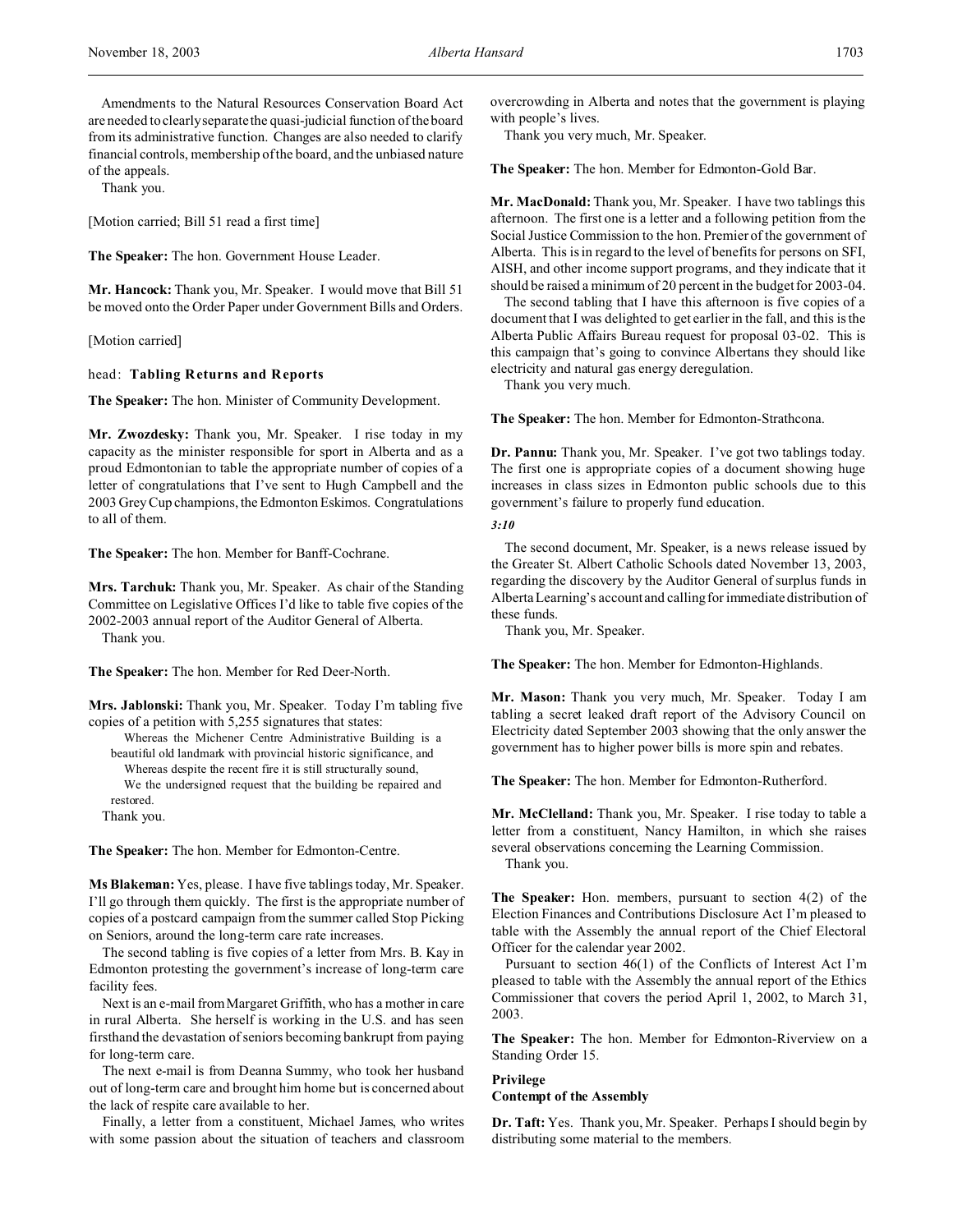Amendments to the Natural Resources Conservation Board Act are needed to clearly separate the quasi-judicial function of the board from its administrative function. Changes are also needed to clarify financial controls, membership of the board, and the unbiased nature of the appeals.

Thank you.

[Motion carried; Bill 51 read a first time]

**The Speaker:** The hon. Government House Leader.

**Mr. Hancock:** Thank you, Mr. Speaker. I would move that Bill 51 be moved onto the Order Paper under Government Bills and Orders.

[Motion carried]

head: **Tabling Returns and Reports**

**The Speaker:** The hon. Minister of Community Development.

**Mr. Zwozdesky:** Thank you, Mr. Speaker. I rise today in my capacity as the minister responsible for sport in Alberta and as a proud Edmontonian to table the appropriate number of copies of a letter of congratulations that I've sent to Hugh Campbell and the 2003 Grey Cup champions, the Edmonton Eskimos. Congratulations to all of them.

**The Speaker:** The hon. Member for Banff-Cochrane.

**Mrs. Tarchuk:** Thank you, Mr. Speaker. As chair of the Standing Committee on Legislative Offices I'd like to table five copies of the 2002-2003 annual report of the Auditor General of Alberta.

Thank you.

**The Speaker:** The hon. Member for Red Deer-North.

**Mrs. Jablonski:** Thank you, Mr. Speaker. Today I'm tabling five copies of a petition with 5,255 signatures that states:

> Whereas the Michener Centre Administrative Building is a beautiful old landmark with provincial historic significance, and
>
> Whereas despite the recent fire it is still structurally sound,
>
> We the undersigned request that the building be repaired and restored.

Thank you.

**The Speaker:** The hon. Member for Edmonton-Centre.

**Ms Blakeman:** Yes, please. I have five tablings today, Mr. Speaker. I'll go through them quickly. The first is the appropriate number of copies of a postcard campaign from the summer called Stop Picking on Seniors, around the long-term care rate increases.

The second tabling is five copies of a letter from Mrs. B. Kay in Edmonton protesting the government's increase of long-term care facility fees.

Next is an e-mail from Margaret Griffith, who has a mother in care in rural Alberta. She herself is working in the U.S. and has seen firsthand the devastation of seniors becoming bankrupt from paying for long-term care.

The next e-mail is from Deanna Summy, who took her husband out of long-term care and brought him home but is concerned about the lack of respite care available to her.

Finally, a letter from a constituent, Michael James, who writes with some passion about the situation of teachers and classroom overcrowding in Alberta and notes that the government is playing with people's lives.

Thank you very much, Mr. Speaker.

**The Speaker:** The hon. Member for Edmonton-Gold Bar.

**Mr. MacDonald:** Thank you, Mr. Speaker. I have two tablings this afternoon. The first one is a letter and a following petition from the Social Justice Commission to the hon. Premier of the government of Alberta. This is in regard to the level of benefits for persons on SFI, AISH, and other income support programs, and they indicate that it should be raised a minimum of 20 percent in the budget for 2003-04.

The second tabling that I have this afternoon is five copies of a document that I was delighted to get earlier in the fall, and this is the Alberta Public Affairs Bureau request for proposal 03-02. This is this campaign that's going to convince Albertans they should like electricity and natural gas energy deregulation.

Thank you very much.

**The Speaker:** The hon. Member for Edmonton-Strathcona.

**Dr. Pannu:** Thank you, Mr. Speaker. I've got two tablings today. The first one is appropriate copies of a document showing huge increases in class sizes in Edmonton public schools due to this government's failure to properly fund education.

*3:10*

The second document, Mr. Speaker, is a news release issued by the Greater St. Albert Catholic Schools dated November 13, 2003, regarding the discovery by the Auditor General of surplus funds in Alberta Learning's account and calling for immediate distribution of these funds.

Thank you, Mr. Speaker.

**The Speaker:** The hon. Member for Edmonton-Highlands.

**Mr. Mason:** Thank you very much, Mr. Speaker. Today I am tabling a secret leaked draft report of the Advisory Council on Electricity dated September 2003 showing that the only answer the government has to higher power bills is more spin and rebates.

**The Speaker:** The hon. Member for Edmonton-Rutherford.

**Mr. McClelland:** Thank you, Mr. Speaker. I rise today to table a letter from a constituent, Nancy Hamilton, in which she raises several observations concerning the Learning Commission.

Thank you.

**The Speaker:** Hon. members, pursuant to section 4(2) of the Election Finances and Contributions Disclosure Act I'm pleased to table with the Assembly the annual report of the Chief Electoral Officer for the calendar year 2002.

Pursuant to section 46(1) of the Conflicts of Interest Act I'm pleased to table with the Assembly the annual report of the Ethics Commissioner that covers the period April 1, 2002, to March 31, 2003.

**The Speaker:** The hon. Member for Edmonton-Riverview on a Standing Order 15.

**Privilege**
**Contempt of the Assembly**

**Dr. Taft:** Yes. Thank you, Mr. Speaker. Perhaps I should begin by distributing some material to the members.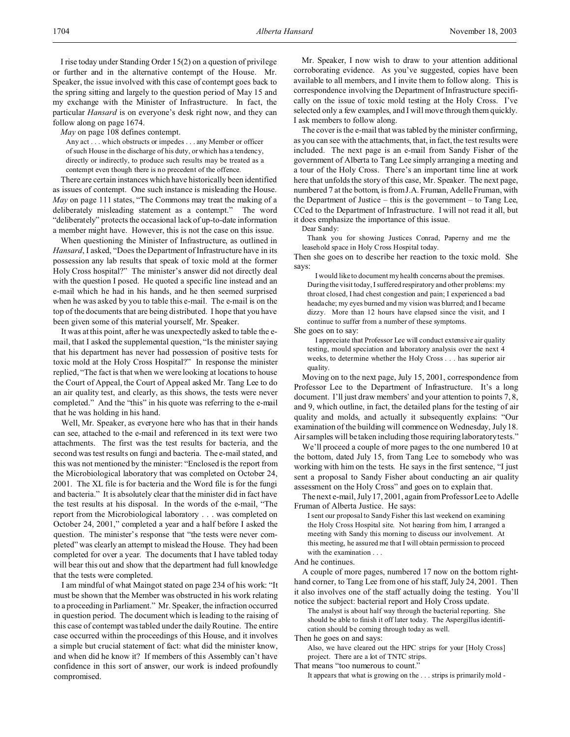I rise today under Standing Order 15(2) on a question of privilege or further and in the alternative contempt of the House. Mr. Speaker, the issue involved with this case of contempt goes back to the spring sitting and largely to the question period of May 15 and my exchange with the Minister of Infrastructure. In fact, the particular *Hansard* is on everyone's desk right now, and they can follow along on page 1674.

*May* on page 108 defines contempt.

> Any act . . . which obstructs or impedes . . . any Member or officer of such House in the discharge of his duty, or which has a tendency, directly or indirectly, to produce such results may be treated as a contempt even though there is no precedent of the offence.

There are certain instances which have historically been identified as issues of contempt. One such instance is misleading the House. *May* on page 111 states, "The Commons may treat the making of a deliberately misleading statement as a contempt." The word "deliberately" protects the occasional lack of up-to-date information a member might have. However, this is not the case on this issue.

When questioning the Minister of Infrastructure, as outlined in *Hansard*, I asked, "Does the Department of Infrastructure have in its possession any lab results that speak of toxic mold at the former Holy Cross hospital?" The minister's answer did not directly deal with the question I posed. He quoted a specific line instead and an e-mail which he had in his hands, and he then seemed surprised when he was asked by you to table this e-mail. The e-mail is on the top of the documents that are being distributed. I hope that you have been given some of this material yourself, Mr. Speaker.

It was at this point, after he was unexpectedly asked to table the e-mail, that I asked the supplemental question, "Is the minister saying that his department has never had possession of positive tests for toxic mold at the Holy Cross Hospital?" In response the minister replied, "The fact is that when we were looking at locations to house the Court of Appeal, the Court of Appeal asked Mr. Tang Lee to do an air quality test, and clearly, as this shows, the tests were never completed." And the "this" in his quote was referring to the e-mail that he was holding in his hand.

Well, Mr. Speaker, as everyone here who has that in their hands can see, attached to the e-mail and referenced in its text were two attachments. The first was the test results for bacteria, and the second was test results on fungi and bacteria. The e-mail stated, and this was not mentioned by the minister: "Enclosed is the report from the Microbiological laboratory that was completed on October 24, 2001. The XL file is for bacteria and the Word file is for the fungi and bacteria." It is absolutely clear that the minister did in fact have the test results at his disposal. In the words of the e-mail, "The report from the Microbiological laboratory . . . was completed on October 24, 2001," completed a year and a half before I asked the question. The minister's response that "the tests were never completed" was clearly an attempt to mislead the House. They had been completed for over a year. The documents that I have tabled today will bear this out and show that the department had full knowledge that the tests were completed.

I am mindful of what Maingot stated on page 234 of his work: "It must be shown that the Member was obstructed in his work relating to a proceeding in Parliament." Mr. Speaker, the infraction occurred in question period. The document which is leading to the raising of this case of contempt was tabled under the daily Routine. The entire case occurred within the proceedings of this House, and it involves a simple but crucial statement of fact: what did the minister know, and when did he know it? If members of this Assembly can't have confidence in this sort of answer, our work is indeed profoundly compromised.

Mr. Speaker, I now wish to draw to your attention additional corroborating evidence. As you've suggested, copies have been available to all members, and I invite them to follow along. This is correspondence involving the Department of Infrastructure specifically on the issue of toxic mold testing at the Holy Cross. I've selected only a few examples, and I will move through them quickly. I ask members to follow along.

The cover is the e-mail that was tabled by the minister confirming, as you can see with the attachments, that, in fact, the test results were included. The next page is an e-mail from Sandy Fisher of the government of Alberta to Tang Lee simply arranging a meeting and a tour of the Holy Cross. There's an important time line at work here that unfolds the story of this case, Mr. Speaker. The next page, numbered 7 at the bottom, is from J.A. Fruman, Adelle Fruman, with the Department of Justice – this is the government – to Tang Lee, CCed to the Department of Infrastructure. I will not read it all, but it does emphasize the importance of this issue.

> Dear Sandy:
>
> Thank you for showing Justices Conrad, Paperny and me the leasehold space in Holy Cross Hospital today.

Then she goes on to describe her reaction to the toxic mold. She says:

> I would like to document my health concerns about the premises. During the visit today, I suffered respiratory and other problems: my throat closed, I had chest congestion and pain; I experienced a bad headache; my eyes burned and my vision was blurred; and I became dizzy. More than 12 hours have elapsed since the visit, and I continue to suffer from a number of these symptoms.

She goes on to say:

> I appreciate that Professor Lee will conduct extensive air quality testing, mould speciation and laboratory analysis over the next 4 weeks, to determine whether the Holy Cross . . . has superior air quality.

Moving on to the next page, July 15, 2001, correspondence from Professor Lee to the Department of Infrastructure. It's a long document. I'll just draw members' and your attention to points 7, 8, and 9, which outline, in fact, the detailed plans for the testing of air quality and molds, and actually it subsequently explains: "Our examination of the building will commence on Wednesday, July 18. Air samples will be taken including those requiring laboratory tests."

We'll proceed a couple of more pages to the one numbered 10 at the bottom, dated July 15, from Tang Lee to somebody who was working with him on the tests. He says in the first sentence, "I just sent a proposal to Sandy Fisher about conducting an air quality assessment on the Holy Cross" and goes on to explain that.

The next e-mail, July 17, 2001, again from Professor Lee to Adelle Fruman of Alberta Justice. He says:

> I sent our proposal to Sandy Fisher this last weekend on examining the Holy Cross Hospital site. Not hearing from him, I arranged a meeting with Sandy this morning to discuss our involvement. At this meeting, he assured me that I will obtain permission to proceed with the examination . . .

And he continues.

A couple of more pages, numbered 17 now on the bottom right-hand corner, to Tang Lee from one of his staff, July 24, 2001. Then it also involves one of the staff actually doing the testing. You'll notice the subject: bacterial report and Holy Cross update.

> The analyst is about half way through the bacterial reporting. She should be able to finish it off later today. The Aspergillus identification should be coming through today as well.

Then he goes on and says:

> Also, we have cleared out the HPC strips for your [Holy Cross] project. There are a lot of TNTC strips.

That means "too numerous to count."

> It appears that what is growing on the . . . strips is primarily mold -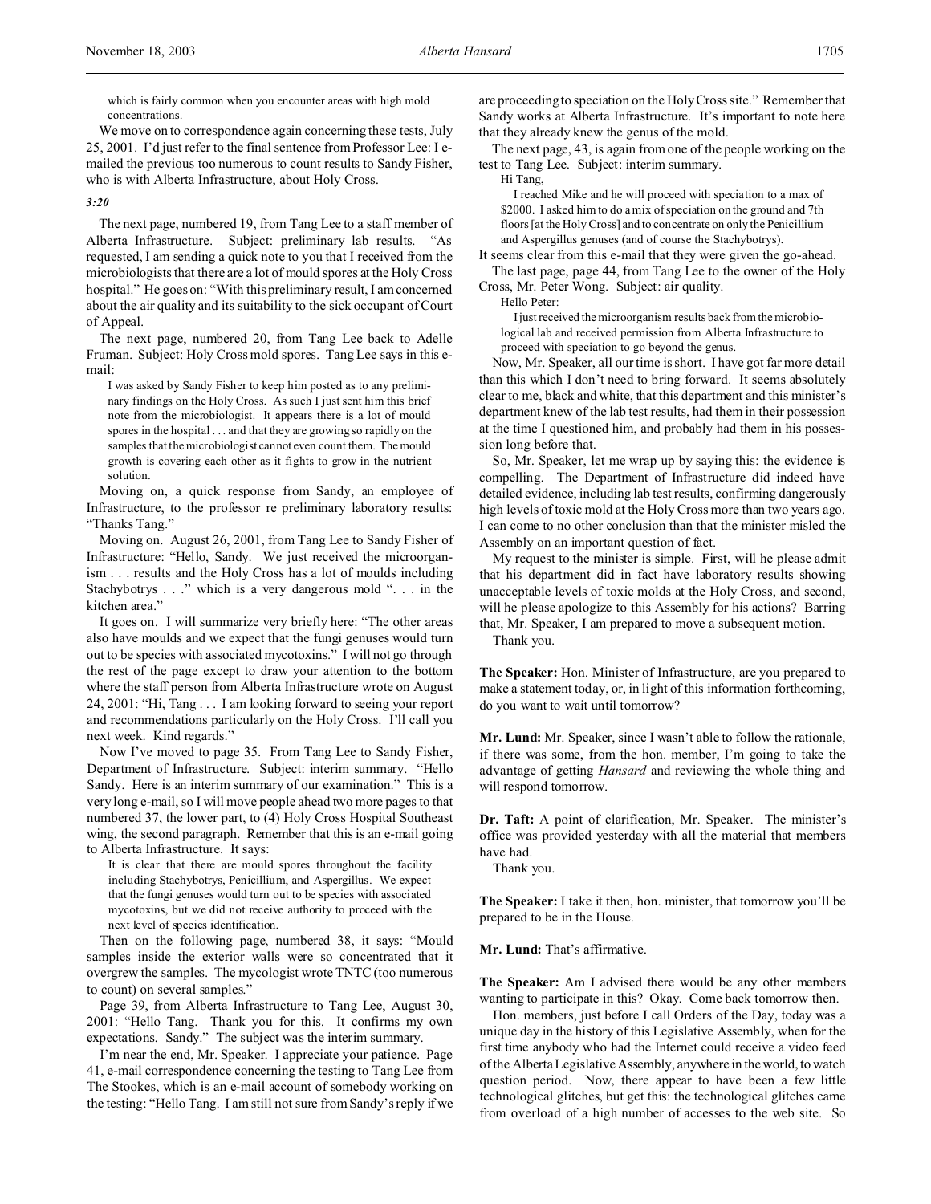which is fairly common when you encounter areas with high mold concentrations.

We move on to correspondence again concerning these tests, July 25, 2001. I'd just refer to the final sentence from Professor Lee: I e-mailed the previous too numerous to count results to Sandy Fisher, who is with Alberta Infrastructure, about Holy Cross.

*3:20*

The next page, numbered 19, from Tang Lee to a staff member of Alberta Infrastructure. Subject: preliminary lab results. "As requested, I am sending a quick note to you that I received from the microbiologists that there are a lot of mould spores at the Holy Cross hospital." He goes on: "With this preliminary result, I am concerned about the air quality and its suitability to the sick occupant of Court of Appeal.

The next page, numbered 20, from Tang Lee back to Adelle Fruman. Subject: Holy Cross mold spores. Tang Lee says in this e-mail:

> I was asked by Sandy Fisher to keep him posted as to any preliminary findings on the Holy Cross. As such I just sent him this brief note from the microbiologist. It appears there is a lot of mould spores in the hospital . . . and that they are growing so rapidly on the samples that the microbiologist cannot even count them. The mould growth is covering each other as it fights to grow in the nutrient solution.

Moving on, a quick response from Sandy, an employee of Infrastructure, to the professor re preliminary laboratory results: "Thanks Tang."

Moving on. August 26, 2001, from Tang Lee to Sandy Fisher of Infrastructure: "Hello, Sandy. We just received the microorganism . . . results and the Holy Cross has a lot of moulds including Stachybotrys . . ." which is a very dangerous mold ". . . in the kitchen area."

It goes on. I will summarize very briefly here: "The other areas also have moulds and we expect that the fungi genuses would turn out to be species with associated mycotoxins." I will not go through the rest of the page except to draw your attention to the bottom where the staff person from Alberta Infrastructure wrote on August 24, 2001: "Hi, Tang . . . I am looking forward to seeing your report and recommendations particularly on the Holy Cross. I'll call you next week. Kind regards."

Now I've moved to page 35. From Tang Lee to Sandy Fisher, Department of Infrastructure. Subject: interim summary. "Hello Sandy. Here is an interim summary of our examination." This is a very long e-mail, so I will move people ahead two more pages to that numbered 37, the lower part, to (4) Holy Cross Hospital Southeast wing, the second paragraph. Remember that this is an e-mail going to Alberta Infrastructure. It says:

> It is clear that there are mould spores throughout the facility including Stachybotrys, Penicillium, and Aspergillus. We expect that the fungi genuses would turn out to be species with associated mycotoxins, but we did not receive authority to proceed with the next level of species identification.

Then on the following page, numbered 38, it says: "Mould samples inside the exterior walls were so concentrated that it overgrew the samples. The mycologist wrote TNTC (too numerous to count) on several samples."

Page 39, from Alberta Infrastructure to Tang Lee, August 30, 2001: "Hello Tang. Thank you for this. It confirms my own expectations. Sandy." The subject was the interim summary.

I'm near the end, Mr. Speaker. I appreciate your patience. Page 41, e-mail correspondence concerning the testing to Tang Lee from The Stookes, which is an e-mail account of somebody working on the testing: "Hello Tang. I am still not sure from Sandy's reply if we are proceeding to speciation on the Holy Cross site." Remember that Sandy works at Alberta Infrastructure. It's important to note here that they already knew the genus of the mold.

The next page, 43, is again from one of the people working on the test to Tang Lee. Subject: interim summary.

> Hi Tang,
>
> I reached Mike and he will proceed with speciation to a max of $2000. I asked him to do a mix of speciation on the ground and 7th floors [at the Holy Cross] and to concentrate on only the Penicillium and Aspergillus genuses (and of course the Stachybotrys).

It seems clear from this e-mail that they were given the go-ahead.

The last page, page 44, from Tang Lee to the owner of the Holy Cross, Mr. Peter Wong. Subject: air quality.

> Hello Peter:
>
> I just received the microorganism results back from the microbiological lab and received permission from Alberta Infrastructure to proceed with speciation to go beyond the genus.

Now, Mr. Speaker, all our time is short. I have got far more detail than this which I don't need to bring forward. It seems absolutely clear to me, black and white, that this department and this minister's department knew of the lab test results, had them in their possession at the time I questioned him, and probably had them in his possession long before that.

So, Mr. Speaker, let me wrap up by saying this: the evidence is compelling. The Department of Infrastructure did indeed have detailed evidence, including lab test results, confirming dangerously high levels of toxic mold at the Holy Cross more than two years ago. I can come to no other conclusion than that the minister misled the Assembly on an important question of fact.

My request to the minister is simple. First, will he please admit that his department did in fact have laboratory results showing unacceptable levels of toxic molds at the Holy Cross, and second, will he please apologize to this Assembly for his actions? Barring that, Mr. Speaker, I am prepared to move a subsequent motion.

Thank you.

**The Speaker:** Hon. Minister of Infrastructure, are you prepared to make a statement today, or, in light of this information forthcoming, do you want to wait until tomorrow?

**Mr. Lund:** Mr. Speaker, since I wasn't able to follow the rationale, if there was some, from the hon. member, I'm going to take the advantage of getting *Hansard* and reviewing the whole thing and will respond tomorrow.

**Dr. Taft:** A point of clarification, Mr. Speaker. The minister's office was provided yesterday with all the material that members have had.

Thank you.

**The Speaker:** I take it then, hon. minister, that tomorrow you'll be prepared to be in the House.

**Mr. Lund:** That's affirmative.

**The Speaker:** Am I advised there would be any other members wanting to participate in this? Okay. Come back tomorrow then.

Hon. members, just before I call Orders of the Day, today was a unique day in the history of this Legislative Assembly, when for the first time anybody who had the Internet could receive a video feed of the Alberta Legislative Assembly, anywhere in the world, to watch question period. Now, there appear to have been a few little technological glitches, but get this: the technological glitches came from overload of a high number of accesses to the web site. So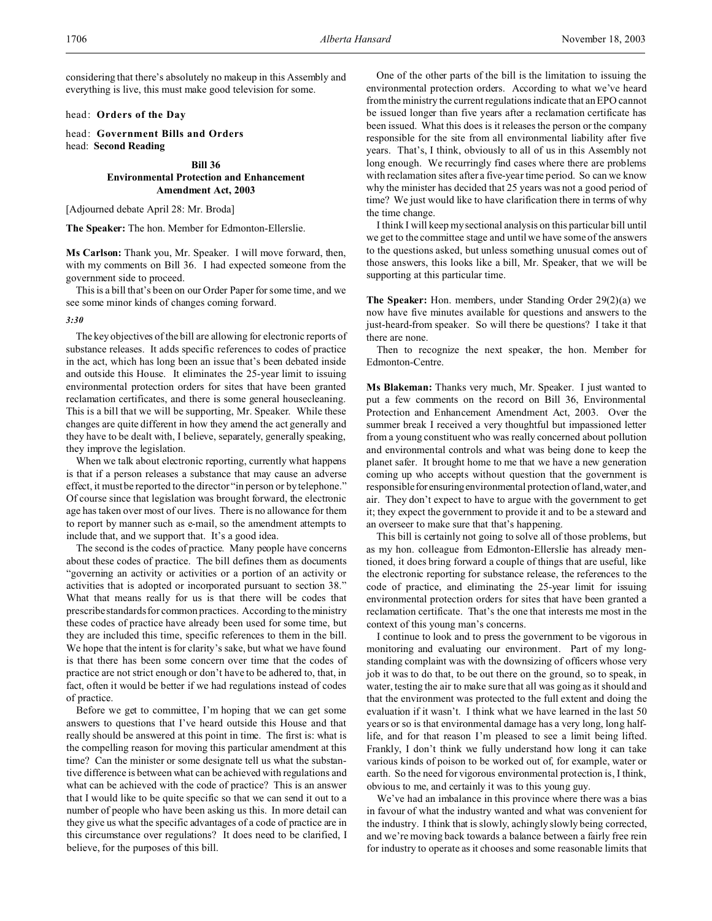considering that there's absolutely no makeup in this Assembly and everything is live, this must make good television for some.

head: **Orders of the Day**

head: **Government Bills and Orders**
head: **Second Reading**

**Bill 36**
**Environmental Protection and Enhancement Amendment Act, 2003**

[Adjourned debate April 28: Mr. Broda]

**The Speaker:** The hon. Member for Edmonton-Ellerslie.

**Ms Carlson:** Thank you, Mr. Speaker. I will move forward, then, with my comments on Bill 36. I had expected someone from the government side to proceed.

This is a bill that's been on our Order Paper for some time, and we see some minor kinds of changes coming forward.

*3:30*

The key objectives of the bill are allowing for electronic reports of substance releases. It adds specific references to codes of practice in the act, which has long been an issue that's been debated inside and outside this House. It eliminates the 25-year limit to issuing environmental protection orders for sites that have been granted reclamation certificates, and there is some general housecleaning. This is a bill that we will be supporting, Mr. Speaker. While these changes are quite different in how they amend the act generally and they have to be dealt with, I believe, separately, generally speaking, they improve the legislation.

When we talk about electronic reporting, currently what happens is that if a person releases a substance that may cause an adverse effect, it must be reported to the director "in person or by telephone." Of course since that legislation was brought forward, the electronic age has taken over most of our lives. There is no allowance for them to report by manner such as e-mail, so the amendment attempts to include that, and we support that. It's a good idea.

The second is the codes of practice. Many people have concerns about these codes of practice. The bill defines them as documents "governing an activity or activities or a portion of an activity or activities that is adopted or incorporated pursuant to section 38." What that means really for us is that there will be codes that prescribe standards for common practices. According to the ministry these codes of practice have already been used for some time, but they are included this time, specific references to them in the bill. We hope that the intent is for clarity's sake, but what we have found is that there has been some concern over time that the codes of practice are not strict enough or don't have to be adhered to, that, in fact, often it would be better if we had regulations instead of codes of practice.

Before we get to committee, I'm hoping that we can get some answers to questions that I've heard outside this House and that really should be answered at this point in time. The first is: what is the compelling reason for moving this particular amendment at this time? Can the minister or some designate tell us what the substantive difference is between what can be achieved with regulations and what can be achieved with the code of practice? This is an answer that I would like to be quite specific so that we can send it out to a number of people who have been asking us this. In more detail can they give us what the specific advantages of a code of practice are in this circumstance over regulations? It does need to be clarified, I believe, for the purposes of this bill.

One of the other parts of the bill is the limitation to issuing the environmental protection orders. According to what we've heard from the ministry the current regulations indicate that an EPO cannot be issued longer than five years after a reclamation certificate has been issued. What this does is it releases the person or the company responsible for the site from all environmental liability after five years. That's, I think, obviously to all of us in this Assembly not long enough. We recurringly find cases where there are problems with reclamation sites after a five-year time period. So can we know why the minister has decided that 25 years was not a good period of time? We just would like to have clarification there in terms of why the time change.

I think I will keep my sectional analysis on this particular bill until we get to the committee stage and until we have some of the answers to the questions asked, but unless something unusual comes out of those answers, this looks like a bill, Mr. Speaker, that we will be supporting at this particular time.

**The Speaker:** Hon. members, under Standing Order 29(2)(a) we now have five minutes available for questions and answers to the just-heard-from speaker. So will there be questions? I take it that there are none.

Then to recognize the next speaker, the hon. Member for Edmonton-Centre.

**Ms Blakeman:** Thanks very much, Mr. Speaker. I just wanted to put a few comments on the record on Bill 36, Environmental Protection and Enhancement Amendment Act, 2003. Over the summer break I received a very thoughtful but impassioned letter from a young constituent who was really concerned about pollution and environmental controls and what was being done to keep the planet safer. It brought home to me that we have a new generation coming up who accepts without question that the government is responsible for ensuring environmental protection of land, water, and air. They don't expect to have to argue with the government to get it; they expect the government to provide it and to be a steward and an overseer to make sure that that's happening.

This bill is certainly not going to solve all of those problems, but as my hon. colleague from Edmonton-Ellerslie has already mentioned, it does bring forward a couple of things that are useful, like the electronic reporting for substance release, the references to the code of practice, and eliminating the 25-year limit for issuing environmental protection orders for sites that have been granted a reclamation certificate. That's the one that interests me most in the context of this young man's concerns.

I continue to look and to press the government to be vigorous in monitoring and evaluating our environment. Part of my long-standing complaint was with the downsizing of officers whose very job it was to do that, to be out there on the ground, so to speak, in water, testing the air to make sure that all was going as it should and that the environment was protected to the full extent and doing the evaluation if it wasn't. I think what we have learned in the last 50 years or so is that environmental damage has a very long, long half-life, and for that reason I'm pleased to see a limit being lifted. Frankly, I don't think we fully understand how long it can take various kinds of poison to be worked out of, for example, water or earth. So the need for vigorous environmental protection is, I think, obvious to me, and certainly it was to this young guy.

We've had an imbalance in this province where there was a bias in favour of what the industry wanted and what was convenient for the industry. I think that is slowly, achingly slowly being corrected, and we're moving back towards a balance between a fairly free rein for industry to operate as it chooses and some reasonable limits that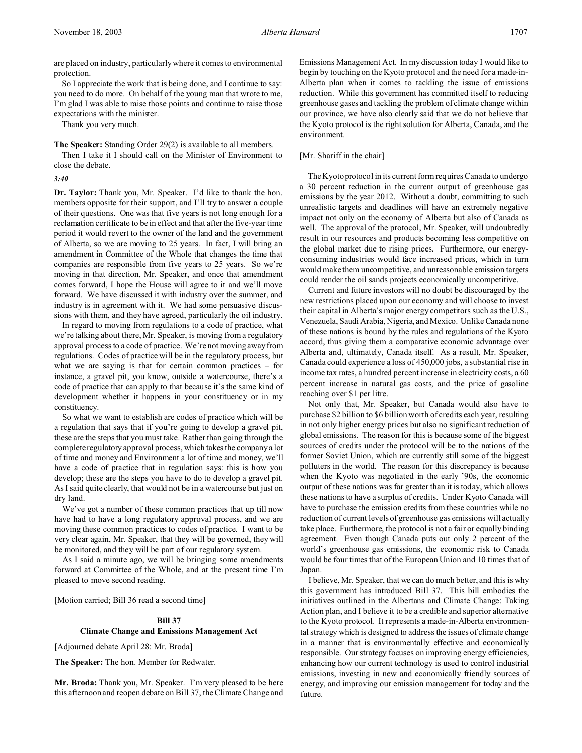are placed on industry, particularly where it comes to environmental protection.

So I appreciate the work that is being done, and I continue to say: you need to do more. On behalf of the young man that wrote to me, I'm glad I was able to raise those points and continue to raise those expectations with the minister.

Thank you very much.

**The Speaker:** Standing Order 29(2) is available to all members.

Then I take it I should call on the Minister of Environment to close the debate.

*3:40*

**Dr. Taylor:** Thank you, Mr. Speaker. I'd like to thank the hon. members opposite for their support, and I'll try to answer a couple of their questions. One was that five years is not long enough for a reclamation certificate to be in effect and that after the five-year time period it would revert to the owner of the land and the government of Alberta, so we are moving to 25 years. In fact, I will bring an amendment in Committee of the Whole that changes the time that companies are responsible from five years to 25 years. So we're moving in that direction, Mr. Speaker, and once that amendment comes forward, I hope the House will agree to it and we'll move forward. We have discussed it with industry over the summer, and industry is in agreement with it. We had some persuasive discussions with them, and they have agreed, particularly the oil industry.

In regard to moving from regulations to a code of practice, what we're talking about there, Mr. Speaker, is moving from a regulatory approval process to a code of practice. We're not moving away from regulations. Codes of practice will be in the regulatory process, but what we are saying is that for certain common practices – for instance, a gravel pit, you know, outside a watercourse, there's a code of practice that can apply to that because it's the same kind of development whether it happens in your constituency or in my constituency.

So what we want to establish are codes of practice which will be a regulation that says that if you're going to develop a gravel pit, these are the steps that you must take. Rather than going through the complete regulatory approval process, which takes the company a lot of time and money and Environment a lot of time and money, we'll have a code of practice that in regulation says: this is how you develop; these are the steps you have to do to develop a gravel pit. As I said quite clearly, that would not be in a watercourse but just on dry land.

We've got a number of these common practices that up till now have had to have a long regulatory approval process, and we are moving these common practices to codes of practice. I want to be very clear again, Mr. Speaker, that they will be governed, they will be monitored, and they will be part of our regulatory system.

As I said a minute ago, we will be bringing some amendments forward at Committee of the Whole, and at the present time I'm pleased to move second reading.

[Motion carried; Bill 36 read a second time]

### Bill 37
### Climate Change and Emissions Management Act

[Adjourned debate April 28: Mr. Broda]

**The Speaker:** The hon. Member for Redwater.

**Mr. Broda:** Thank you, Mr. Speaker. I'm very pleased to be here this afternoon and reopen debate on Bill 37, the Climate Change and Emissions Management Act. In my discussion today I would like to begin by touching on the Kyoto protocol and the need for a made-in-Alberta plan when it comes to tackling the issue of emissions reduction. While this government has committed itself to reducing greenhouse gases and tackling the problem of climate change within our province, we have also clearly said that we do not believe that the Kyoto protocol is the right solution for Alberta, Canada, and the environment.

[Mr. Shariff in the chair]

The Kyoto protocol in its current form requires Canada to undergo a 30 percent reduction in the current output of greenhouse gas emissions by the year 2012. Without a doubt, committing to such unrealistic targets and deadlines will have an extremely negative impact not only on the economy of Alberta but also of Canada as well. The approval of the protocol, Mr. Speaker, will undoubtedly result in our resources and products becoming less competitive on the global market due to rising prices. Furthermore, our energy-consuming industries would face increased prices, which in turn would make them uncompetitive, and unreasonable emission targets could render the oil sands projects economically uncompetitive.

Current and future investors will no doubt be discouraged by the new restrictions placed upon our economy and will choose to invest their capital in Alberta's major energy competitors such as the U.S., Venezuela, Saudi Arabia, Nigeria, and Mexico. Unlike Canada none of these nations is bound by the rules and regulations of the Kyoto accord, thus giving them a comparative economic advantage over Alberta and, ultimately, Canada itself. As a result, Mr. Speaker, Canada could experience a loss of 450,000 jobs, a substantial rise in income tax rates, a hundred percent increase in electricity costs, a 60 percent increase in natural gas costs, and the price of gasoline reaching over $1 per litre.

Not only that, Mr. Speaker, but Canada would also have to purchase $2 billion to $6 billion worth of credits each year, resulting in not only higher energy prices but also no significant reduction of global emissions. The reason for this is because some of the biggest sources of credits under the protocol will be to the nations of the former Soviet Union, which are currently still some of the biggest polluters in the world. The reason for this discrepancy is because when the Kyoto was negotiated in the early '90s, the economic output of these nations was far greater than it is today, which allows these nations to have a surplus of credits. Under Kyoto Canada will have to purchase the emission credits from these countries while no reduction of current levels of greenhouse gas emissions will actually take place. Furthermore, the protocol is not a fair or equally binding agreement. Even though Canada puts out only 2 percent of the world's greenhouse gas emissions, the economic risk to Canada would be four times that of the European Union and 10 times that of Japan.

I believe, Mr. Speaker, that we can do much better, and this is why this government has introduced Bill 37. This bill embodies the initiatives outlined in the Albertans and Climate Change: Taking Action plan, and I believe it to be a credible and superior alternative to the Kyoto protocol. It represents a made-in-Alberta environmental strategy which is designed to address the issues of climate change in a manner that is environmentally effective and economically responsible. Our strategy focuses on improving energy efficiencies, enhancing how our current technology is used to control industrial emissions, investing in new and economically friendly sources of energy, and improving our emission management for today and the future.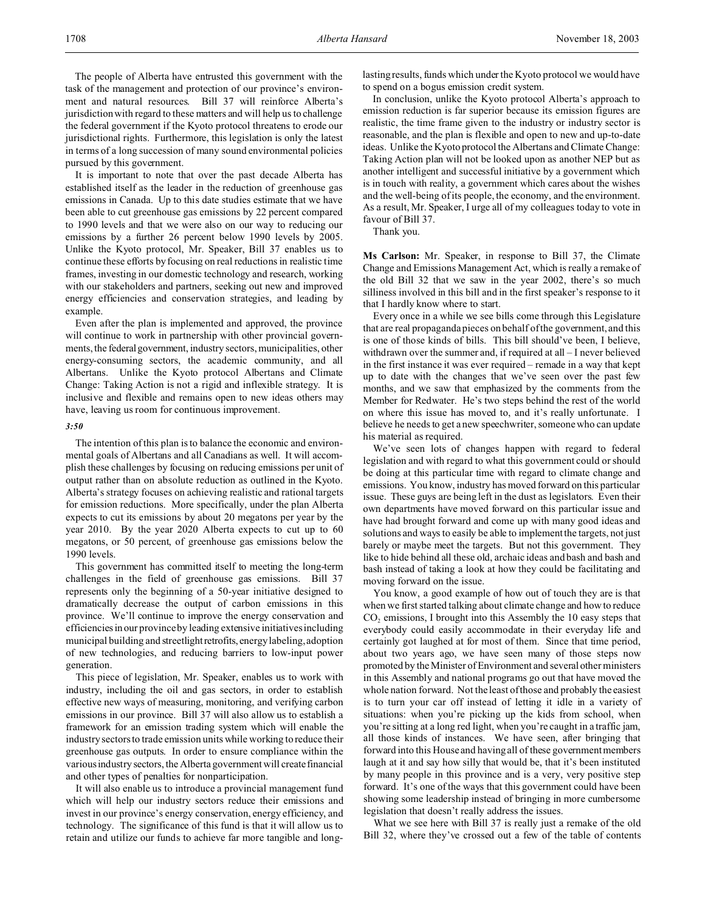The people of Alberta have entrusted this government with the task of the management and protection of our province's environment and natural resources. Bill 37 will reinforce Alberta's jurisdiction with regard to these matters and will help us to challenge the federal government if the Kyoto protocol threatens to erode our jurisdictional rights. Furthermore, this legislation is only the latest in terms of a long succession of many sound environmental policies pursued by this government.

It is important to note that over the past decade Alberta has established itself as the leader in the reduction of greenhouse gas emissions in Canada. Up to this date studies estimate that we have been able to cut greenhouse gas emissions by 22 percent compared to 1990 levels and that we were also on our way to reducing our emissions by a further 26 percent below 1990 levels by 2005. Unlike the Kyoto protocol, Mr. Speaker, Bill 37 enables us to continue these efforts by focusing on real reductions in realistic time frames, investing in our domestic technology and research, working with our stakeholders and partners, seeking out new and improved energy efficiencies and conservation strategies, and leading by example.

Even after the plan is implemented and approved, the province will continue to work in partnership with other provincial governments, the federal government, industry sectors, municipalities, other energy-consuming sectors, the academic community, and all Albertans. Unlike the Kyoto protocol Albertans and Climate Change: Taking Action is not a rigid and inflexible strategy. It is inclusive and flexible and remains open to new ideas others may have, leaving us room for continuous improvement.

*3:50*

The intention of this plan is to balance the economic and environmental goals of Albertans and all Canadians as well. It will accomplish these challenges by focusing on reducing emissions per unit of output rather than on absolute reduction as outlined in the Kyoto. Alberta's strategy focuses on achieving realistic and rational targets for emission reductions. More specifically, under the plan Alberta expects to cut its emissions by about 20 megatons per year by the year 2010. By the year 2020 Alberta expects to cut up to 60 megatons, or 50 percent, of greenhouse gas emissions below the 1990 levels.

This government has committed itself to meeting the long-term challenges in the field of greenhouse gas emissions. Bill 37 represents only the beginning of a 50-year initiative designed to dramatically decrease the output of carbon emissions in this province. We'll continue to improve the energy conservation and efficiencies in our province by leading extensive initiatives including municipal building and streetlight retrofits, energy labeling, adoption of new technologies, and reducing barriers to low-input power generation.

This piece of legislation, Mr. Speaker, enables us to work with industry, including the oil and gas sectors, in order to establish effective new ways of measuring, monitoring, and verifying carbon emissions in our province. Bill 37 will also allow us to establish a framework for an emission trading system which will enable the industry sectors to trade emission units while working to reduce their greenhouse gas outputs. In order to ensure compliance within the various industry sectors, the Alberta government will create financial and other types of penalties for nonparticipation.

It will also enable us to introduce a provincial management fund which will help our industry sectors reduce their emissions and invest in our province's energy conservation, energy efficiency, and technology. The significance of this fund is that it will allow us to retain and utilize our funds to achieve far more tangible and long-lasting results, funds which under the Kyoto protocol we would have to spend on a bogus emission credit system.

In conclusion, unlike the Kyoto protocol Alberta's approach to emission reduction is far superior because its emission figures are realistic, the time frame given to the industry or industry sector is reasonable, and the plan is flexible and open to new and up-to-date ideas. Unlike the Kyoto protocol the Albertans and Climate Change: Taking Action plan will not be looked upon as another NEP but as another intelligent and successful initiative by a government which is in touch with reality, a government which cares about the wishes and the well-being of its people, the economy, and the environment. As a result, Mr. Speaker, I urge all of my colleagues today to vote in favour of Bill 37.

Thank you.

**Ms Carlson:** Mr. Speaker, in response to Bill 37, the Climate Change and Emissions Management Act, which is really a remake of the old Bill 32 that we saw in the year 2002, there's so much silliness involved in this bill and in the first speaker's response to it that I hardly know where to start.

Every once in a while we see bills come through this Legislature that are real propaganda pieces on behalf of the government, and this is one of those kinds of bills. This bill should've been, I believe, withdrawn over the summer and, if required at all – I never believed in the first instance it was ever required – remade in a way that kept up to date with the changes that we've seen over the past few months, and we saw that emphasized by the comments from the Member for Redwater. He's two steps behind the rest of the world on where this issue has moved to, and it's really unfortunate. I believe he needs to get a new speechwriter, someone who can update his material as required.

We've seen lots of changes happen with regard to federal legislation and with regard to what this government could or should be doing at this particular time with regard to climate change and emissions. You know, industry has moved forward on this particular issue. These guys are being left in the dust as legislators. Even their own departments have moved forward on this particular issue and have had brought forward and come up with many good ideas and solutions and ways to easily be able to implement the targets, not just barely or maybe meet the targets. But not this government. They like to hide behind all these old, archaic ideas and bash and bash and bash instead of taking a look at how they could be facilitating and moving forward on the issue.

You know, a good example of how out of touch they are is that when we first started talking about climate change and how to reduce $CO_2$ emissions, I brought into this Assembly the 10 easy steps that everybody could easily accommodate in their everyday life and certainly got laughed at for most of them. Since that time period, about two years ago, we have seen many of those steps now promoted by the Minister of Environment and several other ministers in this Assembly and national programs go out that have moved the whole nation forward. Not the least of those and probably the easiest is to turn your car off instead of letting it idle in a variety of situations: when you're picking up the kids from school, when you're sitting at a long red light, when you're caught in a traffic jam, all those kinds of instances. We have seen, after bringing that forward into this House and having all of these government members laugh at it and say how silly that would be, that it's been instituted by many people in this province and is a very, very positive step forward. It's one of the ways that this government could have been showing some leadership instead of bringing in more cumbersome legislation that doesn't really address the issues.

What we see here with Bill 37 is really just a remake of the old Bill 32, where they've crossed out a few of the table of contents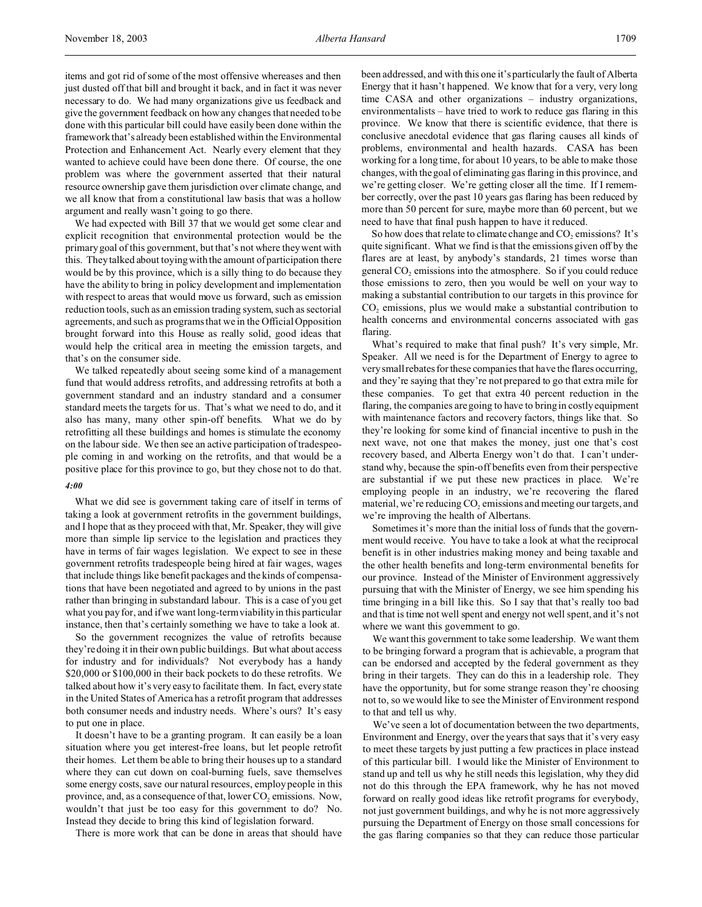items and got rid of some of the most offensive whereases and then just dusted off that bill and brought it back, and in fact it was never necessary to do. We had many organizations give us feedback and give the government feedback on how any changes that needed to be done with this particular bill could have easily been done within the framework that's already been established within the Environmental Protection and Enhancement Act. Nearly every element that they wanted to achieve could have been done there. Of course, the one problem was where the government asserted that their natural resource ownership gave them jurisdiction over climate change, and we all know that from a constitutional law basis that was a hollow argument and really wasn't going to go there.

We had expected with Bill 37 that we would get some clear and explicit recognition that environmental protection would be the primary goal of this government, but that's not where they went with this. They talked about toying with the amount of participation there would be by this province, which is a silly thing to do because they have the ability to bring in policy development and implementation with respect to areas that would move us forward, such as emission reduction tools, such as an emission trading system, such as sectorial agreements, and such as programs that we in the Official Opposition brought forward into this House as really solid, good ideas that would help the critical area in meeting the emission targets, and that's on the consumer side.

We talked repeatedly about seeing some kind of a management fund that would address retrofits, and addressing retrofits at both a government standard and an industry standard and a consumer standard meets the targets for us. That's what we need to do, and it also has many, many other spin-off benefits. What we do by retrofitting all these buildings and homes is stimulate the economy on the labour side. We then see an active participation of tradespeople coming in and working on the retrofits, and that would be a positive place for this province to go, but they chose not to do that.

*4:00*

What we did see is government taking care of itself in terms of taking a look at government retrofits in the government buildings, and I hope that as they proceed with that, Mr. Speaker, they will give more than simple lip service to the legislation and practices they have in terms of fair wages legislation. We expect to see in these government retrofits tradespeople being hired at fair wages, wages that include things like benefit packages and the kinds of compensations that have been negotiated and agreed to by unions in the past rather than bringing in substandard labour. This is a case of you get what you pay for, and if we want long-term viability in this particular instance, then that's certainly something we have to take a look at.

So the government recognizes the value of retrofits because they're doing it in their own public buildings. But what about access for industry and for individuals? Not everybody has a handy \$20,000 or \$100,000 in their back pockets to do these retrofits. We talked about how it's very easy to facilitate them. In fact, every state in the United States of America has a retrofit program that addresses both consumer needs and industry needs. Where's ours? It's easy to put one in place.

It doesn't have to be a granting program. It can easily be a loan situation where you get interest-free loans, but let people retrofit their homes. Let them be able to bring their houses up to a standard where they can cut down on coal-burning fuels, save themselves some energy costs, save our natural resources, employ people in this province, and, as a consequence of that, lower $CO_2$ emissions. Now, wouldn't that just be too easy for this government to do? No. Instead they decide to bring this kind of legislation forward.

There is more work that can be done in areas that should have been addressed, and with this one it's particularly the fault of Alberta Energy that it hasn't happened. We know that for a very, very long time CASA and other organizations – industry organizations, environmentalists – have tried to work to reduce gas flaring in this province. We know that there is scientific evidence, that there is conclusive anecdotal evidence that gas flaring causes all kinds of problems, environmental and health hazards. CASA has been working for a long time, for about 10 years, to be able to make those changes, with the goal of eliminating gas flaring in this province, and we're getting closer. We're getting closer all the time. If I remember correctly, over the past 10 years gas flaring has been reduced by more than 50 percent for sure, maybe more than 60 percent, but we need to have that final push happen to have it reduced.

So how does that relate to climate change and $CO_2$ emissions? It's quite significant. What we find is that the emissions given off by the flares are at least, by anybody's standards, 21 times worse than general $CO_2$ emissions into the atmosphere. So if you could reduce those emissions to zero, then you would be well on your way to making a substantial contribution to our targets in this province for $CO_2$ emissions, plus we would make a substantial contribution to health concerns and environmental concerns associated with gas flaring.

What's required to make that final push? It's very simple, Mr. Speaker. All we need is for the Department of Energy to agree to very small rebates for these companies that have the flares occurring, and they're saying that they're not prepared to go that extra mile for these companies. To get that extra 40 percent reduction in the flaring, the companies are going to have to bring in costly equipment with maintenance factors and recovery factors, things like that. So they're looking for some kind of financial incentive to push in the next wave, not one that makes the money, just one that's cost recovery based, and Alberta Energy won't do that. I can't understand why, because the spin-off benefits even from their perspective are substantial if we put these new practices in place. We're employing people in an industry, we're recovering the flared material, we're reducing $CO_2$ emissions and meeting our targets, and we're improving the health of Albertans.

Sometimes it's more than the initial loss of funds that the government would receive. You have to take a look at what the reciprocal benefit is in other industries making money and being taxable and the other health benefits and long-term environmental benefits for our province. Instead of the Minister of Environment aggressively pursuing that with the Minister of Energy, we see him spending his time bringing in a bill like this. So I say that that's really too bad and that is time not well spent and energy not well spent, and it's not where we want this government to go.

We want this government to take some leadership. We want them to be bringing forward a program that is achievable, a program that can be endorsed and accepted by the federal government as they bring in their targets. They can do this in a leadership role. They have the opportunity, but for some strange reason they're choosing not to, so we would like to see the Minister of Environment respond to that and tell us why.

We've seen a lot of documentation between the two departments, Environment and Energy, over the years that says that it's very easy to meet these targets by just putting a few practices in place instead of this particular bill. I would like the Minister of Environment to stand up and tell us why he still needs this legislation, why they did not do this through the EPA framework, why he has not moved forward on really good ideas like retrofit programs for everybody, not just government buildings, and why he is not more aggressively pursuing the Department of Energy on those small concessions for the gas flaring companies so that they can reduce those particular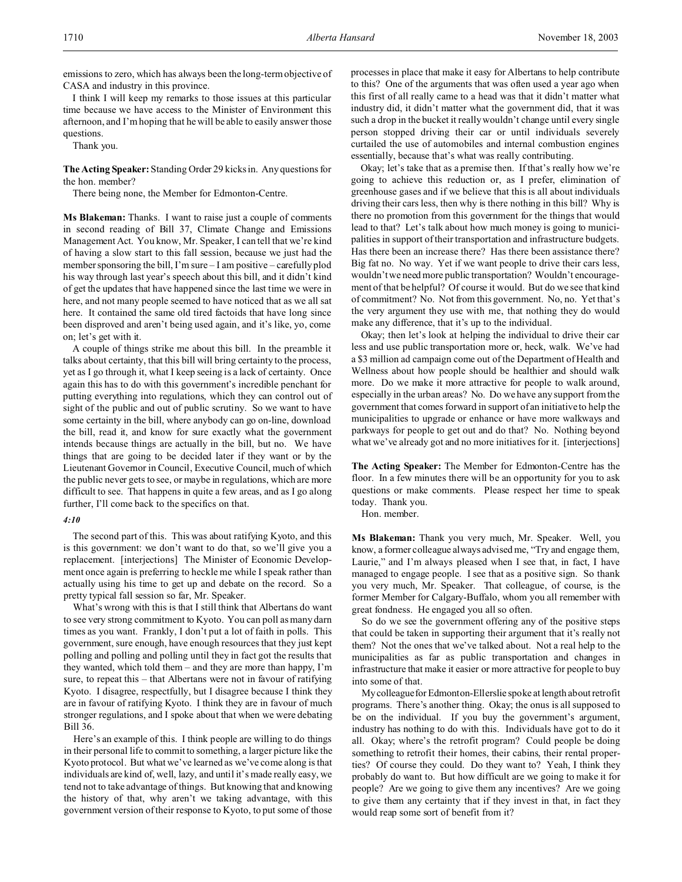emissions to zero, which has always been the long-term objective of CASA and industry in this province.

I think I will keep my remarks to those issues at this particular time because we have access to the Minister of Environment this afternoon, and I'm hoping that he will be able to easily answer those questions.

Thank you.

**The Acting Speaker:** Standing Order 29 kicks in. Any questions for the hon. member?

There being none, the Member for Edmonton-Centre.

**Ms Blakeman:** Thanks. I want to raise just a couple of comments in second reading of Bill 37, Climate Change and Emissions Management Act. You know, Mr. Speaker, I can tell that we're kind of having a slow start to this fall session, because we just had the member sponsoring the bill, I'm sure – I am positive – carefully plod his way through last year's speech about this bill, and it didn't kind of get the updates that have happened since the last time we were in here, and not many people seemed to have noticed that as we all sat here. It contained the same old tired factoids that have long since been disproved and aren't being used again, and it's like, yo, come on; let's get with it.

A couple of things strike me about this bill. In the preamble it talks about certainty, that this bill will bring certainty to the process, yet as I go through it, what I keep seeing is a lack of certainty. Once again this has to do with this government's incredible penchant for putting everything into regulations, which they can control out of sight of the public and out of public scrutiny. So we want to have some certainty in the bill, where anybody can go on-line, download the bill, read it, and know for sure exactly what the government intends because things are actually in the bill, but no. We have things that are going to be decided later if they want or by the Lieutenant Governor in Council, Executive Council, much of which the public never gets to see, or maybe in regulations, which are more difficult to see. That happens in quite a few areas, and as I go along further, I'll come back to the specifics on that.

*4:10*

The second part of this. This was about ratifying Kyoto, and this is this government: we don't want to do that, so we'll give you a replacement. [interjections] The Minister of Economic Development once again is preferring to heckle me while I speak rather than actually using his time to get up and debate on the record. So a pretty typical fall session so far, Mr. Speaker.

What's wrong with this is that I still think that Albertans do want to see very strong commitment to Kyoto. You can poll as many darn times as you want. Frankly, I don't put a lot of faith in polls. This government, sure enough, have enough resources that they just kept polling and polling and polling until they in fact got the results that they wanted, which told them – and they are more than happy, I'm sure, to repeat this – that Albertans were not in favour of ratifying Kyoto. I disagree, respectfully, but I disagree because I think they are in favour of ratifying Kyoto. I think they are in favour of much stronger regulations, and I spoke about that when we were debating Bill 36.

Here's an example of this. I think people are willing to do things in their personal life to commit to something, a larger picture like the Kyoto protocol. But what we've learned as we've come along is that individuals are kind of, well, lazy, and until it's made really easy, we tend not to take advantage of things. But knowing that and knowing the history of that, why aren't we taking advantage, with this government version of their response to Kyoto, to put some of those processes in place that make it easy for Albertans to help contribute to this? One of the arguments that was often used a year ago when this first of all really came to a head was that it didn't matter what industry did, it didn't matter what the government did, that it was such a drop in the bucket it really wouldn't change until every single person stopped driving their car or until individuals severely curtailed the use of automobiles and internal combustion engines essentially, because that's what was really contributing.

Okay; let's take that as a premise then. If that's really how we're going to achieve this reduction or, as I prefer, elimination of greenhouse gases and if we believe that this is all about individuals driving their cars less, then why is there nothing in this bill? Why is there no promotion from this government for the things that would lead to that? Let's talk about how much money is going to municipalities in support of their transportation and infrastructure budgets. Has there been an increase there? Has there been assistance there? Big fat no. No way. Yet if we want people to drive their cars less, wouldn't we need more public transportation? Wouldn't encouragement of that be helpful? Of course it would. But do we see that kind of commitment? No. Not from this government. No, no. Yet that's the very argument they use with me, that nothing they do would make any difference, that it's up to the individual.

Okay; then let's look at helping the individual to drive their car less and use public transportation more or, heck, walk. We've had a $3 million ad campaign come out of the Department of Health and Wellness about how people should be healthier and should walk more. Do we make it more attractive for people to walk around, especially in the urban areas? No. Do we have any support from the government that comes forward in support of an initiative to help the municipalities to upgrade or enhance or have more walkways and parkways for people to get out and do that? No. Nothing beyond what we've already got and no more initiatives for it. [interjections]

**The Acting Speaker:** The Member for Edmonton-Centre has the floor. In a few minutes there will be an opportunity for you to ask questions or make comments. Please respect her time to speak today. Thank you.

Hon. member.

**Ms Blakeman:** Thank you very much, Mr. Speaker. Well, you know, a former colleague always advised me, "Try and engage them, Laurie," and I'm always pleased when I see that, in fact, I have managed to engage people. I see that as a positive sign. So thank you very much, Mr. Speaker. That colleague, of course, is the former Member for Calgary-Buffalo, whom you all remember with great fondness. He engaged you all so often.

So do we see the government offering any of the positive steps that could be taken in supporting their argument that it's really not them? Not the ones that we've talked about. Not a real help to the municipalities as far as public transportation and changes in infrastructure that make it easier or more attractive for people to buy into some of that.

My colleague for Edmonton-Ellerslie spoke at length about retrofit programs. There's another thing. Okay; the onus is all supposed to be on the individual. If you buy the government's argument, industry has nothing to do with this. Individuals have got to do it all. Okay; where's the retrofit program? Could people be doing something to retrofit their homes, their cabins, their rental properties? Of course they could. Do they want to? Yeah, I think they probably do want to. But how difficult are we going to make it for people? Are we going to give them any incentives? Are we going to give them any certainty that if they invest in that, in fact they would reap some sort of benefit from it?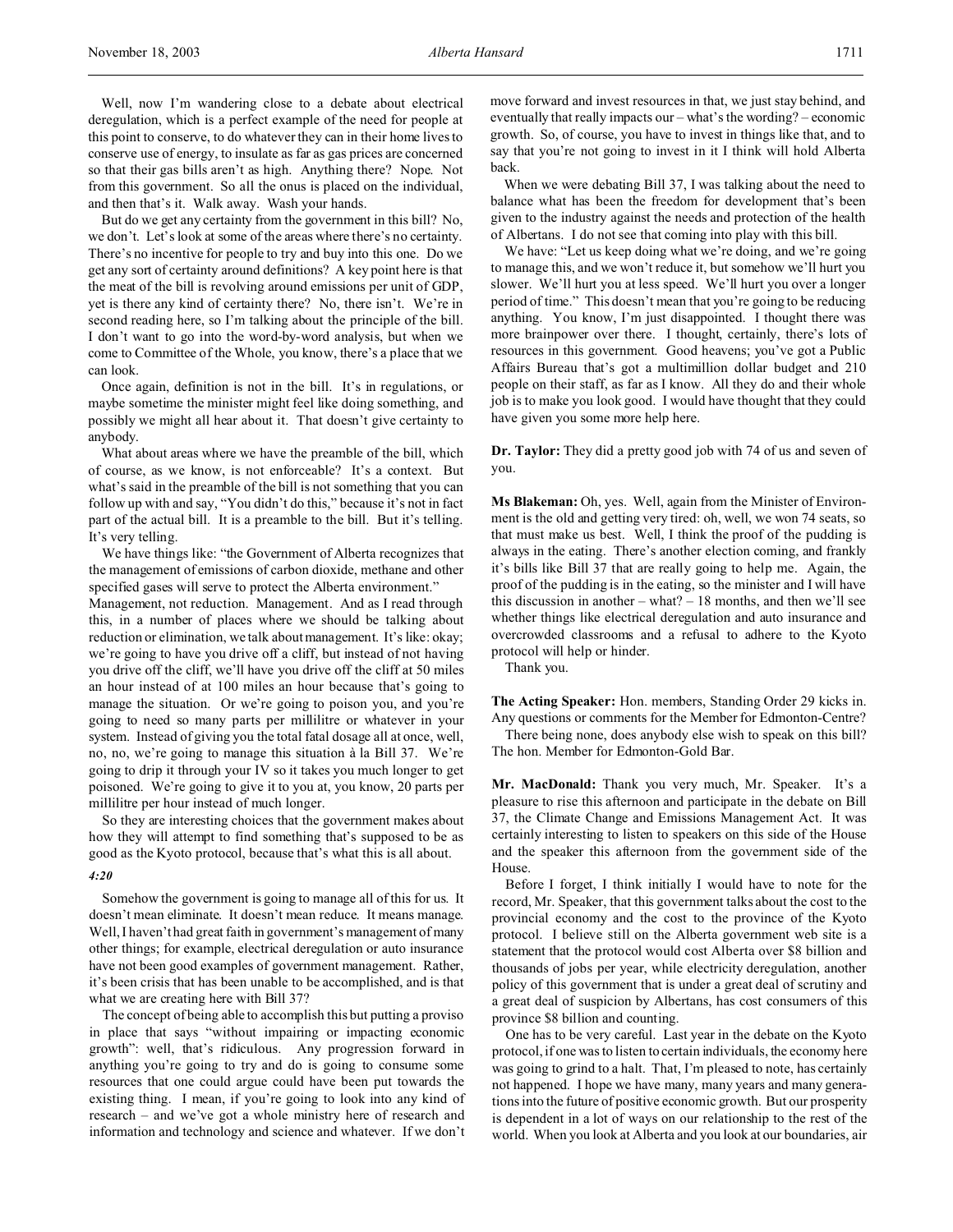Well, now I'm wandering close to a debate about electrical deregulation, which is a perfect example of the need for people at this point to conserve, to do whatever they can in their home lives to conserve use of energy, to insulate as far as gas prices are concerned so that their gas bills aren't as high. Anything there? Nope. Not from this government. So all the onus is placed on the individual, and then that's it. Walk away. Wash your hands.

But do we get any certainty from the government in this bill? No, we don't. Let's look at some of the areas where there's no certainty. There's no incentive for people to try and buy into this one. Do we get any sort of certainty around definitions? A key point here is that the meat of the bill is revolving around emissions per unit of GDP, yet is there any kind of certainty there? No, there isn't. We're in second reading here, so I'm talking about the principle of the bill. I don't want to go into the word-by-word analysis, but when we come to Committee of the Whole, you know, there's a place that we can look.

Once again, definition is not in the bill. It's in regulations, or maybe sometime the minister might feel like doing something, and possibly we might all hear about it. That doesn't give certainty to anybody.

What about areas where we have the preamble of the bill, which of course, as we know, is not enforceable? It's a context. But what's said in the preamble of the bill is not something that you can follow up with and say, "You didn't do this," because it's not in fact part of the actual bill. It is a preamble to the bill. But it's telling. It's very telling.

We have things like: "the Government of Alberta recognizes that the management of emissions of carbon dioxide, methane and other specified gases will serve to protect the Alberta environment." Management, not reduction. Management. And as I read through this, in a number of places where we should be talking about reduction or elimination, we talk about management. It's like: okay; we're going to have you drive off a cliff, but instead of not having you drive off the cliff, we'll have you drive off the cliff at 50 miles an hour instead of at 100 miles an hour because that's going to manage the situation. Or we're going to poison you, and you're going to need so many parts per millilitre or whatever in your system. Instead of giving you the total fatal dosage all at once, well, no, no, we're going to manage this situation à la Bill 37. We're going to drip it through your IV so it takes you much longer to get poisoned. We're going to give it to you at, you know, 20 parts per millilitre per hour instead of much longer.

So they are interesting choices that the government makes about how they will attempt to find something that's supposed to be as good as the Kyoto protocol, because that's what this is all about.

*4:20*

Somehow the government is going to manage all of this for us. It doesn't mean eliminate. It doesn't mean reduce. It means manage. Well, I haven't had great faith in government's management of many other things; for example, electrical deregulation or auto insurance have not been good examples of government management. Rather, it's been crisis that has been unable to be accomplished, and is that what we are creating here with Bill 37?

The concept of being able to accomplish this but putting a proviso in place that says "without impairing or impacting economic growth": well, that's ridiculous. Any progression forward in anything you're going to try and do is going to consume some resources that one could argue could have been put towards the existing thing. I mean, if you're going to look into any kind of research – and we've got a whole ministry here of research and information and technology and science and whatever. If we don't move forward and invest resources in that, we just stay behind, and eventually that really impacts our – what's the wording? – economic growth. So, of course, you have to invest in things like that, and to say that you're not going to invest in it I think will hold Alberta back.

When we were debating Bill 37, I was talking about the need to balance what has been the freedom for development that's been given to the industry against the needs and protection of the health of Albertans. I do not see that coming into play with this bill.

We have: "Let us keep doing what we're doing, and we're going to manage this, and we won't reduce it, but somehow we'll hurt you slower. We'll hurt you at less speed. We'll hurt you over a longer period of time." This doesn't mean that you're going to be reducing anything. You know, I'm just disappointed. I thought there was more brainpower over there. I thought, certainly, there's lots of resources in this government. Good heavens; you've got a Public Affairs Bureau that's got a multimillion dollar budget and 210 people on their staff, as far as I know. All they do and their whole job is to make you look good. I would have thought that they could have given you some more help here.

**Dr. Taylor:** They did a pretty good job with 74 of us and seven of you.

**Ms Blakeman:** Oh, yes. Well, again from the Minister of Environment is the old and getting very tired: oh, well, we won 74 seats, so that must make us best. Well, I think the proof of the pudding is always in the eating. There's another election coming, and frankly it's bills like Bill 37 that are really going to help me. Again, the proof of the pudding is in the eating, so the minister and I will have this discussion in another – what? – 18 months, and then we'll see whether things like electrical deregulation and auto insurance and overcrowded classrooms and a refusal to adhere to the Kyoto protocol will help or hinder.

Thank you.

**The Acting Speaker:** Hon. members, Standing Order 29 kicks in. Any questions or comments for the Member for Edmonton-Centre?

There being none, does anybody else wish to speak on this bill? The hon. Member for Edmonton-Gold Bar.

**Mr. MacDonald:** Thank you very much, Mr. Speaker. It's a pleasure to rise this afternoon and participate in the debate on Bill 37, the Climate Change and Emissions Management Act. It was certainly interesting to listen to speakers on this side of the House and the speaker this afternoon from the government side of the House.

Before I forget, I think initially I would have to note for the record, Mr. Speaker, that this government talks about the cost to the provincial economy and the cost to the province of the Kyoto protocol. I believe still on the Alberta government web site is a statement that the protocol would cost Alberta over $8 billion and thousands of jobs per year, while electricity deregulation, another policy of this government that is under a great deal of scrutiny and a great deal of suspicion by Albertans, has cost consumers of this province $8 billion and counting.

One has to be very careful. Last year in the debate on the Kyoto protocol, if one was to listen to certain individuals, the economy here was going to grind to a halt. That, I'm pleased to note, has certainly not happened. I hope we have many, many years and many generations into the future of positive economic growth. But our prosperity is dependent in a lot of ways on our relationship to the rest of the world. When you look at Alberta and you look at our boundaries, air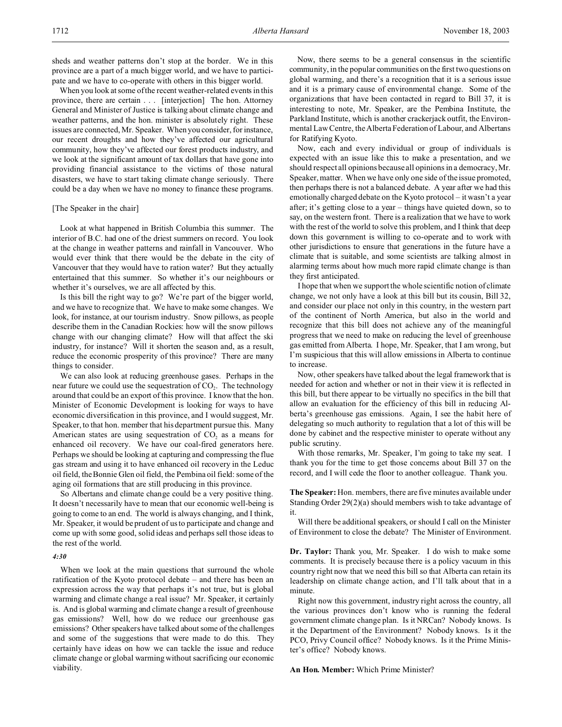sheds and weather patterns don't stop at the border. We in this province are a part of a much bigger world, and we have to participate and we have to co-operate with others in this bigger world.

When you look at some of the recent weather-related events in this province, there are certain . . . [interjection] The hon. Attorney General and Minister of Justice is talking about climate change and weather patterns, and the hon. minister is absolutely right. These issues are connected, Mr. Speaker. When you consider, for instance, our recent droughts and how they've affected our agricultural community, how they've affected our forest products industry, and we look at the significant amount of tax dollars that have gone into providing financial assistance to the victims of those natural disasters, we have to start taking climate change seriously. There could be a day when we have no money to finance these programs.

[The Speaker in the chair]

Look at what happened in British Columbia this summer. The interior of B.C. had one of the driest summers on record. You look at the change in weather patterns and rainfall in Vancouver. Who would ever think that there would be the debate in the city of Vancouver that they would have to ration water? But they actually entertained that this summer. So whether it's our neighbours or whether it's ourselves, we are all affected by this.

Is this bill the right way to go? We're part of the bigger world, and we have to recognize that. We have to make some changes. We look, for instance, at our tourism industry. Snow pillows, as people describe them in the Canadian Rockies: how will the snow pillows change with our changing climate? How will that affect the ski industry, for instance? Will it shorten the season and, as a result, reduce the economic prosperity of this province? There are many things to consider.

We can also look at reducing greenhouse gases. Perhaps in the near future we could use the sequestration of $CO_2$. The technology around that could be an export of this province. I know that the hon. Minister of Economic Development is looking for ways to have economic diversification in this province, and I would suggest, Mr. Speaker, to that hon. member that his department pursue this. Many American states are using sequestration of $CO_2$ as a means for enhanced oil recovery. We have our coal-fired generators here. Perhaps we should be looking at capturing and compressing the flue gas stream and using it to have enhanced oil recovery in the Leduc oil field, the Bonnie Glen oil field, the Pembina oil field: some of the aging oil formations that are still producing in this province.

So Albertans and climate change could be a very positive thing. It doesn't necessarily have to mean that our economic well-being is going to come to an end. The world is always changing, and I think, Mr. Speaker, it would be prudent of us to participate and change and come up with some good, solid ideas and perhaps sell those ideas to the rest of the world.

*4:30*

When we look at the main questions that surround the whole ratification of the Kyoto protocol debate – and there has been an expression across the way that perhaps it's not true, but is global warming and climate change a real issue? Mr. Speaker, it certainly is. And is global warming and climate change a result of greenhouse gas emissions? Well, how do we reduce our greenhouse gas emissions? Other speakers have talked about some of the challenges and some of the suggestions that were made to do this. They certainly have ideas on how we can tackle the issue and reduce climate change or global warming without sacrificing our economic viability.

Now, there seems to be a general consensus in the scientific community, in the popular communities on the first two questions on global warming, and there's a recognition that it is a serious issue and it is a primary cause of environmental change. Some of the organizations that have been contacted in regard to Bill 37, it is interesting to note, Mr. Speaker, are the Pembina Institute, the Parkland Institute, which is another crackerjack outfit, the Environmental Law Centre, the Alberta Federation of Labour, and Albertans for Ratifying Kyoto.

Now, each and every individual or group of individuals is expected with an issue like this to make a presentation, and we should respect all opinions because all opinions in a democracy, Mr. Speaker, matter. When we have only one side of the issue promoted, then perhaps there is not a balanced debate. A year after we had this emotionally charged debate on the Kyoto protocol – it wasn't a year after; it's getting close to a year – things have quieted down, so to say, on the western front. There is a realization that we have to work with the rest of the world to solve this problem, and I think that deep down this government is willing to co-operate and to work with other jurisdictions to ensure that generations in the future have a climate that is suitable, and some scientists are talking almost in alarming terms about how much more rapid climate change is than they first anticipated.

I hope that when we support the whole scientific notion of climate change, we not only have a look at this bill but its cousin, Bill 32, and consider our place not only in this country, in the western part of the continent of North America, but also in the world and recognize that this bill does not achieve any of the meaningful progress that we need to make on reducing the level of greenhouse gas emitted from Alberta. I hope, Mr. Speaker, that I am wrong, but I'm suspicious that this will allow emissions in Alberta to continue to increase.

Now, other speakers have talked about the legal framework that is needed for action and whether or not in their view it is reflected in this bill, but there appear to be virtually no specifics in the bill that allow an evaluation for the efficiency of this bill in reducing Alberta's greenhouse gas emissions. Again, I see the habit here of delegating so much authority to regulation that a lot of this will be done by cabinet and the respective minister to operate without any public scrutiny.

With those remarks, Mr. Speaker, I'm going to take my seat. I thank you for the time to get those concerns about Bill 37 on the record, and I will cede the floor to another colleague. Thank you.

**The Speaker:** Hon. members, there are five minutes available under Standing Order 29(2)(a) should members wish to take advantage of it.

Will there be additional speakers, or should I call on the Minister of Environment to close the debate? The Minister of Environment.

**Dr. Taylor:** Thank you, Mr. Speaker. I do wish to make some comments. It is precisely because there is a policy vacuum in this country right now that we need this bill so that Alberta can retain its leadership on climate change action, and I'll talk about that in a minute.

Right now this government, industry right across the country, all the various provinces don't know who is running the federal government climate change plan. Is it NRCan? Nobody knows. Is it the Department of the Environment? Nobody knows. Is it the PCO, Privy Council office? Nobody knows. Is it the Prime Minister's office? Nobody knows.

**An Hon. Member:** Which Prime Minister?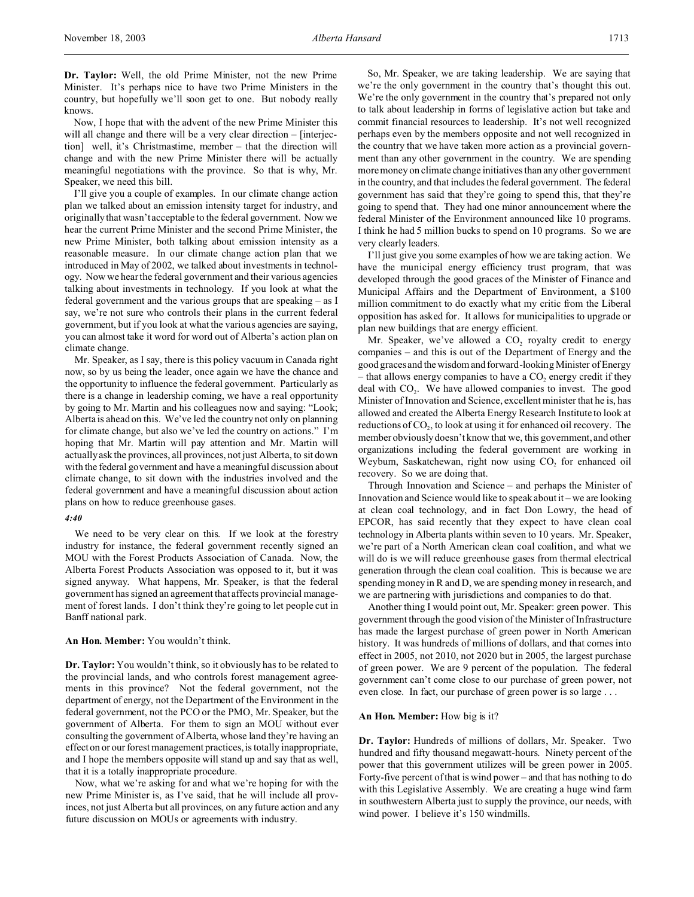**Dr. Taylor:** Well, the old Prime Minister, not the new Prime Minister. It's perhaps nice to have two Prime Ministers in the country, but hopefully we'll soon get to one. But nobody really knows.

Now, I hope that with the advent of the new Prime Minister this will all change and there will be a very clear direction – [interjection] well, it's Christmastime, member – that the direction will change and with the new Prime Minister there will be actually meaningful negotiations with the province. So that is why, Mr. Speaker, we need this bill.

I'll give you a couple of examples. In our climate change action plan we talked about an emission intensity target for industry, and originally that wasn't acceptable to the federal government. Now we hear the current Prime Minister and the second Prime Minister, the new Prime Minister, both talking about emission intensity as a reasonable measure. In our climate change action plan that we introduced in May of 2002, we talked about investments in technology. Now we hear the federal government and their various agencies talking about investments in technology. If you look at what the federal government and the various groups that are speaking – as I say, we're not sure who controls their plans in the current federal government, but if you look at what the various agencies are saying, you can almost take it word for word out of Alberta's action plan on climate change.

Mr. Speaker, as I say, there is this policy vacuum in Canada right now, so by us being the leader, once again we have the chance and the opportunity to influence the federal government. Particularly as there is a change in leadership coming, we have a real opportunity by going to Mr. Martin and his colleagues now and saying: "Look; Alberta is ahead on this. We've led the country not only on planning for climate change, but also we've led the country on actions." I'm hoping that Mr. Martin will pay attention and Mr. Martin will actually ask the provinces, all provinces, not just Alberta, to sit down with the federal government and have a meaningful discussion about climate change, to sit down with the industries involved and the federal government and have a meaningful discussion about action plans on how to reduce greenhouse gases.

*4:40*

We need to be very clear on this. If we look at the forestry industry for instance, the federal government recently signed an MOU with the Forest Products Association of Canada. Now, the Alberta Forest Products Association was opposed to it, but it was signed anyway. What happens, Mr. Speaker, is that the federal government has signed an agreement that affects provincial management of forest lands. I don't think they're going to let people cut in Banff national park.

**An Hon. Member:** You wouldn't think.

**Dr. Taylor:** You wouldn't think, so it obviously has to be related to the provincial lands, and who controls forest management agreements in this province? Not the federal government, not the department of energy, not the Department of the Environment in the federal government, not the PCO or the PMO, Mr. Speaker, but the government of Alberta. For them to sign an MOU without ever consulting the government of Alberta, whose land they're having an effect on or our forest management practices, is totally inappropriate, and I hope the members opposite will stand up and say that as well, that it is a totally inappropriate procedure.

Now, what we're asking for and what we're hoping for with the new Prime Minister is, as I've said, that he will include all provinces, not just Alberta but all provinces, on any future action and any future discussion on MOUs or agreements with industry.

So, Mr. Speaker, we are taking leadership. We are saying that we're the only government in the country that's thought this out. We're the only government in the country that's prepared not only to talk about leadership in forms of legislative action but take and commit financial resources to leadership. It's not well recognized perhaps even by the members opposite and not well recognized in the country that we have taken more action as a provincial government than any other government in the country. We are spending more money on climate change initiatives than any other government in the country, and that includes the federal government. The federal government has said that they're going to spend this, that they're going to spend that. They had one minor announcement where the federal Minister of the Environment announced like 10 programs. I think he had 5 million bucks to spend on 10 programs. So we are very clearly leaders.

I'll just give you some examples of how we are taking action. We have the municipal energy efficiency trust program, that was developed through the good graces of the Minister of Finance and Municipal Affairs and the Department of Environment, a $100 million commitment to do exactly what my critic from the Liberal opposition has asked for. It allows for municipalities to upgrade or plan new buildings that are energy efficient.

Mr. Speaker, we've allowed a $CO_2$ royalty credit to energy companies – and this is out of the Department of Energy and the good graces and the wisdom and forward-looking Minister of Energy – that allows energy companies to have a $CO_2$ energy credit if they deal with $CO_2$. We have allowed companies to invest. The good Minister of Innovation and Science, excellent minister that he is, has allowed and created the Alberta Energy Research Institute to look at reductions of $CO_2$, to look at using it for enhanced oil recovery. The member obviously doesn't know that we, this government, and other organizations including the federal government are working in Weyburn, Saskatchewan, right now using $CO_2$ for enhanced oil recovery. So we are doing that.

Through Innovation and Science – and perhaps the Minister of Innovation and Science would like to speak about it – we are looking at clean coal technology, and in fact Don Lowry, the head of EPCOR, has said recently that they expect to have clean coal technology in Alberta plants within seven to 10 years. Mr. Speaker, we're part of a North American clean coal coalition, and what we will do is we will reduce greenhouse gases from thermal electrical generation through the clean coal coalition. This is because we are spending money in R and D, we are spending money in research, and we are partnering with jurisdictions and companies to do that.

Another thing I would point out, Mr. Speaker: green power. This government through the good vision of the Minister of Infrastructure has made the largest purchase of green power in North American history. It was hundreds of millions of dollars, and that comes into effect in 2005, not 2010, not 2020 but in 2005, the largest purchase of green power. We are 9 percent of the population. The federal government can't come close to our purchase of green power, not even close. In fact, our purchase of green power is so large . . .

**An Hon. Member:** How big is it?

**Dr. Taylor:** Hundreds of millions of dollars, Mr. Speaker. Two hundred and fifty thousand megawatt-hours. Ninety percent of the power that this government utilizes will be green power in 2005. Forty-five percent of that is wind power – and that has nothing to do with this Legislative Assembly. We are creating a huge wind farm in southwestern Alberta just to supply the province, our needs, with wind power. I believe it's 150 windmills.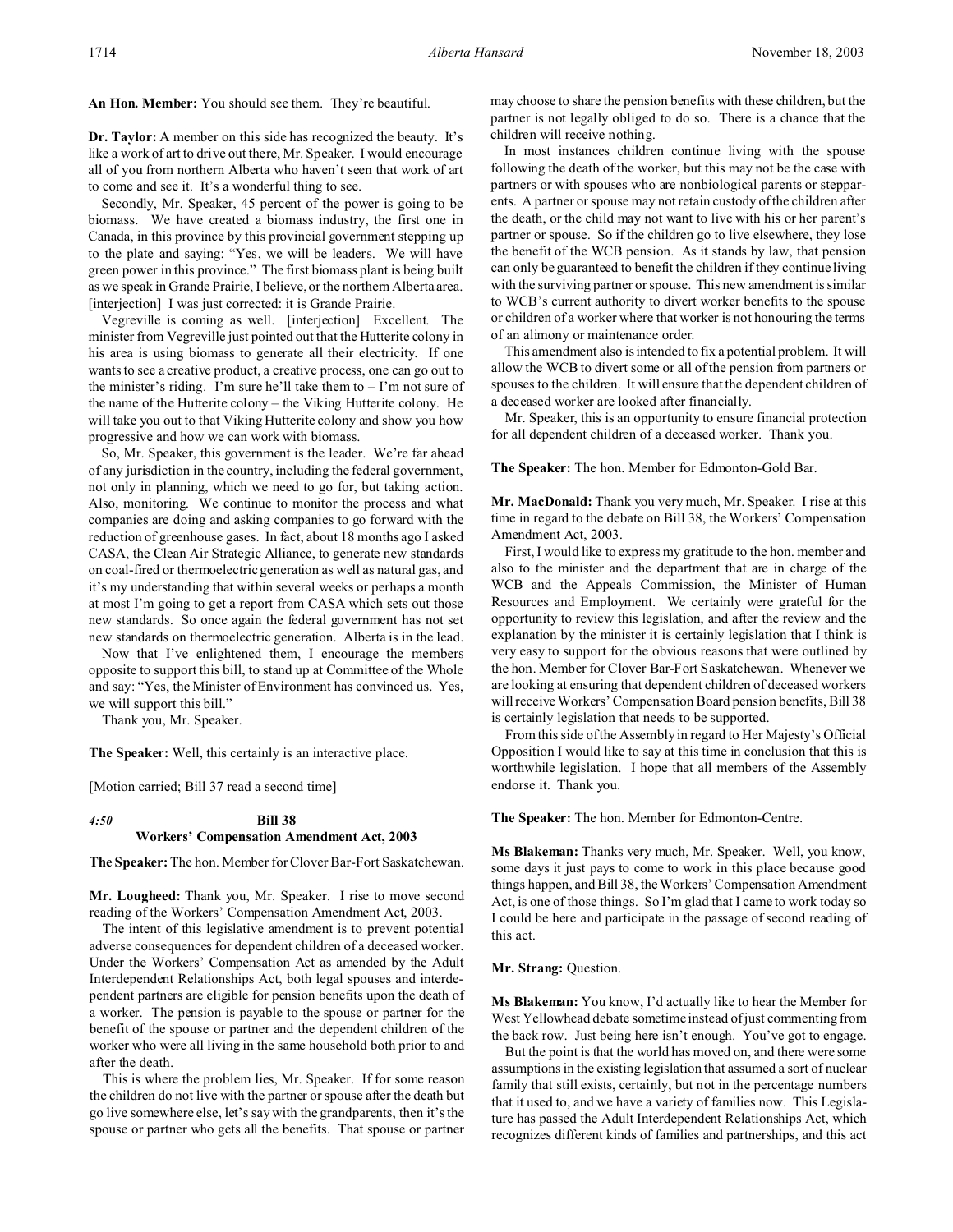**An Hon. Member:** You should see them. They're beautiful.

**Dr. Taylor:** A member on this side has recognized the beauty. It's like a work of art to drive out there, Mr. Speaker. I would encourage all of you from northern Alberta who haven't seen that work of art to come and see it. It's a wonderful thing to see.

Secondly, Mr. Speaker, 45 percent of the power is going to be biomass. We have created a biomass industry, the first one in Canada, in this province by this provincial government stepping up to the plate and saying: "Yes, we will be leaders. We will have green power in this province." The first biomass plant is being built as we speak in Grande Prairie, I believe, or the northern Alberta area. [interjection] I was just corrected: it is Grande Prairie.

Vegreville is coming as well. [interjection] Excellent. The minister from Vegreville just pointed out that the Hutterite colony in his area is using biomass to generate all their electricity. If one wants to see a creative product, a creative process, one can go out to the minister's riding. I'm sure he'll take them to – I'm not sure of the name of the Hutterite colony – the Viking Hutterite colony. He will take you out to that Viking Hutterite colony and show you how progressive and how we can work with biomass.

So, Mr. Speaker, this government is the leader. We're far ahead of any jurisdiction in the country, including the federal government, not only in planning, which we need to go for, but taking action. Also, monitoring. We continue to monitor the process and what companies are doing and asking companies to go forward with the reduction of greenhouse gases. In fact, about 18 months ago I asked CASA, the Clean Air Strategic Alliance, to generate new standards on coal-fired or thermoelectric generation as well as natural gas, and it's my understanding that within several weeks or perhaps a month at most I'm going to get a report from CASA which sets out those new standards. So once again the federal government has not set new standards on thermoelectric generation. Alberta is in the lead.

Now that I've enlightened them, I encourage the members opposite to support this bill, to stand up at Committee of the Whole and say: "Yes, the Minister of Environment has convinced us. Yes, we will support this bill."

Thank you, Mr. Speaker.

**The Speaker:** Well, this certainly is an interactive place.

[Motion carried; Bill 37 read a second time]

*4:50*

## Bill 38
## Workers' Compensation Amendment Act, 2003

**The Speaker:** The hon. Member for Clover Bar-Fort Saskatchewan.

**Mr. Lougheed:** Thank you, Mr. Speaker. I rise to move second reading of the Workers' Compensation Amendment Act, 2003.

The intent of this legislative amendment is to prevent potential adverse consequences for dependent children of a deceased worker. Under the Workers' Compensation Act as amended by the Adult Interdependent Relationships Act, both legal spouses and interdependent partners are eligible for pension benefits upon the death of a worker. The pension is payable to the spouse or partner for the benefit of the spouse or partner and the dependent children of the worker who were all living in the same household both prior to and after the death.

This is where the problem lies, Mr. Speaker. If for some reason the children do not live with the partner or spouse after the death but go live somewhere else, let's say with the grandparents, then it's the spouse or partner who gets all the benefits. That spouse or partner may choose to share the pension benefits with these children, but the partner is not legally obliged to do so. There is a chance that the children will receive nothing.

In most instances children continue living with the spouse following the death of the worker, but this may not be the case with partners or with spouses who are nonbiological parents or stepparents. A partner or spouse may not retain custody of the children after the death, or the child may not want to live with his or her parent's partner or spouse. So if the children go to live elsewhere, they lose the benefit of the WCB pension. As it stands by law, that pension can only be guaranteed to benefit the children if they continue living with the surviving partner or spouse. This new amendment is similar to WCB's current authority to divert worker benefits to the spouse or children of a worker where that worker is not honouring the terms of an alimony or maintenance order.

This amendment also is intended to fix a potential problem. It will allow the WCB to divert some or all of the pension from partners or spouses to the children. It will ensure that the dependent children of a deceased worker are looked after financially.

Mr. Speaker, this is an opportunity to ensure financial protection for all dependent children of a deceased worker. Thank you.

**The Speaker:** The hon. Member for Edmonton-Gold Bar.

**Mr. MacDonald:** Thank you very much, Mr. Speaker. I rise at this time in regard to the debate on Bill 38, the Workers' Compensation Amendment Act, 2003.

First, I would like to express my gratitude to the hon. member and also to the minister and the department that are in charge of the WCB and the Appeals Commission, the Minister of Human Resources and Employment. We certainly were grateful for the opportunity to review this legislation, and after the review and the explanation by the minister it is certainly legislation that I think is very easy to support for the obvious reasons that were outlined by the hon. Member for Clover Bar-Fort Saskatchewan. Whenever we are looking at ensuring that dependent children of deceased workers will receive Workers' Compensation Board pension benefits, Bill 38 is certainly legislation that needs to be supported.

From this side of the Assembly in regard to Her Majesty's Official Opposition I would like to say at this time in conclusion that this is worthwhile legislation. I hope that all members of the Assembly endorse it. Thank you.

**The Speaker:** The hon. Member for Edmonton-Centre.

**Ms Blakeman:** Thanks very much, Mr. Speaker. Well, you know, some days it just pays to come to work in this place because good things happen, and Bill 38, the Workers' Compensation Amendment Act, is one of those things. So I'm glad that I came to work today so I could be here and participate in the passage of second reading of this act.

**Mr. Strang:** Question.

**Ms Blakeman:** You know, I'd actually like to hear the Member for West Yellowhead debate sometime instead of just commenting from the back row. Just being here isn't enough. You've got to engage.

But the point is that the world has moved on, and there were some assumptions in the existing legislation that assumed a sort of nuclear family that still exists, certainly, but not in the percentage numbers that it used to, and we have a variety of families now. This Legislature has passed the Adult Interdependent Relationships Act, which recognizes different kinds of families and partnerships, and this act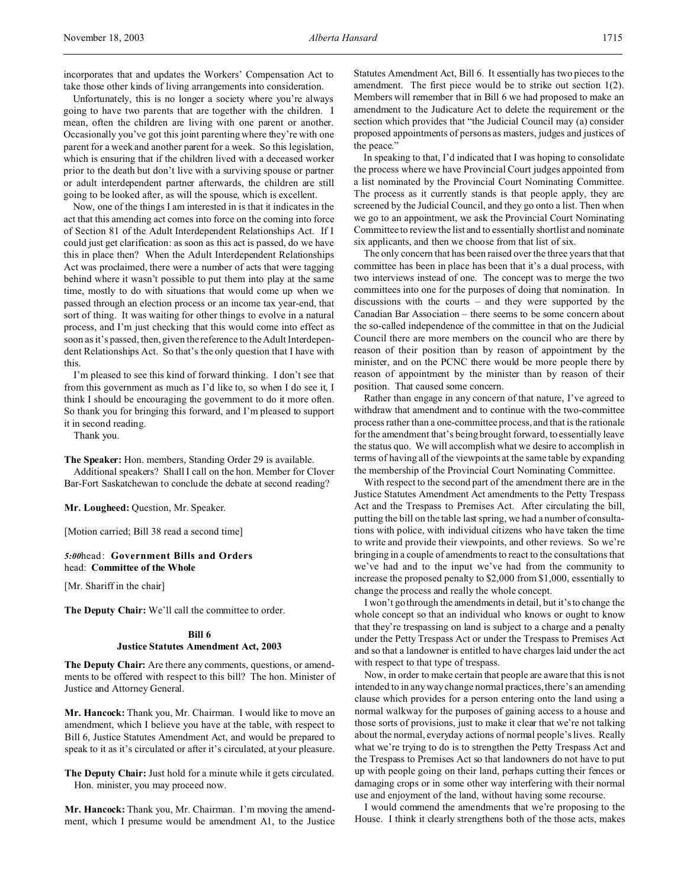incorporates that and updates the Workers' Compensation Act to take those other kinds of living arrangements into consideration.

Unfortunately, this is no longer a society where you're always going to have two parents that are together with the children. I mean, often the children are living with one parent or another. Occasionally you've got this joint parenting where they're with one parent for a week and another parent for a week. So this legislation, which is ensuring that if the children lived with a deceased worker prior to the death but don't live with a surviving spouse or partner or adult interdependent partner afterwards, the children are still going to be looked after, as will the spouse, which is excellent.

Now, one of the things I am interested in is that it indicates in the act that this amending act comes into force on the coming into force of Section 81 of the Adult Interdependent Relationships Act. If I could just get clarification: as soon as this act is passed, do we have this in place then? When the Adult Interdependent Relationships Act was proclaimed, there were a number of acts that were tagging behind where it wasn't possible to put them into play at the same time, mostly to do with situations that would come up when we passed through an election process or an income tax year-end, that sort of thing. It was waiting for other things to evolve in a natural process, and I'm just checking that this would come into effect as soon as it's passed, then, given the reference to the Adult Interdependent Relationships Act. So that's the only question that I have with this.

I'm pleased to see this kind of forward thinking. I don't see that from this government as much as I'd like to, so when I do see it, I think I should be encouraging the government to do it more often. So thank you for bringing this forward, and I'm pleased to support it in second reading.

Thank you.

**The Speaker:** Hon. members, Standing Order 29 is available.

Additional speakers? Shall I call on the hon. Member for Clover Bar-Fort Saskatchewan to conclude the debate at second reading?

**Mr. Lougheed:** Question, Mr. Speaker.

[Motion carried; Bill 38 read a second time]

*5:00*head: **Government Bills and Orders**
head: **Committee of the Whole**

[Mr. Shariff in the chair]

**The Deputy Chair:** We'll call the committee to order.

### Bill 6
### Justice Statutes Amendment Act, 2003

**The Deputy Chair:** Are there any comments, questions, or amendments to be offered with respect to this bill? The hon. Minister of Justice and Attorney General.

**Mr. Hancock:** Thank you, Mr. Chairman. I would like to move an amendment, which I believe you have at the table, with respect to Bill 6, Justice Statutes Amendment Act, and would be prepared to speak to it as it's circulated or after it's circulated, at your pleasure.

**The Deputy Chair:** Just hold for a minute while it gets circulated.

Hon. minister, you may proceed now.

**Mr. Hancock:** Thank you, Mr. Chairman. I'm moving the amendment, which I presume would be amendment A1, to the Justice Statutes Amendment Act, Bill 6. It essentially has two pieces to the amendment. The first piece would be to strike out section 1(2). Members will remember that in Bill 6 we had proposed to make an amendment to the Judicature Act to delete the requirement or the section which provides that "the Judicial Council may (a) consider proposed appointments of persons as masters, judges and justices of the peace."

In speaking to that, I'd indicated that I was hoping to consolidate the process where we have Provincial Court judges appointed from a list nominated by the Provincial Court Nominating Committee. The process as it currently stands is that people apply, they are screened by the Judicial Council, and they go onto a list. Then when we go to an appointment, we ask the Provincial Court Nominating Committee to review the list and to essentially shortlist and nominate six applicants, and then we choose from that list of six.

The only concern that has been raised over the three years that that committee has been in place has been that it's a dual process, with two interviews instead of one. The concept was to merge the two committees into one for the purposes of doing that nomination. In discussions with the courts – and they were supported by the Canadian Bar Association – there seems to be some concern about the so-called independence of the committee in that on the Judicial Council there are more members on the council who are there by reason of their position than by reason of appointment by the minister, and on the PCNC there would be more people there by reason of appointment by the minister than by reason of their position. That caused some concern.

Rather than engage in any concern of that nature, I've agreed to withdraw that amendment and to continue with the two-committee process rather than a one-committee process, and that is the rationale for the amendment that's being brought forward, to essentially leave the status quo. We will accomplish what we desire to accomplish in terms of having all of the viewpoints at the same table by expanding the membership of the Provincial Court Nominating Committee.

With respect to the second part of the amendment there are in the Justice Statutes Amendment Act amendments to the Petty Trespass Act and the Trespass to Premises Act. After circulating the bill, putting the bill on the table last spring, we had a number of consultations with police, with individual citizens who have taken the time to write and provide their viewpoints, and other reviews. So we're bringing in a couple of amendments to react to the consultations that we've had and to the input we've had from the community to increase the proposed penalty to $2,000 from $1,000, essentially to change the process and really the whole concept.

I won't go through the amendments in detail, but it's to change the whole concept so that an individual who knows or ought to know that they're trespassing on land is subject to a charge and a penalty under the Petty Trespass Act or under the Trespass to Premises Act and so that a landowner is entitled to have charges laid under the act with respect to that type of trespass.

Now, in order to make certain that people are aware that this is not intended to in any way change normal practices, there's an amending clause which provides for a person entering onto the land using a normal walkway for the purposes of gaining access to a house and those sorts of provisions, just to make it clear that we're not talking about the normal, everyday actions of normal people's lives. Really what we're trying to do is to strengthen the Petty Trespass Act and the Trespass to Premises Act so that landowners do not have to put up with people going on their land, perhaps cutting their fences or damaging crops or in some other way interfering with their normal use and enjoyment of the land, without having some recourse.

I would commend the amendments that we're proposing to the House. I think it clearly strengthens both of the those acts, makes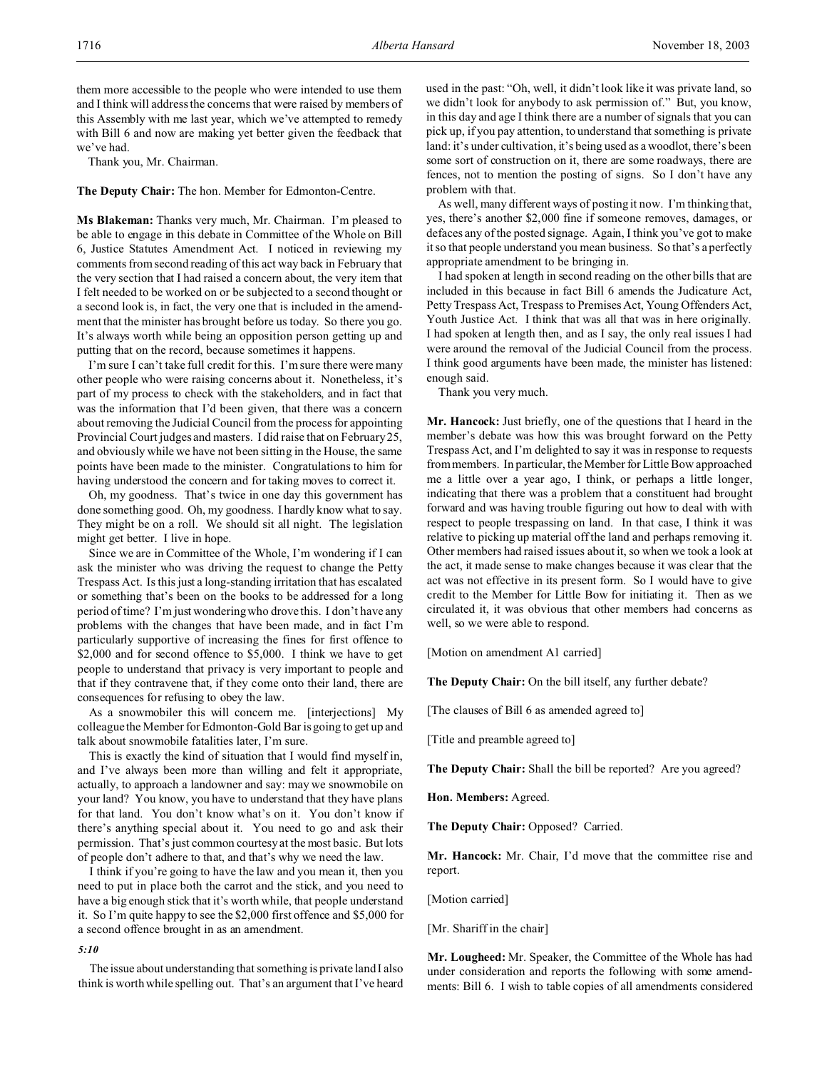them more accessible to the people who were intended to use them and I think will address the concerns that were raised by members of this Assembly with me last year, which we've attempted to remedy with Bill 6 and now are making yet better given the feedback that we've had.

Thank you, Mr. Chairman.

**The Deputy Chair:** The hon. Member for Edmonton-Centre.

**Ms Blakeman:** Thanks very much, Mr. Chairman. I'm pleased to be able to engage in this debate in Committee of the Whole on Bill 6, Justice Statutes Amendment Act. I noticed in reviewing my comments from second reading of this act way back in February that the very section that I had raised a concern about, the very item that I felt needed to be worked on or be subjected to a second thought or a second look is, in fact, the very one that is included in the amendment that the minister has brought before us today. So there you go. It's always worth while being an opposition person getting up and putting that on the record, because sometimes it happens.

I'm sure I can't take full credit for this. I'm sure there were many other people who were raising concerns about it. Nonetheless, it's part of my process to check with the stakeholders, and in fact that was the information that I'd been given, that there was a concern about removing the Judicial Council from the process for appointing Provincial Court judges and masters. I did raise that on February 25, and obviously while we have not been sitting in the House, the same points have been made to the minister. Congratulations to him for having understood the concern and for taking moves to correct it.

Oh, my goodness. That's twice in one day this government has done something good. Oh, my goodness. I hardly know what to say. They might be on a roll. We should sit all night. The legislation might get better. I live in hope.

Since we are in Committee of the Whole, I'm wondering if I can ask the minister who was driving the request to change the Petty Trespass Act. Is this just a long-standing irritation that has escalated or something that's been on the books to be addressed for a long period of time? I'm just wondering who drove this. I don't have any problems with the changes that have been made, and in fact I'm particularly supportive of increasing the fines for first offence to $2,000 and for second offence to $5,000. I think we have to get people to understand that privacy is very important to people and that if they contravene that, if they come onto their land, there are consequences for refusing to obey the law.

As a snowmobiler this will concern me. [interjections] My colleague the Member for Edmonton-Gold Bar is going to get up and talk about snowmobile fatalities later, I'm sure.

This is exactly the kind of situation that I would find myself in, and I've always been more than willing and felt it appropriate, actually, to approach a landowner and say: may we snowmobile on your land? You know, you have to understand that they have plans for that land. You don't know what's on it. You don't know if there's anything special about it. You need to go and ask their permission. That's just common courtesy at the most basic. But lots of people don't adhere to that, and that's why we need the law.

I think if you're going to have the law and you mean it, then you need to put in place both the carrot and the stick, and you need to have a big enough stick that it's worth while, that people understand it. So I'm quite happy to see the $2,000 first offence and $5,000 for a second offence brought in as an amendment.

*5:10*

The issue about understanding that something is private land I also think is worth while spelling out. That's an argument that I've heard used in the past: "Oh, well, it didn't look like it was private land, so we didn't look for anybody to ask permission of." But, you know, in this day and age I think there are a number of signals that you can pick up, if you pay attention, to understand that something is private land: it's under cultivation, it's being used as a woodlot, there's been some sort of construction on it, there are some roadways, there are fences, not to mention the posting of signs. So I don't have any problem with that.

As well, many different ways of posting it now. I'm thinking that, yes, there's another $2,000 fine if someone removes, damages, or defaces any of the posted signage. Again, I think you've got to make it so that people understand you mean business. So that's a perfectly appropriate amendment to be bringing in.

I had spoken at length in second reading on the other bills that are included in this because in fact Bill 6 amends the Judicature Act, Petty Trespass Act, Trespass to Premises Act, Young Offenders Act, Youth Justice Act. I think that was all that was in here originally. I had spoken at length then, and as I say, the only real issues I had were around the removal of the Judicial Council from the process. I think good arguments have been made, the minister has listened: enough said.

Thank you very much.

**Mr. Hancock:** Just briefly, one of the questions that I heard in the member's debate was how this was brought forward on the Petty Trespass Act, and I'm delighted to say it was in response to requests from members. In particular, the Member for Little Bow approached me a little over a year ago, I think, or perhaps a little longer, indicating that there was a problem that a constituent had brought forward and was having trouble figuring out how to deal with with respect to people trespassing on land. In that case, I think it was relative to picking up material off the land and perhaps removing it. Other members had raised issues about it, so when we took a look at the act, it made sense to make changes because it was clear that the act was not effective in its present form. So I would have to give credit to the Member for Little Bow for initiating it. Then as we circulated it, it was obvious that other members had concerns as well, so we were able to respond.

[Motion on amendment A1 carried]

**The Deputy Chair:** On the bill itself, any further debate?

[The clauses of Bill 6 as amended agreed to]

[Title and preamble agreed to]

**The Deputy Chair:** Shall the bill be reported? Are you agreed?

**Hon. Members:** Agreed.

**The Deputy Chair:** Opposed? Carried.

**Mr. Hancock:** Mr. Chair, I'd move that the committee rise and report.

[Motion carried]

[Mr. Shariff in the chair]

**Mr. Lougheed:** Mr. Speaker, the Committee of the Whole has had under consideration and reports the following with some amendments: Bill 6. I wish to table copies of all amendments considered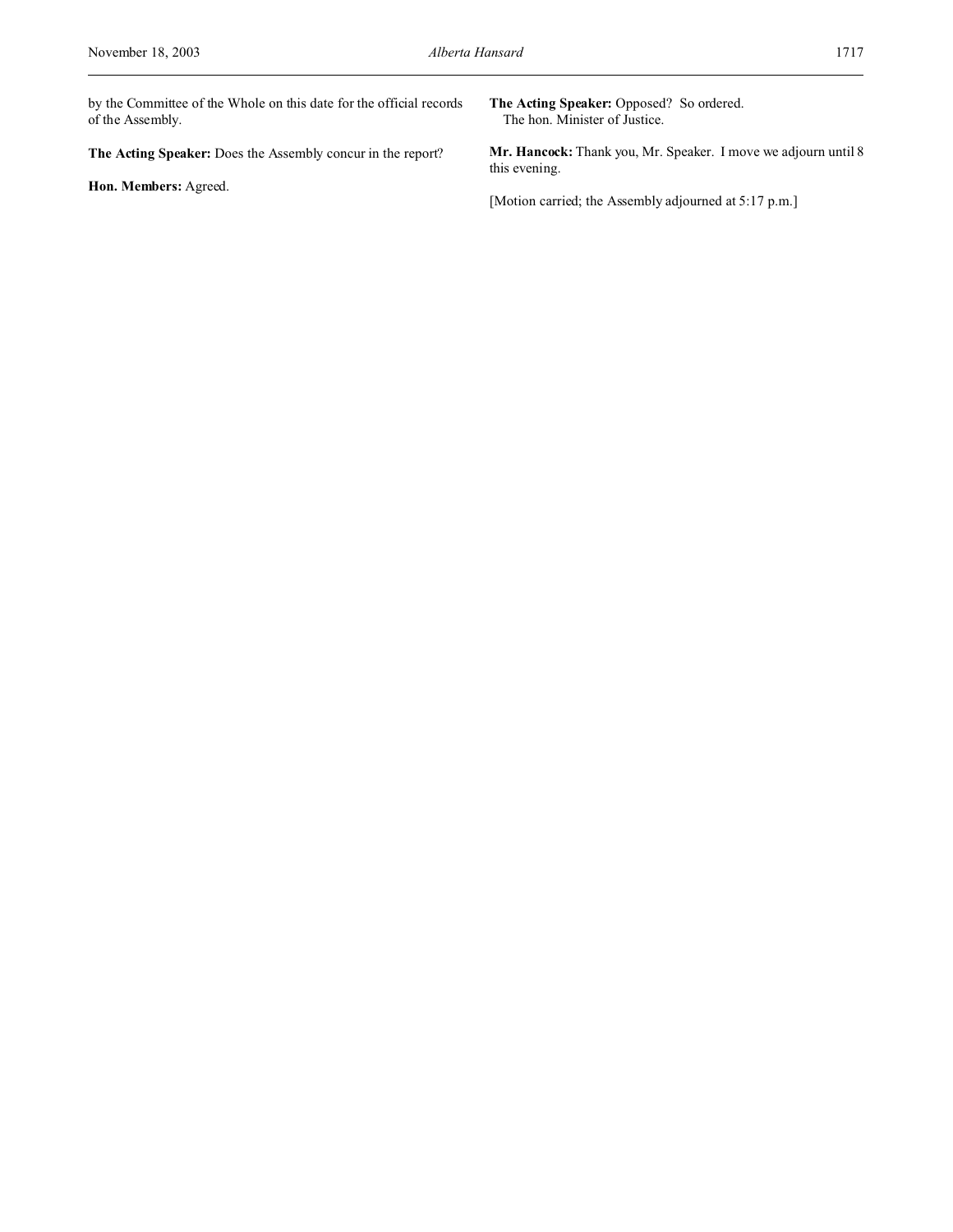by the Committee of the Whole on this date for the official records of the Assembly.

**The Acting Speaker:** Does the Assembly concur in the report?

**Hon. Members:** Agreed.

**The Acting Speaker:** Opposed? So ordered.
The hon. Minister of Justice.

**Mr. Hancock:** Thank you, Mr. Speaker. I move we adjourn until 8 this evening.

[Motion carried; the Assembly adjourned at 5:17 p.m.]